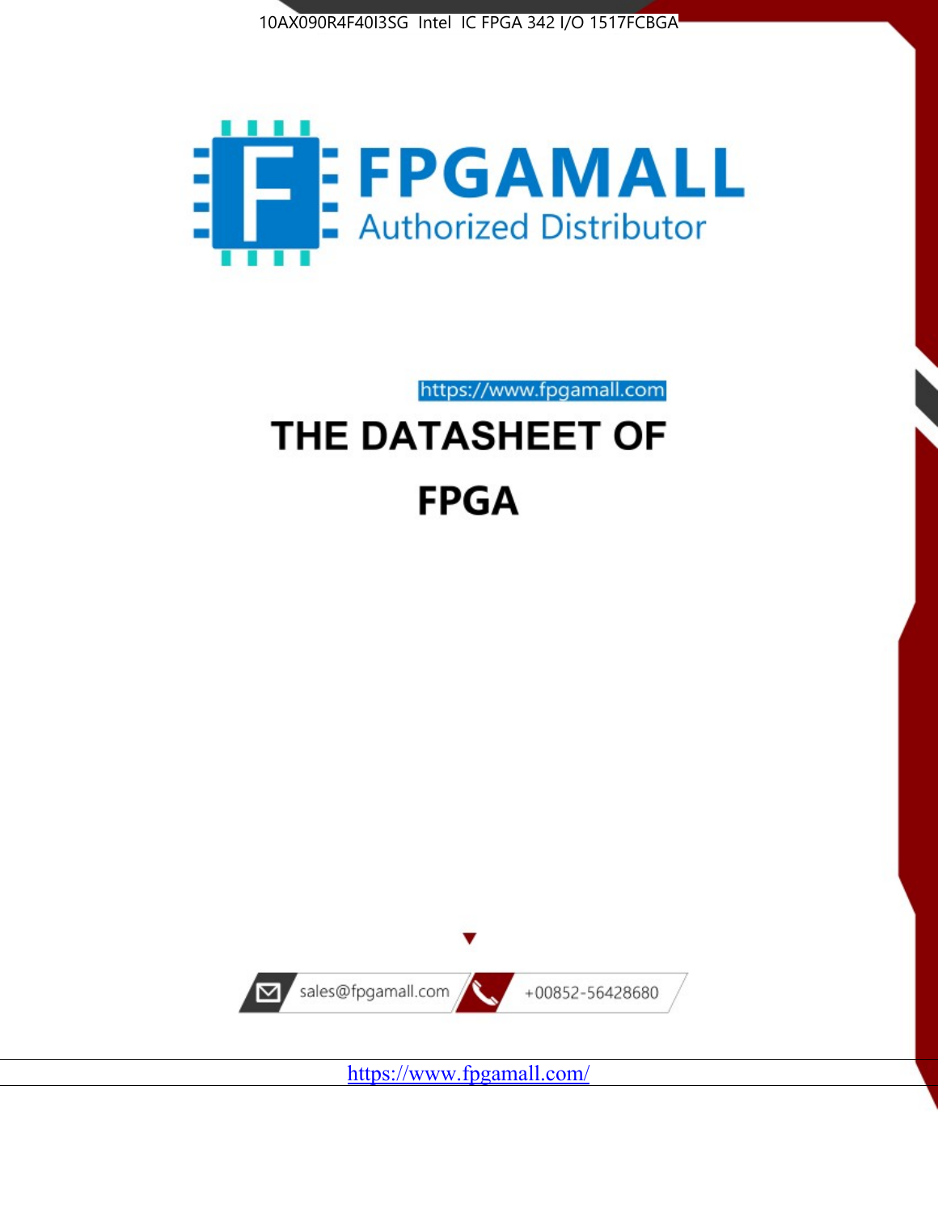10AX090R4F40I3SG Intel IC FPGA 342 I/O 1517FCBGA

FPGAMALL

Authorized Distributor

https://www.fpgamall.com

# THE DATASHEET OF

# FPGA

sales@fpgamall.com

+00852-56428680

https://www.fpgamall.com/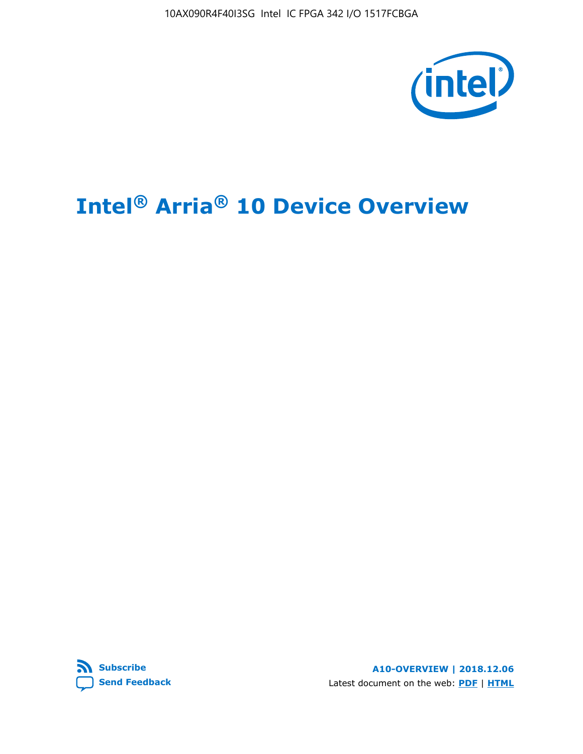# Intel® Arria® 10 Device Overview

**A10-OVERVIEW | 2018.12.06**

Latest document on the web: **PDF** | **HTML**

**Subscribe**

**Send Feedback**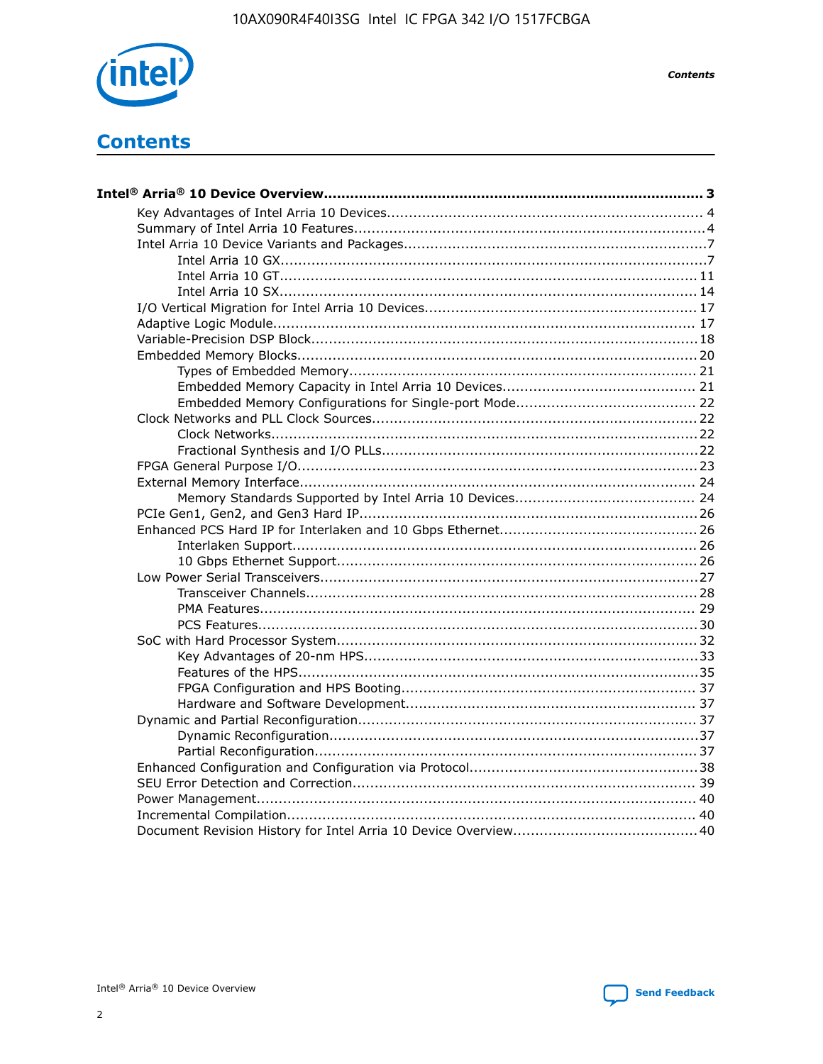# Contents

**Intel® Arria® 10 Device Overview....................................................................................... 3**

- Key Advantages of Intel Arria 10 Devices........................................................................ 4
- Summary of Intel Arria 10 Features................................................................................4
- Intel Arria 10 Device Variants and Packages.....................................................................7
    - Intel Arria 10 GX................................................................................................7
    - Intel Arria 10 GT.............................................................................................. 11
    - Intel Arria 10 SX.............................................................................................. 14
- I/O Vertical Migration for Intel Arria 10 Devices.............................................................. 17
- Adaptive Logic Module................................................................................................ 17
- Variable-Precision DSP Block.......................................................................................18
- Embedded Memory Blocks........................................................................................... 20
    - Types of Embedded Memory............................................................................... 21
    - Embedded Memory Capacity in Intel Arria 10 Devices............................................ 21
    - Embedded Memory Configurations for Single-port Mode......................................... 22
- Clock Networks and PLL Clock Sources.......................................................................... 22
    - Clock Networks.................................................................................................22
    - Fractional Synthesis and I/O PLLs........................................................................22
- FPGA General Purpose I/O...........................................................................................23
- External Memory Interface.......................................................................................... 24
    - Memory Standards Supported by Intel Arria 10 Devices.........................................24
- PCIe Gen1, Gen2, and Gen3 Hard IP.............................................................................26
- Enhanced PCS Hard IP for Interlaken and 10 Gbps Ethernet.............................................26
    - Interlaken Support............................................................................................ 26
    - 10 Gbps Ethernet Support.................................................................................. 26
- Low Power Serial Transceivers......................................................................................27
    - Transceiver Channels.........................................................................................28
    - PMA Features................................................................................................... 29
    - PCS Features....................................................................................................30
- SoC with Hard Processor System.................................................................................. 32
    - Key Advantages of 20-nm HPS............................................................................33
    - Features of the HPS...........................................................................................35
    - FPGA Configuration and HPS Booting................................................................... 37
    - Hardware and Software Development.................................................................. 37
- Dynamic and Partial Reconfiguration.............................................................................37
    - Dynamic Reconfiguration....................................................................................37
    - Partial Reconfiguration.......................................................................................37
- Enhanced Configuration and Configuration via Protocol....................................................38
- SEU Error Detection and Correction.............................................................................. 39
- Power Management.................................................................................................... 40
- Incremental Compilation............................................................................................. 40
- Document Revision History for Intel Arria 10 Device Overview..........................................40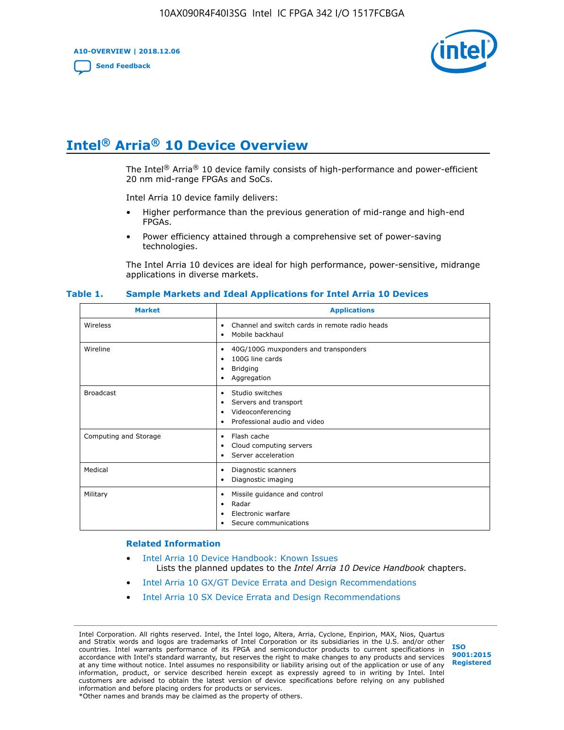# Intel® Arria® 10 Device Overview

The Intel® Arria® 10 device family consists of high-performance and power-efficient 20 nm mid-range FPGAs and SoCs.

Intel Arria 10 device family delivers:

- Higher performance than the previous generation of mid-range and high-end FPGAs.
- Power efficiency attained through a comprehensive set of power-saving technologies.

The Intel Arria 10 devices are ideal for high performance, power-sensitive, midrange applications in diverse markets.

**Table 1. Sample Markets and Ideal Applications for Intel Arria 10 Devices**

| Market | Applications |
| --- | --- |
| Wireless | • Channel and switch cards in remote radio heads<br>• Mobile backhaul |
| Wireline | • 40G/100G muxponders and transponders<br>• 100G line cards<br>• Bridging<br>• Aggregation |
| Broadcast | • Studio switches<br>• Servers and transport<br>• Videoconferencing<br>• Professional audio and video |
| Computing and Storage | • Flash cache<br>• Cloud computing servers<br>• Server acceleration |
| Medical | • Diagnostic scanners<br>• Diagnostic imaging |
| Military | • Missile guidance and control<br>• Radar<br>• Electronic warfare<br>• Secure communications |

### Related Information

- Intel Arria 10 Device Handbook: Known Issues
  Lists the planned updates to the *Intel Arria 10 Device Handbook* chapters.
- Intel Arria 10 GX/GT Device Errata and Design Recommendations
- Intel Arria 10 SX Device Errata and Design Recommendations

Intel Corporation. All rights reserved. Intel, the Intel logo, Altera, Arria, Cyclone, Enpirion, MAX, Nios, Quartus and Stratix words and logos are trademarks of Intel Corporation or its subsidiaries in the U.S. and/or other countries. Intel warrants performance of its FPGA and semiconductor products to current specifications in accordance with Intel's standard warranty, but reserves the right to make changes to any products and services at any time without notice. Intel assumes no responsibility or liability arising out of the application or use of any information, product, or service described herein except as expressly agreed to in writing by Intel. Intel customers are advised to obtain the latest version of device specifications before relying on any published information and before placing orders for products or services.
*Other names and brands may be claimed as the property of others.

ISO 9001:2015 Registered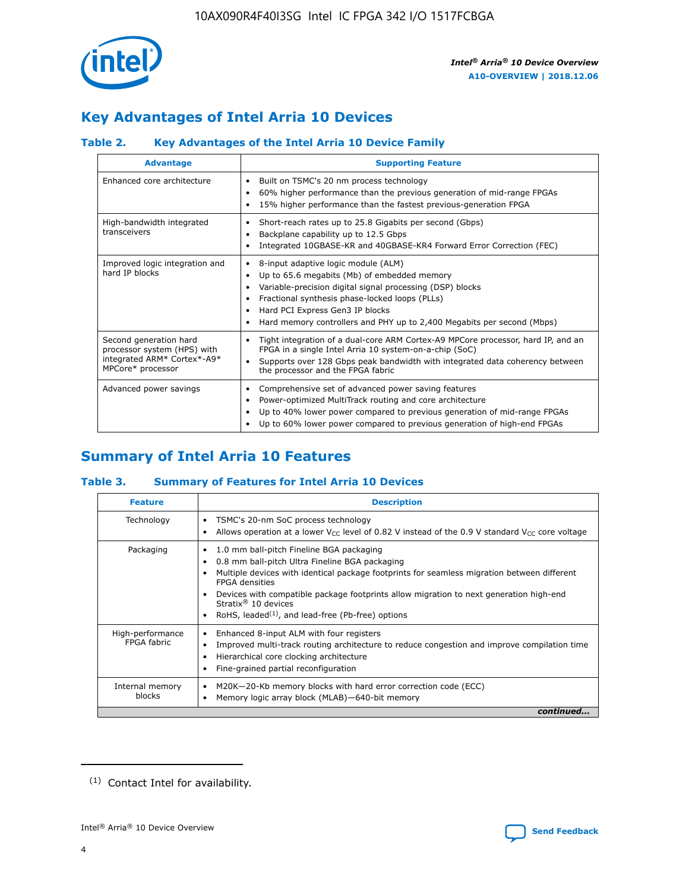## Key Advantages of Intel Arria 10 Devices

### Table 2. Key Advantages of the Intel Arria 10 Device Family

| Advantage | Supporting Feature |
| --- | --- |
| Enhanced core architecture | • Built on TSMC's 20 nm process technology<br>• 60% higher performance than the previous generation of mid-range FPGAs<br>• 15% higher performance than the fastest previous-generation FPGA |
| High-bandwidth integrated transceivers | • Short-reach rates up to 25.8 Gigabits per second (Gbps)<br>• Backplane capability up to 12.5 Gbps<br>• Integrated 10GBASE-KR and 40GBASE-KR4 Forward Error Correction (FEC) |
| Improved logic integration and hard IP blocks | • 8-input adaptive logic module (ALM)<br>• Up to 65.6 megabits (Mb) of embedded memory<br>• Variable-precision digital signal processing (DSP) blocks<br>• Fractional synthesis phase-locked loops (PLLs)<br>• Hard PCI Express Gen3 IP blocks<br>• Hard memory controllers and PHY up to 2,400 Megabits per second (Mbps) |
| Second generation hard processor system (HPS) with integrated ARM* Cortex*-A9* MPCore* processor | • Tight integration of a dual-core ARM Cortex-A9 MPCore processor, hard IP, and an FPGA in a single Intel Arria 10 system-on-a-chip (SoC)<br>• Supports over 128 Gbps peak bandwidth with integrated data coherency between the processor and the FPGA fabric |
| Advanced power savings | • Comprehensive set of advanced power saving features<br>• Power-optimized MultiTrack routing and core architecture<br>• Up to 40% lower power compared to previous generation of mid-range FPGAs<br>• Up to 60% lower power compared to previous generation of high-end FPGAs |

## Summary of Intel Arria 10 Features

### Table 3. Summary of Features for Intel Arria 10 Devices

| Feature | Description |
| --- | --- |
| Technology | • TSMC's 20-nm SoC process technology<br>• Allows operation at a lower $V_{CC}$ level of 0.82 V instead of the 0.9 V standard $V_{CC}$ core voltage |
| Packaging | • 1.0 mm ball-pitch Fineline BGA packaging<br>• 0.8 mm ball-pitch Ultra Fineline BGA packaging<br>• Multiple devices with identical package footprints for seamless migration between different FPGA densities<br>• Devices with compatible package footprints allow migration to next generation high-end Stratix® 10 devices<br>• RoHS, leaded[(1)], and lead-free (Pb-free) options |
| High-performance FPGA fabric | • Enhanced 8-input ALM with four registers<br>• Improved multi-track routing architecture to reduce congestion and improve compilation time<br>• Hierarchical core clocking architecture<br>• Fine-grained partial reconfiguration |
| Internal memory blocks | • M20K—20-Kb memory blocks with hard error correction code (ECC)<br>• Memory logic array block (MLAB)—640-bit memory |

*continued...*

(1) Contact Intel for availability.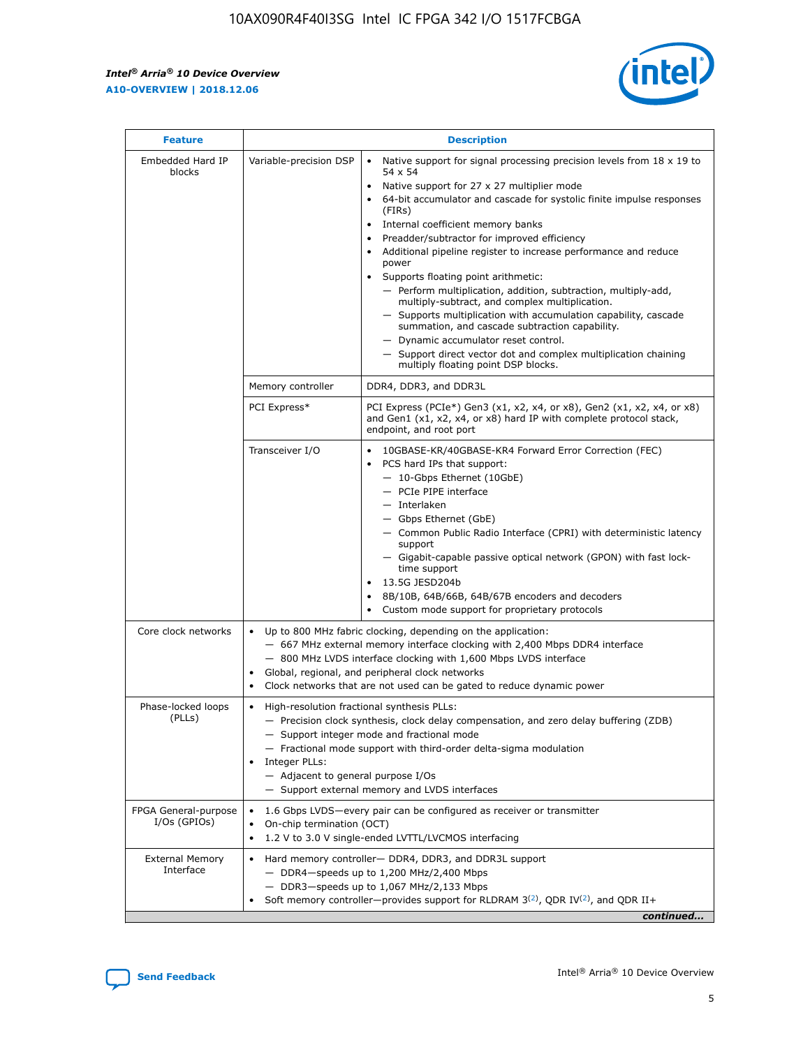| Feature | | Description |
|---|---|---|
| Embedded Hard IP blocks | Variable-precision DSP | • Native support for signal processing precision levels from 18 x 19 to 54 x 54<br>• Native support for 27 x 27 multiplier mode<br>• 64-bit accumulator and cascade for systolic finite impulse responses (FIRs)<br>• Internal coefficient memory banks<br>• Preadder/subtractor for improved efficiency<br>• Additional pipeline register to increase performance and reduce power<br>• Supports floating point arithmetic:<br>— Perform multiplication, addition, subtraction, multiply-add, multiply-subtract, and complex multiplication.<br>— Supports multiplication with accumulation capability, cascade summation, and cascade subtraction capability.<br>— Dynamic accumulator reset control.<br>— Support direct vector dot and complex multiplication chaining multiply floating point DSP blocks. |
| | Memory controller | DDR4, DDR3, and DDR3L |
| | PCI Express* | PCI Express (PCIe*) Gen3 (x1, x2, x4, or x8), Gen2 (x1, x2, x4, or x8) and Gen1 (x1, x2, x4, or x8) hard IP with complete protocol stack, endpoint, and root port |
| | Transceiver I/O | • 10GBASE-KR/40GBASE-KR4 Forward Error Correction (FEC)<br>• PCS hard IPs that support:<br>— 10-Gbps Ethernet (10GbE)<br>— PCIe PIPE interface<br>— Interlaken<br>— Gbps Ethernet (GbE)<br>— Common Public Radio Interface (CPRI) with deterministic latency support<br>— Gigabit-capable passive optical network (GPON) with fast lock-time support<br>• 13.5G JESD204b<br>• 8B/10B, 64B/66B, 64B/67B encoders and decoders<br>• Custom mode support for proprietary protocols |
| Core clock networks | | • Up to 800 MHz fabric clocking, depending on the application:<br>— 667 MHz external memory interface clocking with 2,400 Mbps DDR4 interface<br>— 800 MHz LVDS interface clocking with 1,600 Mbps LVDS interface<br>• Global, regional, and peripheral clock networks<br>• Clock networks that are not used can be gated to reduce dynamic power |
| Phase-locked loops (PLLs) | | • High-resolution fractional synthesis PLLs:<br>— Precision clock synthesis, clock delay compensation, and zero delay buffering (ZDB)<br>— Support integer mode and fractional mode<br>— Fractional mode support with third-order delta-sigma modulation<br>• Integer PLLs:<br>— Adjacent to general purpose I/Os<br>— Support external memory and LVDS interfaces |
| FPGA General-purpose I/Os (GPIOs) | | • 1.6 Gbps LVDS—every pair can be configured as receiver or transmitter<br>• On-chip termination (OCT)<br>• 1.2 V to 3.0 V single-ended LVTTL/LVCMOS interfacing |
| External Memory Interface | | • Hard memory controller— DDR4, DDR3, and DDR3L support<br>— DDR4—speeds up to 1,200 MHz/2,400 Mbps<br>— DDR3—speeds up to 1,067 MHz/2,133 Mbps<br>• Soft memory controller—provides support for RLDRAM 3[(2)], QDR IV[(2)], and QDR II+ |

*continued...*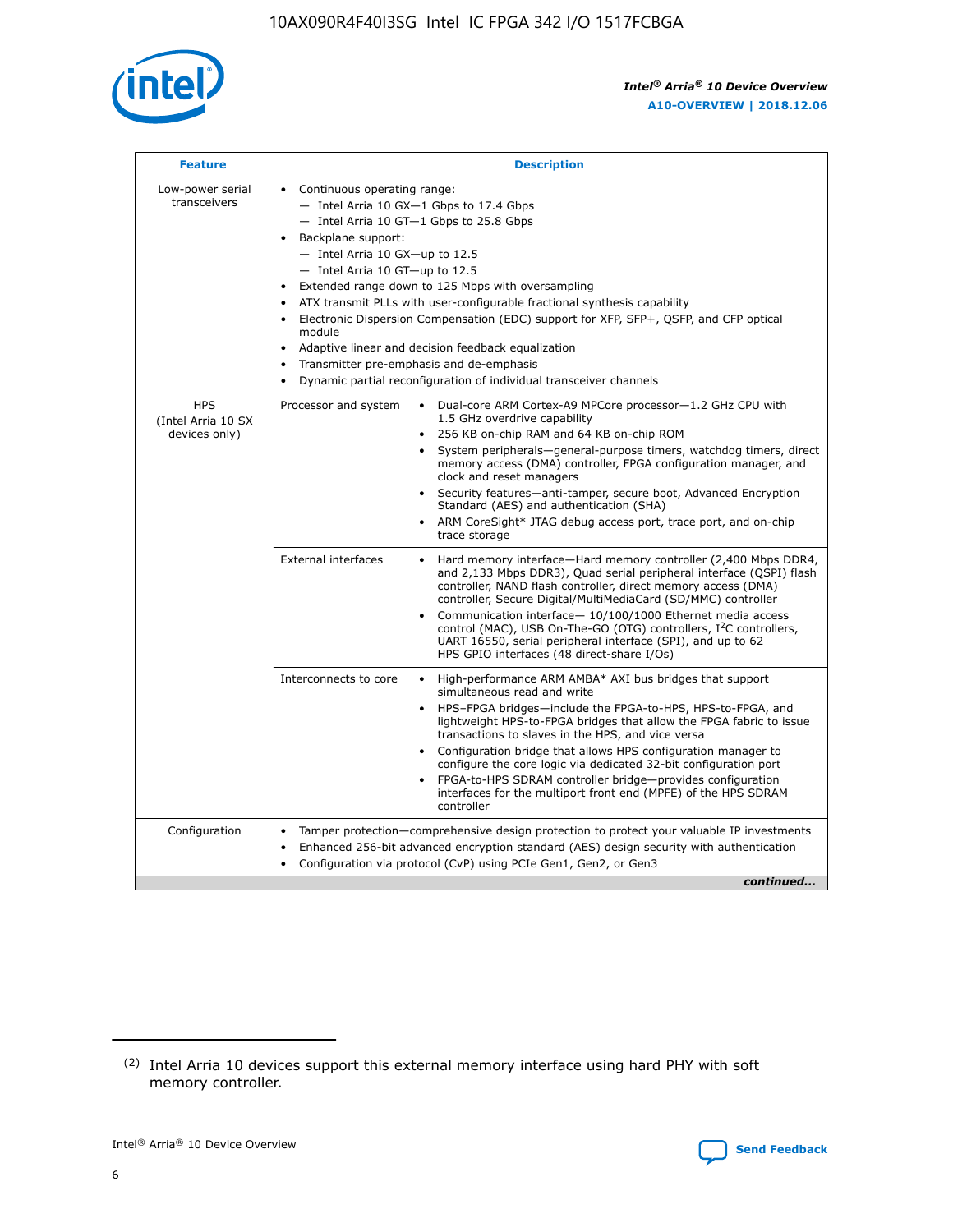| Feature | Description | |
|---|---|---|
| Low-power serial transceivers | • Continuous operating range:<br>— Intel Arria 10 GX—1 Gbps to 17.4 Gbps<br>— Intel Arria 10 GT—1 Gbps to 25.8 Gbps<br>• Backplane support:<br>— Intel Arria 10 GX—up to 12.5<br>— Intel Arria 10 GT—up to 12.5<br>• Extended range down to 125 Mbps with oversampling<br>• ATX transmit PLLs with user-configurable fractional synthesis capability<br>• Electronic Dispersion Compensation (EDC) support for XFP, SFP+, QSFP, and CFP optical module<br>• Adaptive linear and decision feedback equalization<br>• Transmitter pre-emphasis and de-emphasis<br>• Dynamic partial reconfiguration of individual transceiver channels | |
| HPS (Intel Arria 10 SX devices only) | Processor and system | • Dual-core ARM Cortex-A9 MPCore processor—1.2 GHz CPU with 1.5 GHz overdrive capability<br>• 256 KB on-chip RAM and 64 KB on-chip ROM<br>• System peripherals—general-purpose timers, watchdog timers, direct memory access (DMA) controller, FPGA configuration manager, and clock and reset managers<br>• Security features—anti-tamper, secure boot, Advanced Encryption Standard (AES) and authentication (SHA)<br>• ARM CoreSight* JTAG debug access port, trace port, and on-chip trace storage |
| | External interfaces | • Hard memory interface—Hard memory controller (2,400 Mbps DDR4, and 2,133 Mbps DDR3), Quad serial peripheral interface (QSPI) flash controller, NAND flash controller, direct memory access (DMA) controller, Secure Digital/MultiMediaCard (SD/MMC) controller<br>• Communication interface— 10/100/1000 Ethernet media access control (MAC), USB On-The-GO (OTG) controllers, I²C controllers, UART 16550, serial peripheral interface (SPI), and up to 62 HPS GPIO interfaces (48 direct-share I/Os) |
| | Interconnects to core | • High-performance ARM AMBA* AXI bus bridges that support simultaneous read and write<br>• HPS–FPGA bridges—include the FPGA-to-HPS, HPS-to-FPGA, and lightweight HPS-to-FPGA bridges that allow the FPGA fabric to issue transactions to slaves in the HPS, and vice versa<br>• Configuration bridge that allows HPS configuration manager to configure the core logic via dedicated 32-bit configuration port<br>• FPGA-to-HPS SDRAM controller bridge—provides configuration interfaces for the multiport front end (MPFE) of the HPS SDRAM controller |
| Configuration | • Tamper protection—comprehensive design protection to protect your valuable IP investments<br>• Enhanced 256-bit advanced encryption standard (AES) design security with authentication<br>• Configuration via protocol (CvP) using PCIe Gen1, Gen2, or Gen3 | |

*continued...*

(2) Intel Arria 10 devices support this external memory interface using hard PHY with soft memory controller.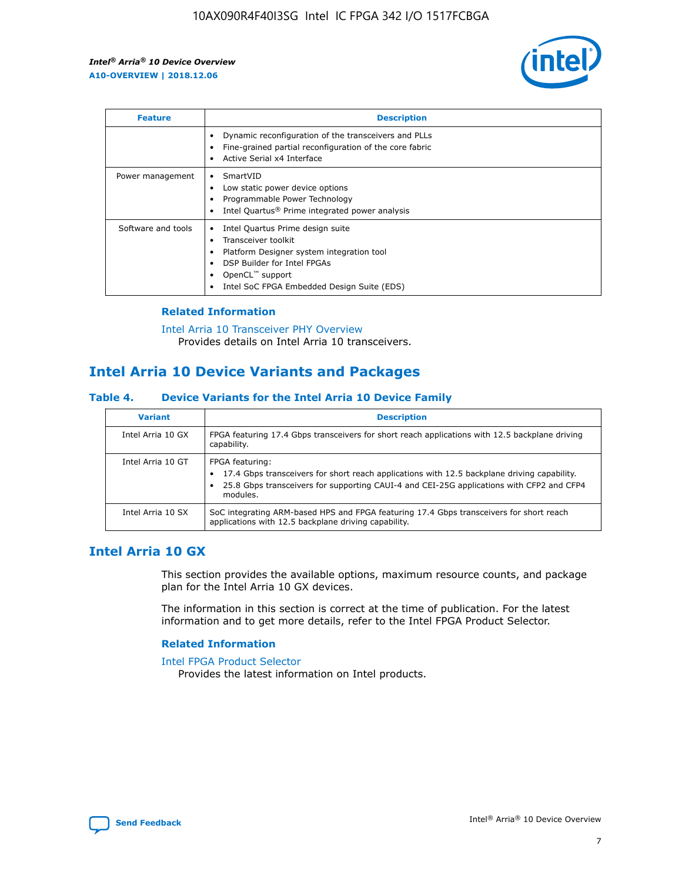| Feature | Description |
| --- | --- |
| | • Dynamic reconfiguration of the transceivers and PLLs<br>• Fine-grained partial reconfiguration of the core fabric<br>• Active Serial x4 Interface |
| Power management | • SmartVID<br>• Low static power device options<br>• Programmable Power Technology<br>• Intel Quartus® Prime integrated power analysis |
| Software and tools | • Intel Quartus Prime design suite<br>• Transceiver toolkit<br>• Platform Designer system integration tool<br>• DSP Builder for Intel FPGAs<br>• OpenCL™ support<br>• Intel SoC FPGA Embedded Design Suite (EDS) |

### Related Information

Intel Arria 10 Transceiver PHY Overview
Provides details on Intel Arria 10 transceivers.

## Intel Arria 10 Device Variants and Packages

#### Table 4. Device Variants for the Intel Arria 10 Device Family

| Variant | Description |
| --- | --- |
| Intel Arria 10 GX | FPGA featuring 17.4 Gbps transceivers for short reach applications with 12.5 backplane driving capability. |
| Intel Arria 10 GT | FPGA featuring:<br>• 17.4 Gbps transceivers for short reach applications with 12.5 backplane driving capability.<br>• 25.8 Gbps transceivers for supporting CAUI-4 and CEI-25G applications with CFP2 and CFP4 modules. |
| Intel Arria 10 SX | SoC integrating ARM-based HPS and FPGA featuring 17.4 Gbps transceivers for short reach applications with 12.5 backplane driving capability. |

## Intel Arria 10 GX

This section provides the available options, maximum resource counts, and package plan for the Intel Arria 10 GX devices.

The information in this section is correct at the time of publication. For the latest information and to get more details, refer to the Intel FPGA Product Selector.

### Related Information

Intel FPGA Product Selector
Provides the latest information on Intel products.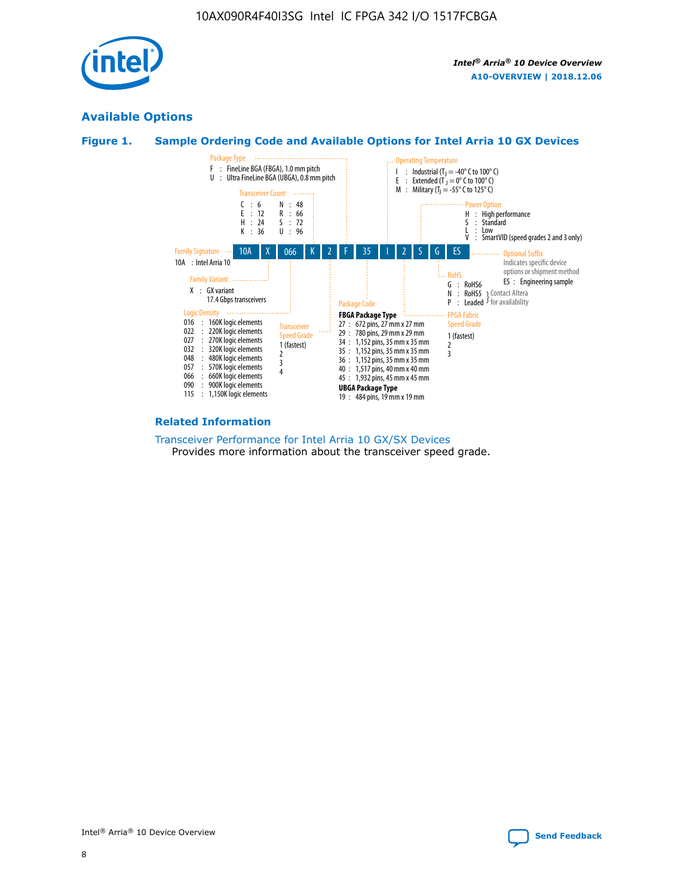## Available Options

### Figure 1. Sample Ordering Code and Available Options for Intel Arria 10 GX Devices

**10A | X | 066 | K | 2 | F | 35 | I | 2 | S | G | ES**

**Family Signature**
10A : Intel Arria 10

**Family Variant**
X : GX variant
17.4 Gbps transceivers

**Logic Density**
016 : 160K logic elements
022 : 220K logic elements
027 : 270K logic elements
032 : 320K logic elements
048 : 480K logic elements
057 : 570K logic elements
066 : 660K logic elements
090 : 900K logic elements
115 : 1,150K logic elements

**Transceiver Count**
C : 6
E : 12
H : 24
K : 36
N : 48
R : 66
S : 72
U : 96

**Transceiver Speed Grade**
1 (fastest)
2
3
4

**Package Type**
F : FineLine BGA (FBGA), 1.0 mm pitch
U : Ultra FineLine BGA (UBGA), 0.8 mm pitch

**Package Code**

**FBGA Package Type**
27 : 672 pins, 27 mm x 27 mm
29 : 780 pins, 29 mm x 29 mm
34 : 1,152 pins, 35 mm x 35 mm
35 : 1,152 pins, 35 mm x 35 mm
36 : 1,152 pins, 35 mm x 35 mm
40 : 1,517 pins, 40 mm x 40 mm
45 : 1,932 pins, 45 mm x 45 mm

**UBGA Package Type**
19 : 484 pins, 19 mm x 19 mm

**Operating Temperature**
I : Industrial ($T_J$ = -40° C to 100° C)
E : Extended ($T_J$ = 0° C to 100° C)
M : Military ($T_J$ = -55° C to 125° C)

**FPGA Fabric Speed Grade**
1 (fastest)
2
3

**Power Option**
H : High performance
S : Standard
L : Low
V : SmartVID (speed grades 2 and 3 only)

**RoHS**
G : RoHS6
N : RoHS5 } Contact Altera for availability
P : Leaded } Contact Altera for availability

**Optional Suffix**
Indicates specific device options or shipment method
ES : Engineering sample

### Related Information

Transceiver Performance for Intel Arria 10 GX/SX Devices
Provides more information about the transceiver speed grade.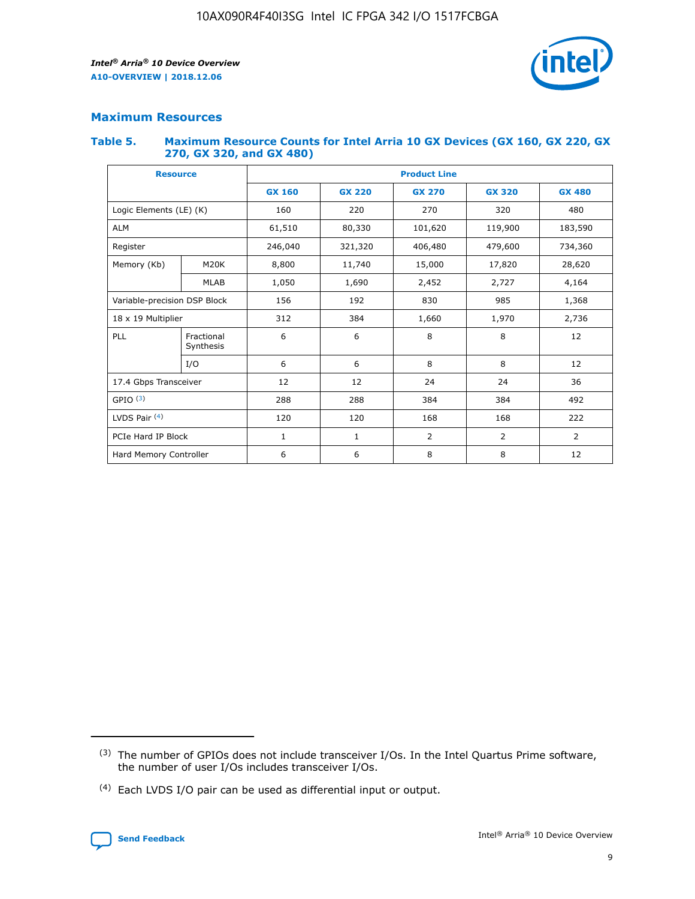## Maximum Resources

### Table 5. Maximum Resource Counts for Intel Arria 10 GX Devices (GX 160, GX 220, GX 270, GX 320, and GX 480)

| Resource | | Product Line | | | | |
|---|---|---|---|---|---|---|
| | | GX 160 | GX 220 | GX 270 | GX 320 | GX 480 |
| Logic Elements (LE) (K) | | 160 | 220 | 270 | 320 | 480 |
| ALM | | 61,510 | 80,330 | 101,620 | 119,900 | 183,590 |
| Register | | 246,040 | 321,320 | 406,480 | 479,600 | 734,360 |
| Memory (Kb) | M20K | 8,800 | 11,740 | 15,000 | 17,820 | 28,620 |
| | MLAB | 1,050 | 1,690 | 2,452 | 2,727 | 4,164 |
| Variable-precision DSP Block | | 156 | 192 | 830 | 985 | 1,368 |
| 18 x 19 Multiplier | | 312 | 384 | 1,660 | 1,970 | 2,736 |
| PLL | Fractional Synthesis | 6 | 6 | 8 | 8 | 12 |
| | I/O | 6 | 6 | 8 | 8 | 12 |
| 17.4 Gbps Transceiver | | 12 | 12 | 24 | 24 | 36 |
| GPIO (3) | | 288 | 288 | 384 | 384 | 492 |
| LVDS Pair (4) | | 120 | 120 | 168 | 168 | 222 |
| PCIe Hard IP Block | | 1 | 1 | 2 | 2 | 2 |
| Hard Memory Controller | | 6 | 6 | 8 | 8 | 12 |

(3) The number of GPIOs does not include transceiver I/Os. In the Intel Quartus Prime software, the number of user I/Os includes transceiver I/Os.

(4) Each LVDS I/O pair can be used as differential input or output.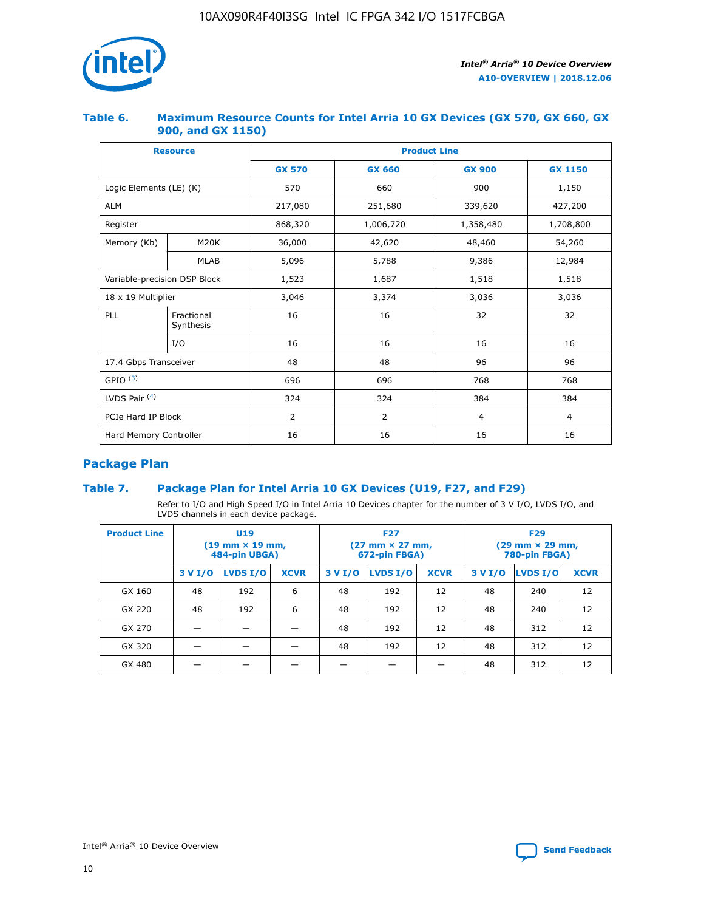### Table 6. Maximum Resource Counts for Intel Arria 10 GX Devices (GX 570, GX 660, GX 900, and GX 1150)

| Resource | | Product Line | | | |
|---|---|---|---|---|---|
| | | GX 570 | GX 660 | GX 900 | GX 1150 |
| Logic Elements (LE) (K) | | 570 | 660 | 900 | 1,150 |
| ALM | | 217,080 | 251,680 | 339,620 | 427,200 |
| Register | | 868,320 | 1,006,720 | 1,358,480 | 1,708,800 |
| Memory (Kb) | M20K | 36,000 | 42,620 | 48,460 | 54,260 |
| | MLAB | 5,096 | 5,788 | 9,386 | 12,984 |
| Variable-precision DSP Block | | 1,523 | 1,687 | 1,518 | 1,518 |
| 18 x 19 Multiplier | | 3,046 | 3,374 | 3,036 | 3,036 |
| PLL | Fractional Synthesis | 16 | 16 | 32 | 32 |
| | I/O | 16 | 16 | 16 | 16 |
| 17.4 Gbps Transceiver | | 48 | 48 | 96 | 96 |
| GPIO [(3)] | | 696 | 696 | 768 | 768 |
| LVDS Pair [(4)] | | 324 | 324 | 384 | 384 |
| PCIe Hard IP Block | | 2 | 2 | 4 | 4 |
| Hard Memory Controller | | 16 | 16 | 16 | 16 |

## Package Plan

### Table 7. Package Plan for Intel Arria 10 GX Devices (U19, F27, and F29)

Refer to I/O and High Speed I/O in Intel Arria 10 Devices chapter for the number of 3 V I/O, LVDS I/O, and LVDS channels in each device package.

| Product Line | U19 (19 mm × 19 mm, 484-pin UBGA) | | | F27 (27 mm × 27 mm, 672-pin FBGA) | | | F29 (29 mm × 29 mm, 780-pin FBGA) | | |
|---|---|---|---|---|---|---|---|---|---|
| | 3 V I/O | LVDS I/O | XCVR | 3 V I/O | LVDS I/O | XCVR | 3 V I/O | LVDS I/O | XCVR |
| GX 160 | 48 | 192 | 6 | 48 | 192 | 12 | 48 | 240 | 12 |
| GX 220 | 48 | 192 | 6 | 48 | 192 | 12 | 48 | 240 | 12 |
| GX 270 | — | — | — | 48 | 192 | 12 | 48 | 312 | 12 |
| GX 320 | — | — | — | 48 | 192 | 12 | 48 | 312 | 12 |
| GX 480 | — | — | — | — | — | — | 48 | 312 | 12 |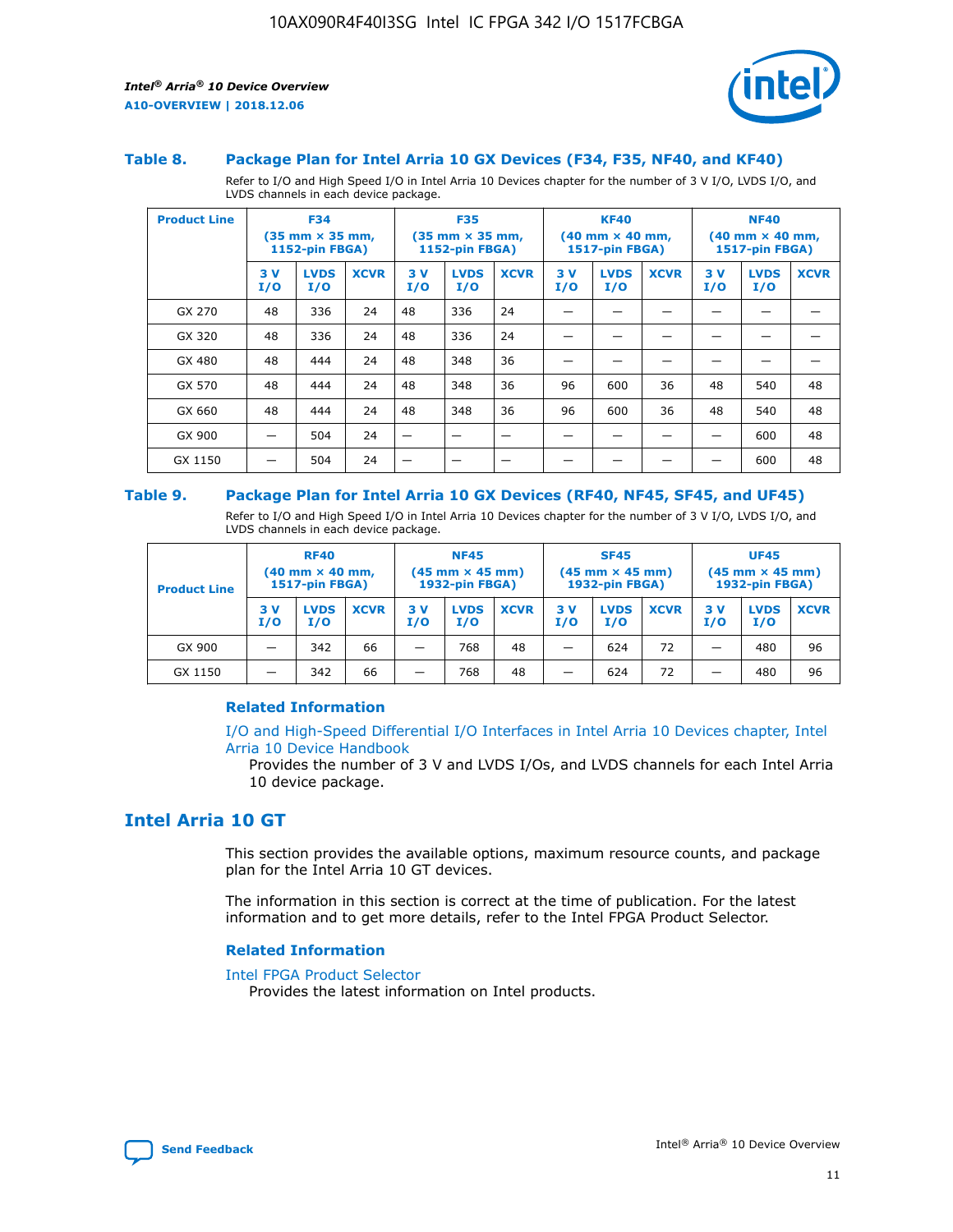#### Table 8. Package Plan for Intel Arria 10 GX Devices (F34, F35, NF40, and KF40)

Refer to I/O and High Speed I/O in Intel Arria 10 Devices chapter for the number of 3 V I/O, LVDS I/O, and LVDS channels in each device package.

| Product Line | F34 (35 mm × 35 mm, 1152-pin FBGA) | | | F35 (35 mm × 35 mm, 1152-pin FBGA) | | | KF40 (40 mm × 40 mm, 1517-pin FBGA) | | | NF40 (40 mm × 40 mm, 1517-pin FBGA) | | |
|---|---|---|---|---|---|---|---|---|---|---|---|---|
| | 3 V I/O | LVDS I/O | XCVR | 3 V I/O | LVDS I/O | XCVR | 3 V I/O | LVDS I/O | XCVR | 3 V I/O | LVDS I/O | XCVR |
| GX 270 | 48 | 336 | 24 | 48 | 336 | 24 | — | — | — | — | — | — |
| GX 320 | 48 | 336 | 24 | 48 | 336 | 24 | — | — | — | — | — | — |
| GX 480 | 48 | 444 | 24 | 48 | 348 | 36 | — | — | — | — | — | — |
| GX 570 | 48 | 444 | 24 | 48 | 348 | 36 | 96 | 600 | 36 | 48 | 540 | 48 |
| GX 660 | 48 | 444 | 24 | 48 | 348 | 36 | 96 | 600 | 36 | 48 | 540 | 48 |
| GX 900 | — | 504 | 24 | — | — | — | — | — | — | — | 600 | 48 |
| GX 1150 | — | 504 | 24 | — | — | — | — | — | — | — | 600 | 48 |

#### Table 9. Package Plan for Intel Arria 10 GX Devices (RF40, NF45, SF45, and UF45)

Refer to I/O and High Speed I/O in Intel Arria 10 Devices chapter for the number of 3 V I/O, LVDS I/O, and LVDS channels in each device package.

| Product Line | RF40 (40 mm × 40 mm, 1517-pin FBGA) | | | NF45 (45 mm × 45 mm) 1932-pin FBGA) | | | SF45 (45 mm × 45 mm) 1932-pin FBGA) | | | UF45 (45 mm × 45 mm) 1932-pin FBGA) | | |
|---|---|---|---|---|---|---|---|---|---|---|---|---|
| | 3 V I/O | LVDS I/O | XCVR | 3 V I/O | LVDS I/O | XCVR | 3 V I/O | LVDS I/O | XCVR | 3 V I/O | LVDS I/O | XCVR |
| GX 900 | — | 342 | 66 | — | 768 | 48 | — | 624 | 72 | — | 480 | 96 |
| GX 1150 | — | 342 | 66 | — | 768 | 48 | — | 624 | 72 | — | 480 | 96 |

### Related Information

I/O and High-Speed Differential I/O Interfaces in Intel Arria 10 Devices chapter, Intel Arria 10 Device Handbook
Provides the number of 3 V and LVDS I/Os, and LVDS channels for each Intel Arria 10 device package.

## Intel Arria 10 GT

This section provides the available options, maximum resource counts, and package plan for the Intel Arria 10 GT devices.

The information in this section is correct at the time of publication. For the latest information and to get more details, refer to the Intel FPGA Product Selector.

### Related Information

Intel FPGA Product Selector
Provides the latest information on Intel products.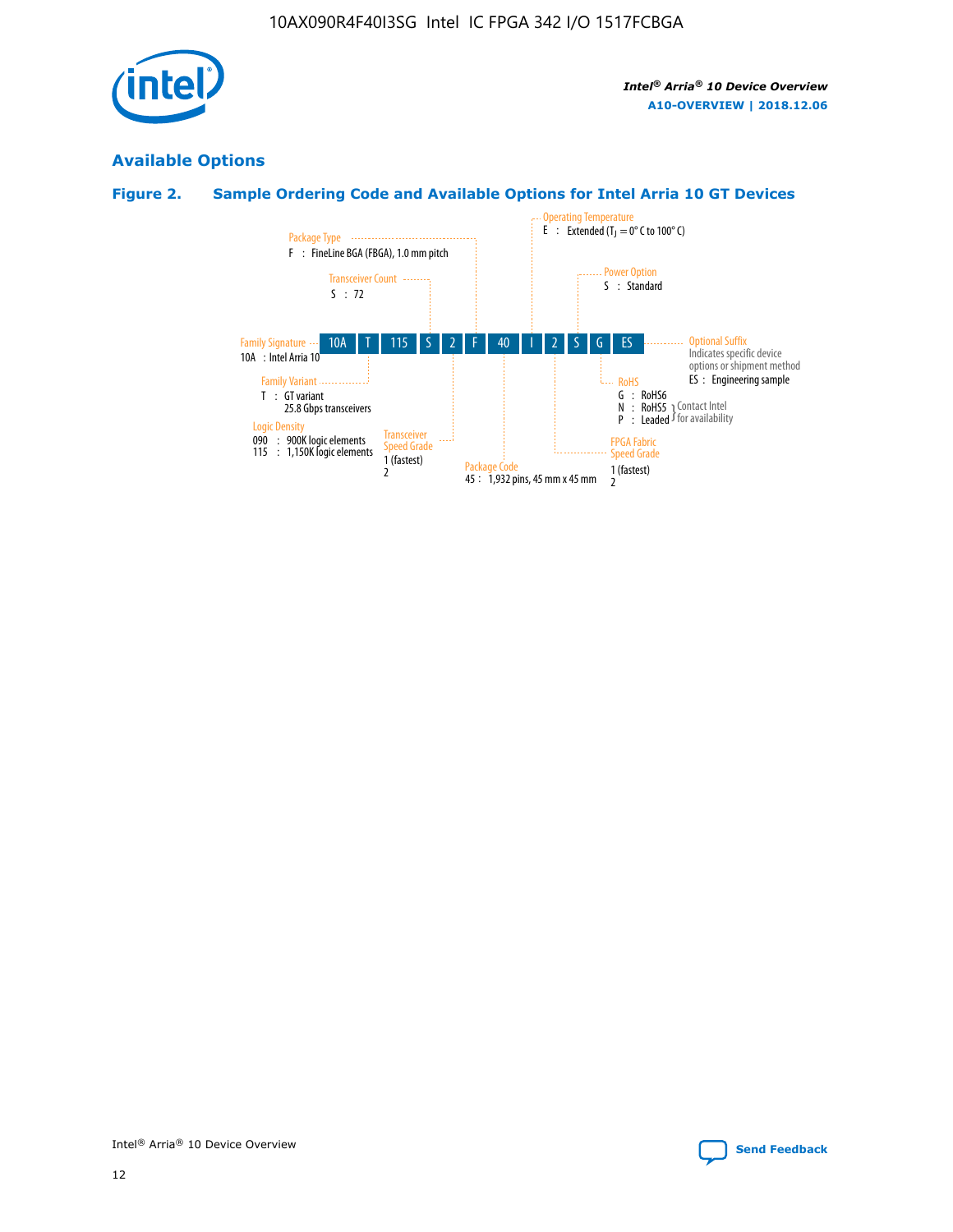## Available Options

### Figure 2. Sample Ordering Code and Available Options for Intel Arria 10 GT Devices

| 10A | T | 115 | S | 2 | F | 40 | I | 2 | S | G | ES |
|---|---|---|---|---|---|---|---|---|---|---|---|

**Family Signature**
10A : Intel Arria 10

**Family Variant**
T : GT variant
25.8 Gbps transceivers

**Logic Density**
090 : 900K logic elements
115 : 1,150K logic elements

**Transceiver Count**
S : 72

**Transceiver Speed Grade**
1 (fastest)
2

**Package Type**
F : FineLine BGA (FBGA), 1.0 mm pitch

**Package Code**
45 : 1,932 pins, 45 mm x 45 mm

**Operating Temperature**
E : Extended ($T_J$ = 0° C to 100° C)

**FPGA Fabric Speed Grade**
1 (fastest)
2

**Power Option**
S : Standard

**RoHS**
G : RoHS6
N : RoHS5 } Contact Intel for availability
P : Leaded } Contact Intel for availability

**Optional Suffix**
Indicates specific device options or shipment method
ES : Engineering sample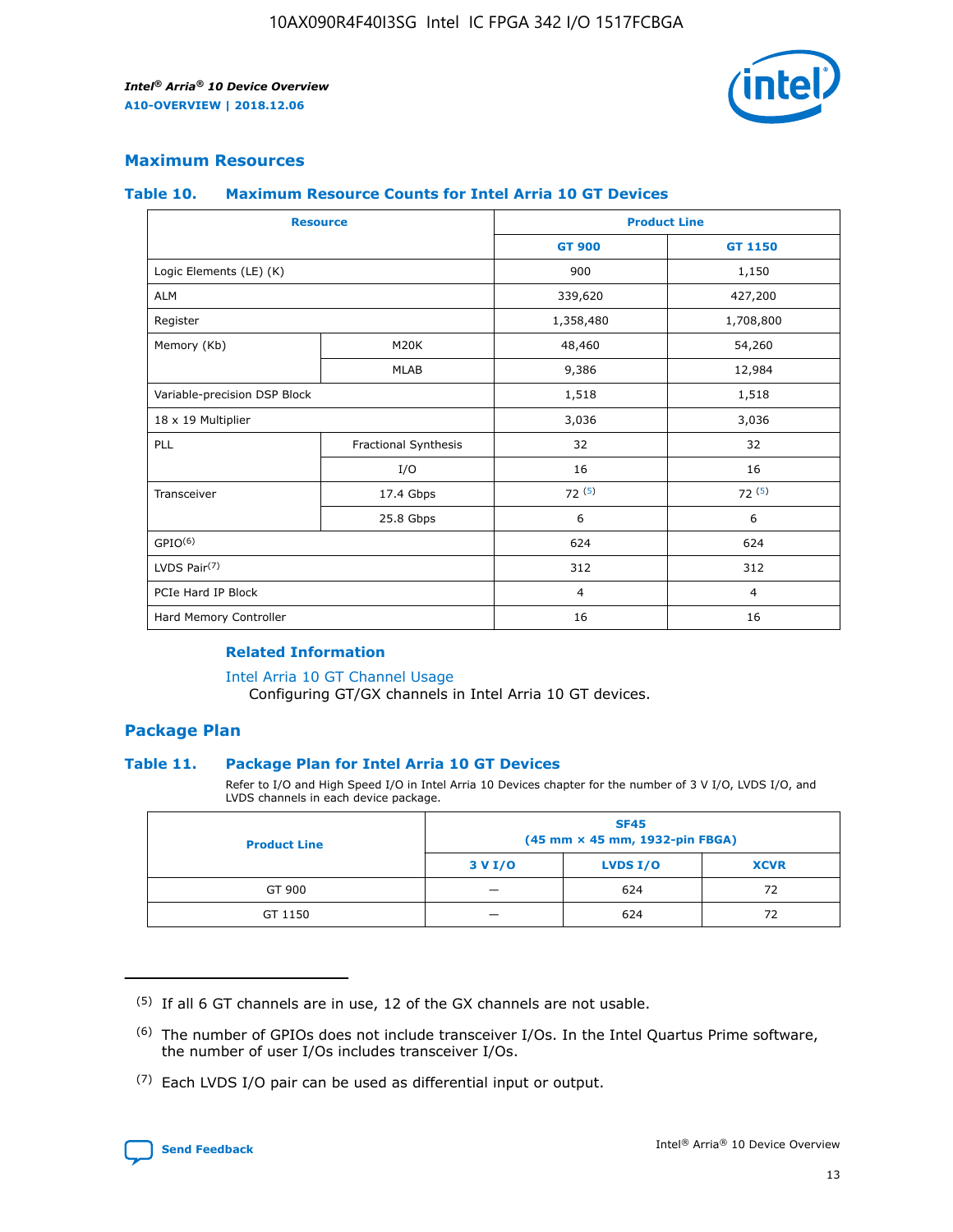## Maximum Resources

### Table 10. Maximum Resource Counts for Intel Arria 10 GT Devices

| Resource | | Product Line | |
|---|---|---|---|
| | | GT 900 | GT 1150 |
| Logic Elements (LE) (K) | | 900 | 1,150 |
| ALM | | 339,620 | 427,200 |
| Register | | 1,358,480 | 1,708,800 |
| Memory (Kb) | M20K | 48,460 | 54,260 |
| | MLAB | 9,386 | 12,984 |
| Variable-precision DSP Block | | 1,518 | 1,518 |
| 18 x 19 Multiplier | | 3,036 | 3,036 |
| PLL | Fractional Synthesis | 32 | 32 |
| | I/O | 16 | 16 |
| Transceiver | 17.4 Gbps | 72 (5) | 72 (5) |
| | 25.8 Gbps | 6 | 6 |
| GPIO(6) | | 624 | 624 |
| LVDS Pair(7) | | 312 | 312 |
| PCIe Hard IP Block | | 4 | 4 |
| Hard Memory Controller | | 16 | 16 |

#### Related Information

Intel Arria 10 GT Channel Usage
Configuring GT/GX channels in Intel Arria 10 GT devices.

## Package Plan

### Table 11. Package Plan for Intel Arria 10 GT Devices

Refer to I/O and High Speed I/O in Intel Arria 10 Devices chapter for the number of 3 V I/O, LVDS I/O, and LVDS channels in each device package.

| Product Line | SF45 (45 mm × 45 mm, 1932-pin FBGA) | | |
|---|---|---|---|
| | 3 V I/O | LVDS I/O | XCVR |
| GT 900 | — | 624 | 72 |
| GT 1150 | — | 624 | 72 |

(5) If all 6 GT channels are in use, 12 of the GX channels are not usable.

(6) The number of GPIOs does not include transceiver I/Os. In the Intel Quartus Prime software, the number of user I/Os includes transceiver I/Os.

(7) Each LVDS I/O pair can be used as differential input or output.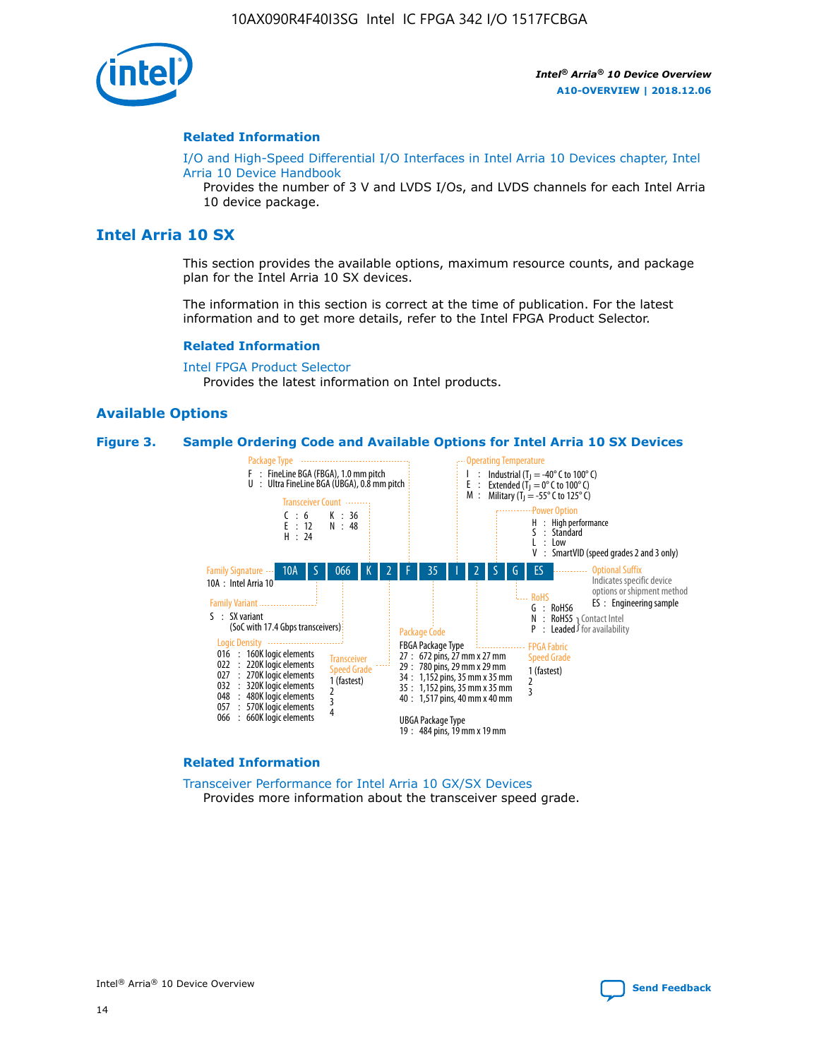## Related Information

I/O and High-Speed Differential I/O Interfaces in Intel Arria 10 Devices chapter, Intel Arria 10 Device Handbook

Provides the number of 3 V and LVDS I/Os, and LVDS channels for each Intel Arria 10 device package.

# Intel Arria 10 SX

This section provides the available options, maximum resource counts, and package plan for the Intel Arria 10 SX devices.

The information in this section is correct at the time of publication. For the latest information and to get more details, refer to the Intel FPGA Product Selector.

## Related Information

Intel FPGA Product Selector

Provides the latest information on Intel products.

## Available Options

**Figure 3. Sample Ordering Code and Available Options for Intel Arria 10 SX Devices**

Sample ordering code: 10A S 066 K 2 F 35 I 2 S G ES

- **Family Signature**
  - 10A : Intel Arria 10
- **Family Variant**
  - S : SX variant (SoC with 17.4 Gbps transceivers)
- **Logic Density**
  - 016 : 160K logic elements
  - 022 : 220K logic elements
  - 027 : 270K logic elements
  - 032 : 320K logic elements
  - 048 : 480K logic elements
  - 057 : 570K logic elements
  - 066 : 660K logic elements
- **Transceiver Count**
  - C : 6
  - E : 12
  - H : 24
  - K : 36
  - N : 48
- **Transceiver Speed Grade**
  - 1 (fastest)
  - 2
  - 3
  - 4
- **Package Type**
  - F : FineLine BGA (FBGA), 1.0 mm pitch
  - U : Ultra FineLine BGA (UBGA), 0.8 mm pitch
- **Package Code**
  - FBGA Package Type
    - 27 : 672 pins, 27 mm x 27 mm
    - 29 : 780 pins, 29 mm x 29 mm
    - 34 : 1,152 pins, 35 mm x 35 mm
    - 35 : 1,152 pins, 35 mm x 35 mm
    - 40 : 1,517 pins, 40 mm x 40 mm
  - UBGA Package Type
    - 19 : 484 pins, 19 mm x 19 mm
- **Operating Temperature**
  - I : Industrial ($T_J$ = -40° C to 100° C)
  - E : Extended ($T_J$ = 0° C to 100° C)
  - M : Military ($T_J$ = -55° C to 125° C)
- **FPGA Fabric Speed Grade**
  - 1 (fastest)
  - 2
  - 3
- **Power Option**
  - H : High performance
  - S : Standard
  - L : Low
  - V : SmartVID (speed grades 2 and 3 only)
- **RoHS**
  - G : RoHS6
  - N : RoHS5 (Contact Intel for availability)
  - P : Leaded (Contact Intel for availability)
- **Optional Suffix**
  - Indicates specific device options or shipment method
  - ES : Engineering sample

## Related Information

Transceiver Performance for Intel Arria 10 GX/SX Devices

Provides more information about the transceiver speed grade.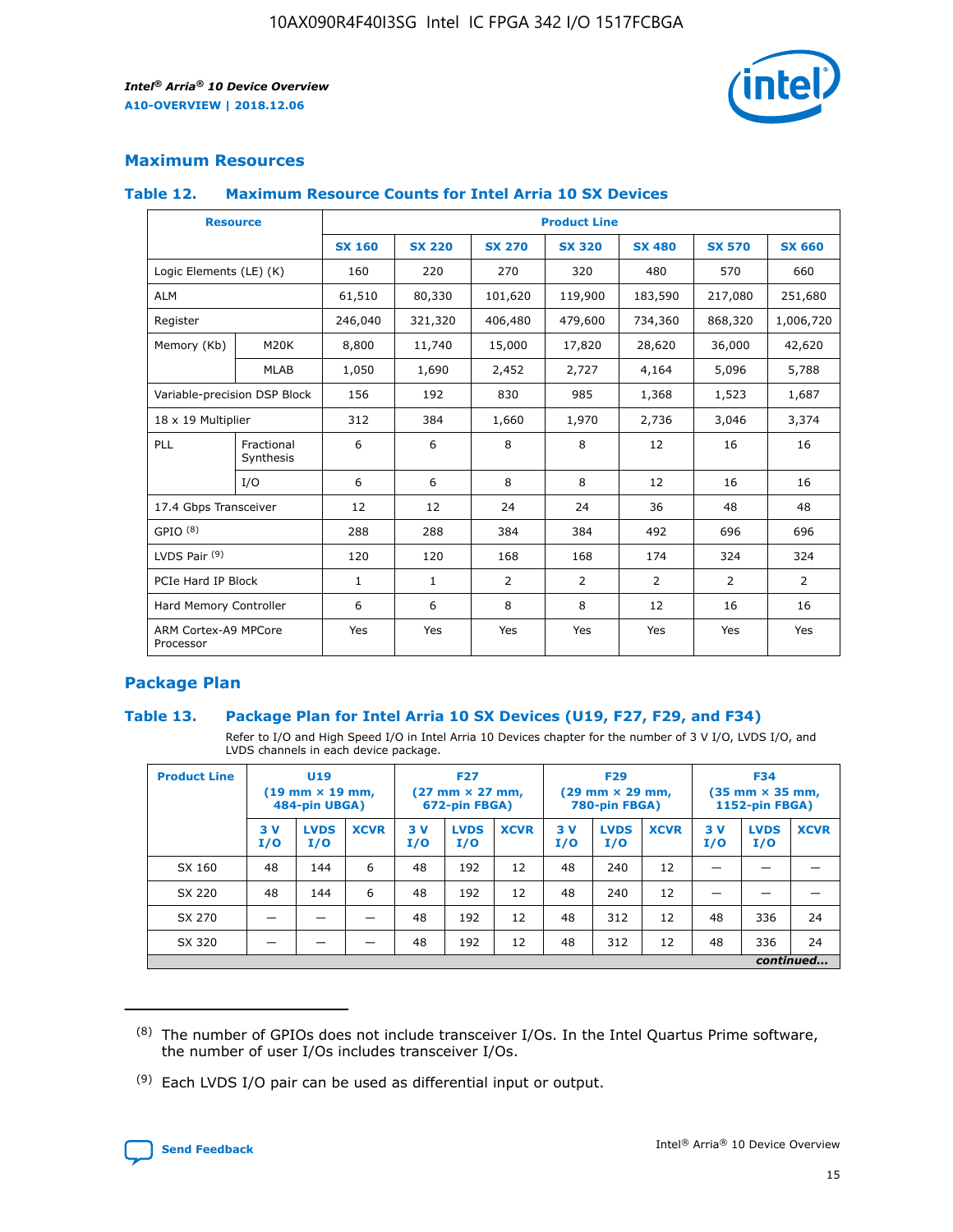## Maximum Resources

### Table 12. Maximum Resource Counts for Intel Arria 10 SX Devices

| Resource | | Product Line | | | | | | |
|---|---|---|---|---|---|---|---|---|
| | | SX 160 | SX 220 | SX 270 | SX 320 | SX 480 | SX 570 | SX 660 |
| Logic Elements (LE) (K) | | 160 | 220 | 270 | 320 | 480 | 570 | 660 |
| ALM | | 61,510 | 80,330 | 101,620 | 119,900 | 183,590 | 217,080 | 251,680 |
| Register | | 246,040 | 321,320 | 406,480 | 479,600 | 734,360 | 868,320 | 1,006,720 |
| Memory (Kb) | M20K | 8,800 | 11,740 | 15,000 | 17,820 | 28,620 | 36,000 | 42,620 |
| | MLAB | 1,050 | 1,690 | 2,452 | 2,727 | 4,164 | 5,096 | 5,788 |
| Variable-precision DSP Block | | 156 | 192 | 830 | 985 | 1,368 | 1,523 | 1,687 |
| 18 x 19 Multiplier | | 312 | 384 | 1,660 | 1,970 | 2,736 | 3,046 | 3,374 |
| PLL | Fractional Synthesis | 6 | 6 | 8 | 8 | 12 | 16 | 16 |
| | I/O | 6 | 6 | 8 | 8 | 12 | 16 | 16 |
| 17.4 Gbps Transceiver | | 12 | 12 | 24 | 24 | 36 | 48 | 48 |
| GPIO [(8)] | | 288 | 288 | 384 | 384 | 492 | 696 | 696 |
| LVDS Pair [(9)] | | 120 | 120 | 168 | 168 | 174 | 324 | 324 |
| PCIe Hard IP Block | | 1 | 1 | 2 | 2 | 2 | 2 | 2 |
| Hard Memory Controller | | 6 | 6 | 8 | 8 | 12 | 16 | 16 |
| ARM Cortex-A9 MPCore Processor | | Yes | Yes | Yes | Yes | Yes | Yes | Yes |

## Package Plan

### Table 13. Package Plan for Intel Arria 10 SX Devices (U19, F27, F29, and F34)

Refer to I/O and High Speed I/O in Intel Arria 10 Devices chapter for the number of 3 V I/O, LVDS I/O, and LVDS channels in each device package.

| Product Line | U19 (19 mm × 19 mm, 484-pin UBGA) | | | F27 (27 mm × 27 mm, 672-pin FBGA) | | | F29 (29 mm × 29 mm, 780-pin FBGA) | | | F34 (35 mm × 35 mm, 1152-pin FBGA) | | |
|---|---|---|---|---|---|---|---|---|---|---|---|---|
| | 3 V I/O | LVDS I/O | XCVR | 3 V I/O | LVDS I/O | XCVR | 3 V I/O | LVDS I/O | XCVR | 3 V I/O | LVDS I/O | XCVR |
| SX 160 | 48 | 144 | 6 | 48 | 192 | 12 | 48 | 240 | 12 | — | — | — |
| SX 220 | 48 | 144 | 6 | 48 | 192 | 12 | 48 | 240 | 12 | — | — | — |
| SX 270 | — | — | — | 48 | 192 | 12 | 48 | 312 | 12 | 48 | 336 | 24 |
| SX 320 | — | — | — | 48 | 192 | 12 | 48 | 312 | 12 | 48 | 336 | 24 |

*continued...*

(8) The number of GPIOs does not include transceiver I/Os. In the Intel Quartus Prime software, the number of user I/Os includes transceiver I/Os.

(9) Each LVDS I/O pair can be used as differential input or output.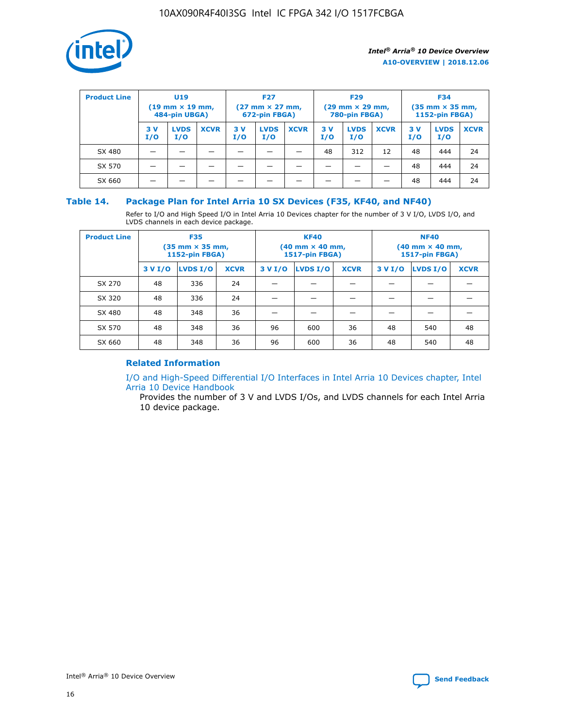| Product Line | U19 (19 mm × 19 mm, 484-pin UBGA) | | | F27 (27 mm × 27 mm, 672-pin FBGA) | | | F29 (29 mm × 29 mm, 780-pin FBGA) | | | F34 (35 mm × 35 mm, 1152-pin FBGA) | | |
|---|---|---|---|---|---|---|---|---|---|---|---|---|
| | 3 V I/O | LVDS I/O | XCVR | 3 V I/O | LVDS I/O | XCVR | 3 V I/O | LVDS I/O | XCVR | 3 V I/O | LVDS I/O | XCVR |
| SX 480 | — | — | — | — | — | — | 48 | 312 | 12 | 48 | 444 | 24 |
| SX 570 | — | — | — | — | — | — | — | — | — | 48 | 444 | 24 |
| SX 660 | — | — | — | — | — | — | — | — | — | 48 | 444 | 24 |

### Table 14. Package Plan for Intel Arria 10 SX Devices (F35, KF40, and NF40)

Refer to I/O and High Speed I/O in Intel Arria 10 Devices chapter for the number of 3 V I/O, LVDS I/O, and LVDS channels in each device package.

| Product Line | F35 (35 mm × 35 mm, 1152-pin FBGA) | | | KF40 (40 mm × 40 mm, 1517-pin FBGA) | | | NF40 (40 mm × 40 mm, 1517-pin FBGA) | | |
|---|---|---|---|---|---|---|---|---|---|
| | 3 V I/O | LVDS I/O | XCVR | 3 V I/O | LVDS I/O | XCVR | 3 V I/O | LVDS I/O | XCVR |
| SX 270 | 48 | 336 | 24 | — | — | — | — | — | — |
| SX 320 | 48 | 336 | 24 | — | — | — | — | — | — |
| SX 480 | 48 | 348 | 36 | — | — | — | — | — | — |
| SX 570 | 48 | 348 | 36 | 96 | 600 | 36 | 48 | 540 | 48 |
| SX 660 | 48 | 348 | 36 | 96 | 600 | 36 | 48 | 540 | 48 |

#### Related Information

I/O and High-Speed Differential I/O Interfaces in Intel Arria 10 Devices chapter, Intel Arria 10 Device Handbook

Provides the number of 3 V and LVDS I/Os, and LVDS channels for each Intel Arria 10 device package.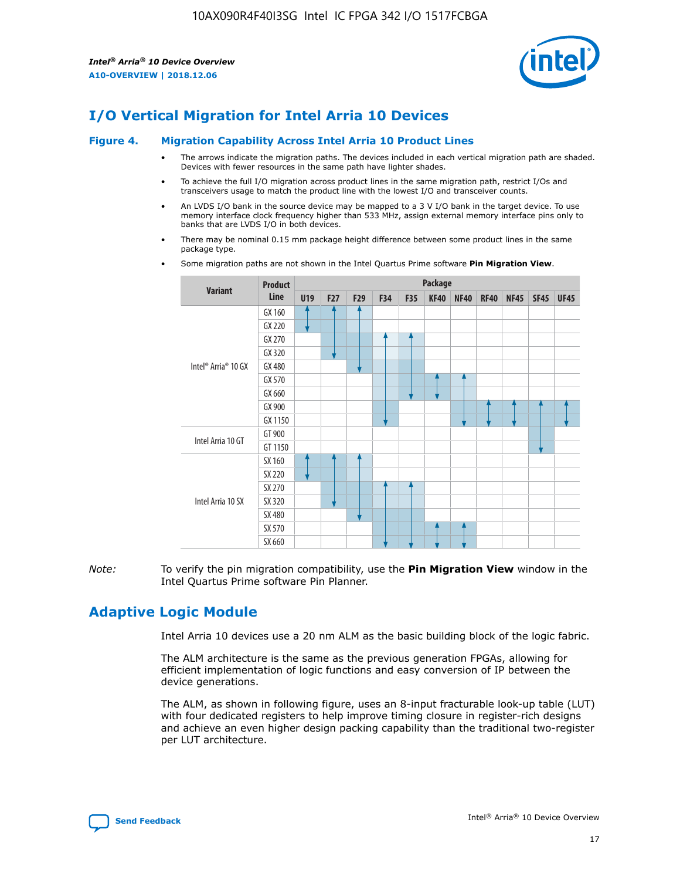## I/O Vertical Migration for Intel Arria 10 Devices

**Figure 4. Migration Capability Across Intel Arria 10 Product Lines**

- The arrows indicate the migration paths. The devices included in each vertical migration path are shaded. Devices with fewer resources in the same path have lighter shades.
- To achieve the full I/O migration across product lines in the same migration path, restrict I/Os and transceivers usage to match the product line with the lowest I/O and transceiver counts.
- An LVDS I/O bank in the source device may be mapped to a 3 V I/O bank in the target device. To use memory interface clock frequency higher than 533 MHz, assign external memory interface pins only to banks that are LVDS I/O in both devices.
- There may be nominal 0.15 mm package height difference between some product lines in the same package type.
- Some migration paths are not shown in the Intel Quartus Prime software **Pin Migration View**.

| Variant | Product Line | U19 | F27 | F29 | F34 | F35 | KF40 | NF40 | RF40 | NF45 | SF45 | UF45 |
|---|---|---|---|---|---|---|---|---|---|---|---|---|
| Intel® Arria® 10 GX | GX 160 | | | | | | | | | | | |
| | GX 220 | | | | | | | | | | | |
| | GX 270 | | | | | | | | | | | |
| | GX 320 | | | | | | | | | | | |
| | GX 480 | | | | | | | | | | | |
| | GX 570 | | | | | | | | | | | |
| | GX 660 | | | | | | | | | | | |
| | GX 900 | | | | | | | | | | | |
| | GX 1150 | | | | | | | | | | | |
| Intel Arria 10 GT | GT 900 | | | | | | | | | | | |
| | GT 1150 | | | | | | | | | | | |
| Intel Arria 10 SX | SX 160 | | | | | | | | | | | |
| | SX 220 | | | | | | | | | | | |
| | SX 270 | | | | | | | | | | | |
| | SX 320 | | | | | | | | | | | |
| | SX 480 | | | | | | | | | | | |
| | SX 570 | | | | | | | | | | | |
| | SX 660 | | | | | | | | | | | |

*Note:* To verify the pin migration compatibility, use the **Pin Migration View** window in the Intel Quartus Prime software Pin Planner.

## Adaptive Logic Module

Intel Arria 10 devices use a 20 nm ALM as the basic building block of the logic fabric.

The ALM architecture is the same as the previous generation FPGAs, allowing for efficient implementation of logic functions and easy conversion of IP between the device generations.

The ALM, as shown in following figure, uses an 8-input fracturable look-up table (LUT) with four dedicated registers to help improve timing closure in register-rich designs and achieve an even higher design packing capability than the traditional two-register per LUT architecture.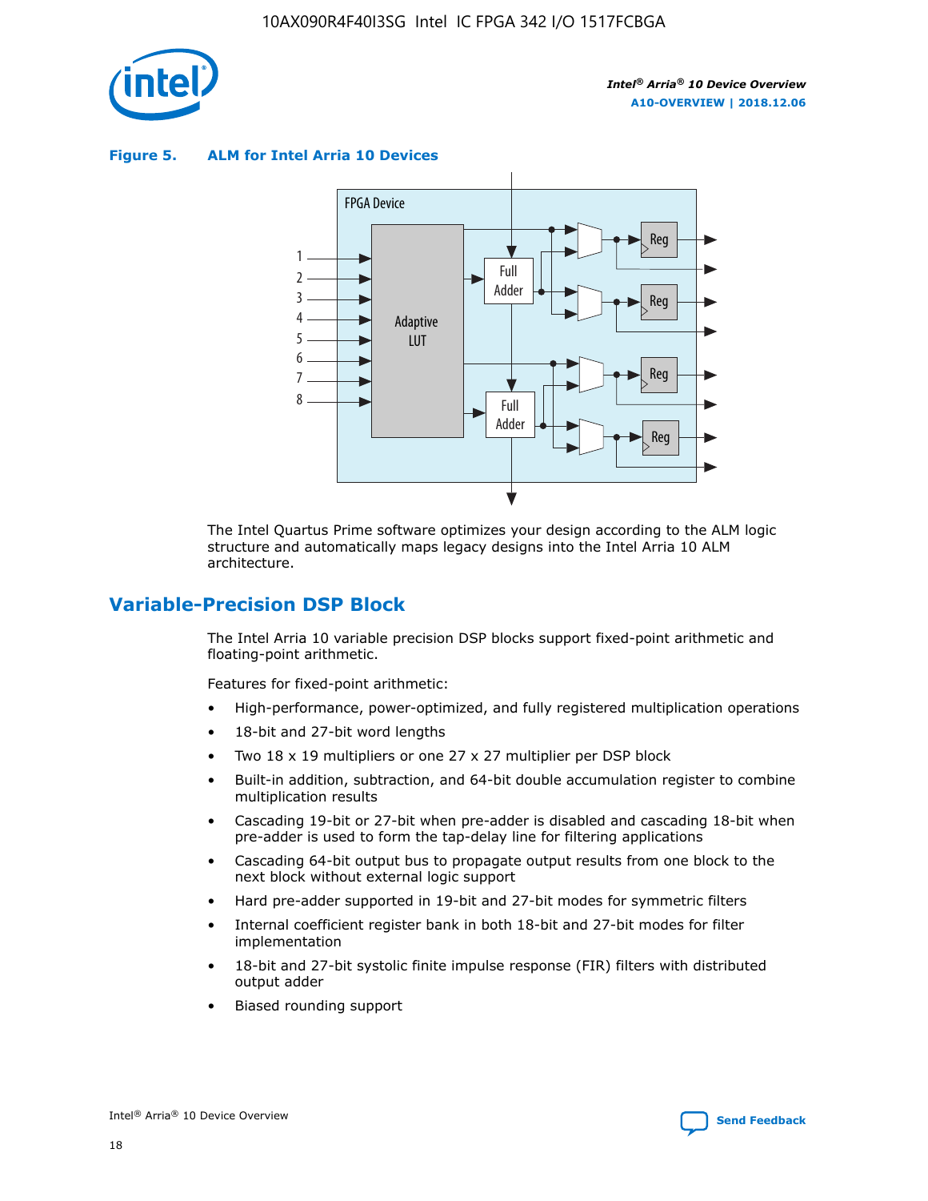**Figure 5. ALM for Intel Arria 10 Devices**

The Intel Quartus Prime software optimizes your design according to the ALM logic structure and automatically maps legacy designs into the Intel Arria 10 ALM architecture.

## Variable-Precision DSP Block

The Intel Arria 10 variable precision DSP blocks support fixed-point arithmetic and floating-point arithmetic.

Features for fixed-point arithmetic:

- High-performance, power-optimized, and fully registered multiplication operations
- 18-bit and 27-bit word lengths
- Two 18 x 19 multipliers or one 27 x 27 multiplier per DSP block
- Built-in addition, subtraction, and 64-bit double accumulation register to combine multiplication results
- Cascading 19-bit or 27-bit when pre-adder is disabled and cascading 18-bit when pre-adder is used to form the tap-delay line for filtering applications
- Cascading 64-bit output bus to propagate output results from one block to the next block without external logic support
- Hard pre-adder supported in 19-bit and 27-bit modes for symmetric filters
- Internal coefficient register bank in both 18-bit and 27-bit modes for filter implementation
- 18-bit and 27-bit systolic finite impulse response (FIR) filters with distributed output adder
- Biased rounding support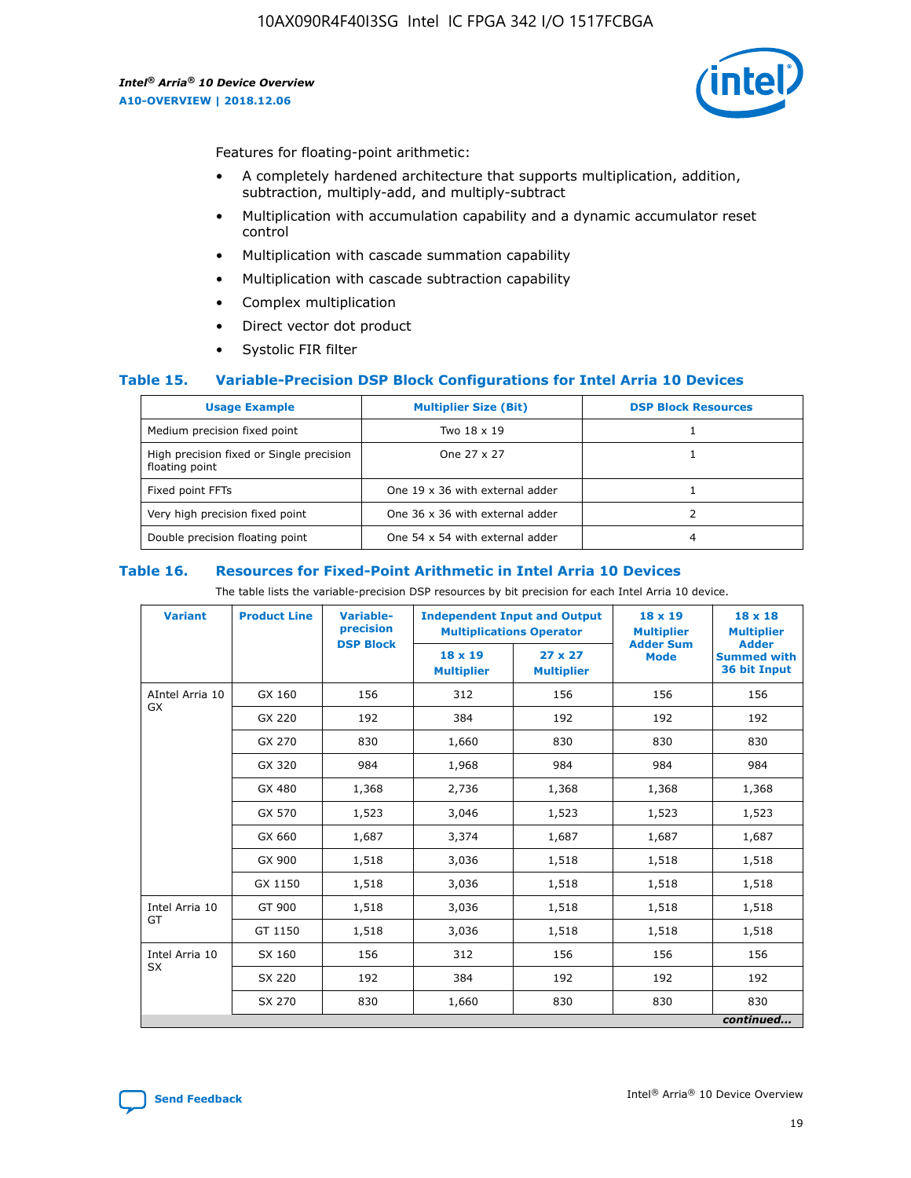Features for floating-point arithmetic:

- A completely hardened architecture that supports multiplication, addition, subtraction, multiply-add, and multiply-subtract
- Multiplication with accumulation capability and a dynamic accumulator reset control
- Multiplication with cascade summation capability
- Multiplication with cascade subtraction capability
- Complex multiplication
- Direct vector dot product
- Systolic FIR filter

### Table 15. Variable-Precision DSP Block Configurations for Intel Arria 10 Devices

| Usage Example | Multiplier Size (Bit) | DSP Block Resources |
|---|---|---|
| Medium precision fixed point | Two 18 x 19 | 1 |
| High precision fixed or Single precision floating point | One 27 x 27 | 1 |
| Fixed point FFTs | One 19 x 36 with external adder | 1 |
| Very high precision fixed point | One 36 x 36 with external adder | 2 |
| Double precision floating point | One 54 x 54 with external adder | 4 |

### Table 16. Resources for Fixed-Point Arithmetic in Intel Arria 10 Devices

The table lists the variable-precision DSP resources by bit precision for each Intel Arria 10 device.

| Variant | Product Line | Variable-precision DSP Block | Independent Input and Output Multiplications Operator | | 18 x 19 Multiplier Adder Sum Mode | 18 x 18 Multiplier Adder Summed with 36 bit Input |
|---|---|---|---|---|---|---|
| | | | 18 x 19 Multiplier | 27 x 27 Multiplier | | |
| AIntel Arria 10 GX | GX 160 | 156 | 312 | 156 | 156 | 156 |
| | GX 220 | 192 | 384 | 192 | 192 | 192 |
| | GX 270 | 830 | 1,660 | 830 | 830 | 830 |
| | GX 320 | 984 | 1,968 | 984 | 984 | 984 |
| | GX 480 | 1,368 | 2,736 | 1,368 | 1,368 | 1,368 |
| | GX 570 | 1,523 | 3,046 | 1,523 | 1,523 | 1,523 |
| | GX 660 | 1,687 | 3,374 | 1,687 | 1,687 | 1,687 |
| | GX 900 | 1,518 | 3,036 | 1,518 | 1,518 | 1,518 |
| | GX 1150 | 1,518 | 3,036 | 1,518 | 1,518 | 1,518 |
| Intel Arria 10 GT | GT 900 | 1,518 | 3,036 | 1,518 | 1,518 | 1,518 |
| | GT 1150 | 1,518 | 3,036 | 1,518 | 1,518 | 1,518 |
| Intel Arria 10 SX | SX 160 | 156 | 312 | 156 | 156 | 156 |
| | SX 220 | 192 | 384 | 192 | 192 | 192 |
| | SX 270 | 830 | 1,660 | 830 | 830 | 830 |

*continued...*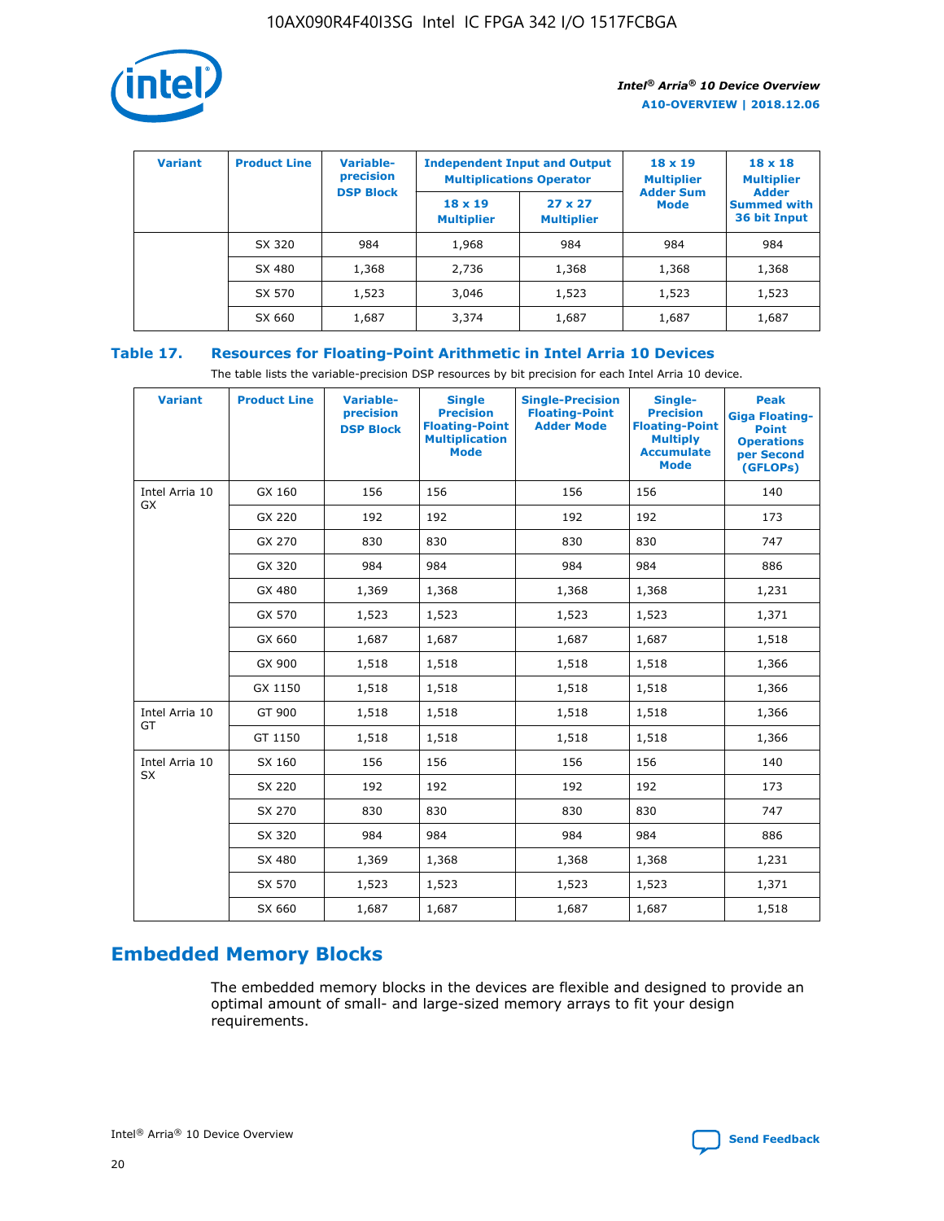| Variant | Product Line | Variable-precision DSP Block | Independent Input and Output Multiplications Operator | | 18 x 19 Multiplier Adder Sum Mode | 18 x 18 Multiplier Adder Summed with 36 bit Input |
|---|---|---|---|---|---|---|
| | | | 18 x 19 Multiplier | 27 x 27 Multiplier | | |
| | SX 320 | 984 | 1,968 | 984 | 984 | 984 |
| | SX 480 | 1,368 | 2,736 | 1,368 | 1,368 | 1,368 |
| | SX 570 | 1,523 | 3,046 | 1,523 | 1,523 | 1,523 |
| | SX 660 | 1,687 | 3,374 | 1,687 | 1,687 | 1,687 |

## Table 17. Resources for Floating-Point Arithmetic in Intel Arria 10 Devices

The table lists the variable-precision DSP resources by bit precision for each Intel Arria 10 device.

| Variant | Product Line | Variable-precision DSP Block | Single Precision Floating-Point Multiplication Mode | Single-Precision Floating-Point Adder Mode | Single-Precision Floating-Point Multiply Accumulate Mode | Peak Giga Floating-Point Operations per Second (GFLOPs) |
|---|---|---|---|---|---|---|
| Intel Arria 10 GX | GX 160 | 156 | 156 | 156 | 156 | 140 |
| | GX 220 | 192 | 192 | 192 | 192 | 173 |
| | GX 270 | 830 | 830 | 830 | 830 | 747 |
| | GX 320 | 984 | 984 | 984 | 984 | 886 |
| | GX 480 | 1,369 | 1,368 | 1,368 | 1,368 | 1,231 |
| | GX 570 | 1,523 | 1,523 | 1,523 | 1,523 | 1,371 |
| | GX 660 | 1,687 | 1,687 | 1,687 | 1,687 | 1,518 |
| | GX 900 | 1,518 | 1,518 | 1,518 | 1,518 | 1,366 |
| | GX 1150 | 1,518 | 1,518 | 1,518 | 1,518 | 1,366 |
| Intel Arria 10 GT | GT 900 | 1,518 | 1,518 | 1,518 | 1,518 | 1,366 |
| | GT 1150 | 1,518 | 1,518 | 1,518 | 1,518 | 1,366 |
| Intel Arria 10 SX | SX 160 | 156 | 156 | 156 | 156 | 140 |
| | SX 220 | 192 | 192 | 192 | 192 | 173 |
| | SX 270 | 830 | 830 | 830 | 830 | 747 |
| | SX 320 | 984 | 984 | 984 | 984 | 886 |
| | SX 480 | 1,369 | 1,368 | 1,368 | 1,368 | 1,231 |
| | SX 570 | 1,523 | 1,523 | 1,523 | 1,523 | 1,371 |
| | SX 660 | 1,687 | 1,687 | 1,687 | 1,687 | 1,518 |

# Embedded Memory Blocks

The embedded memory blocks in the devices are flexible and designed to provide an optimal amount of small- and large-sized memory arrays to fit your design requirements.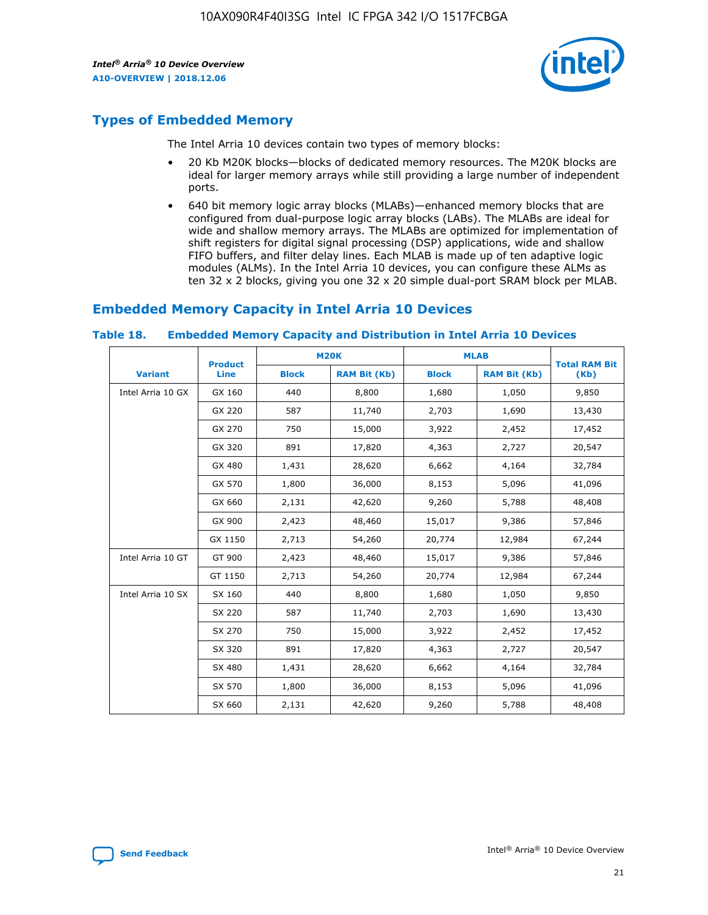## Types of Embedded Memory

The Intel Arria 10 devices contain two types of memory blocks:

- 20 Kb M20K blocks—blocks of dedicated memory resources. The M20K blocks are ideal for larger memory arrays while still providing a large number of independent ports.
- 640 bit memory logic array blocks (MLABs)—enhanced memory blocks that are configured from dual-purpose logic array blocks (LABs). The MLABs are ideal for wide and shallow memory arrays. The MLABs are optimized for implementation of shift registers for digital signal processing (DSP) applications, wide and shallow FIFO buffers, and filter delay lines. Each MLAB is made up of ten adaptive logic modules (ALMs). In the Intel Arria 10 devices, you can configure these ALMs as ten 32 x 2 blocks, giving you one 32 x 20 simple dual-port SRAM block per MLAB.

## Embedded Memory Capacity in Intel Arria 10 Devices

### Table 18. Embedded Memory Capacity and Distribution in Intel Arria 10 Devices

| Variant | Product Line | M20K | | MLAB | | Total RAM Bit (Kb) |
|---|---|---|---|---|---|---|
| | | Block | RAM Bit (Kb) | Block | RAM Bit (Kb) | |
| Intel Arria 10 GX | GX 160 | 440 | 8,800 | 1,680 | 1,050 | 9,850 |
| | GX 220 | 587 | 11,740 | 2,703 | 1,690 | 13,430 |
| | GX 270 | 750 | 15,000 | 3,922 | 2,452 | 17,452 |
| | GX 320 | 891 | 17,820 | 4,363 | 2,727 | 20,547 |
| | GX 480 | 1,431 | 28,620 | 6,662 | 4,164 | 32,784 |
| | GX 570 | 1,800 | 36,000 | 8,153 | 5,096 | 41,096 |
| | GX 660 | 2,131 | 42,620 | 9,260 | 5,788 | 48,408 |
| | GX 900 | 2,423 | 48,460 | 15,017 | 9,386 | 57,846 |
| | GX 1150 | 2,713 | 54,260 | 20,774 | 12,984 | 67,244 |
| Intel Arria 10 GT | GT 900 | 2,423 | 48,460 | 15,017 | 9,386 | 57,846 |
| | GT 1150 | 2,713 | 54,260 | 20,774 | 12,984 | 67,244 |
| Intel Arria 10 SX | SX 160 | 440 | 8,800 | 1,680 | 1,050 | 9,850 |
| | SX 220 | 587 | 11,740 | 2,703 | 1,690 | 13,430 |
| | SX 270 | 750 | 15,000 | 3,922 | 2,452 | 17,452 |
| | SX 320 | 891 | 17,820 | 4,363 | 2,727 | 20,547 |
| | SX 480 | 1,431 | 28,620 | 6,662 | 4,164 | 32,784 |
| | SX 570 | 1,800 | 36,000 | 8,153 | 5,096 | 41,096 |
| | SX 660 | 2,131 | 42,620 | 9,260 | 5,788 | 48,408 |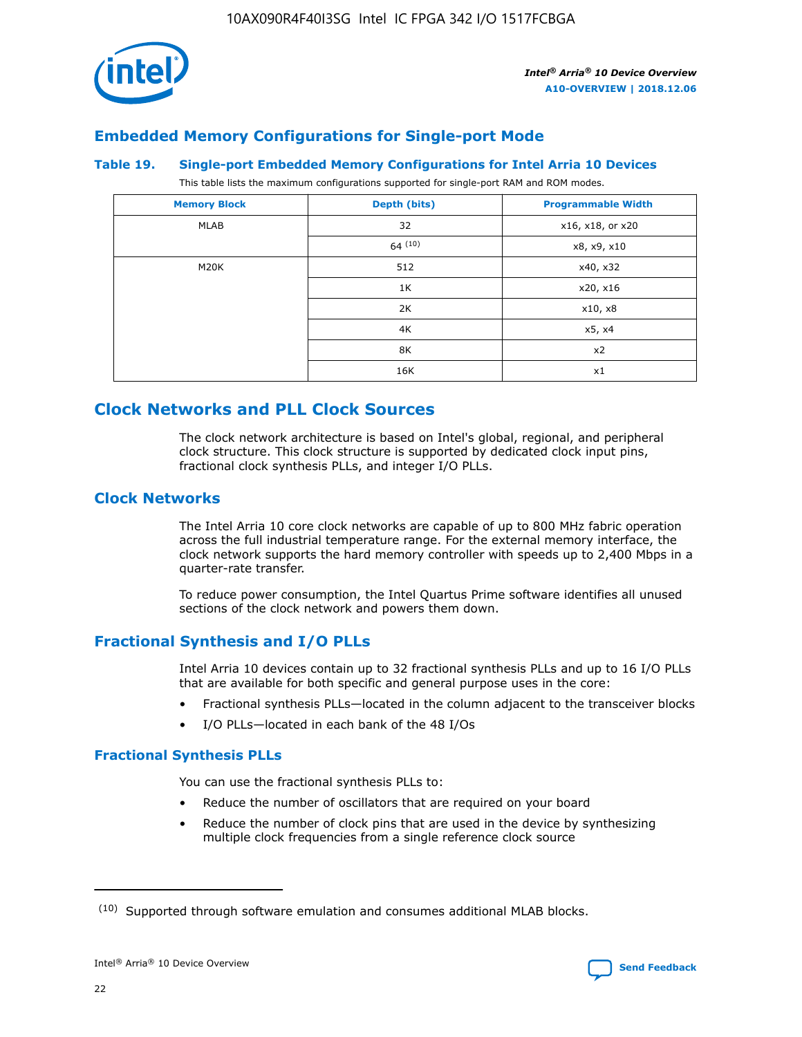## Embedded Memory Configurations for Single-port Mode

### Table 19. Single-port Embedded Memory Configurations for Intel Arria 10 Devices

This table lists the maximum configurations supported for single-port RAM and ROM modes.

| Memory Block | Depth (bits) | Programmable Width |
|---|---|---|
| MLAB | 32 | x16, x18, or x20 |
| | 64 [(10)] | x8, x9, x10 |
| M20K | 512 | x40, x32 |
| | 1K | x20, x16 |
| | 2K | x10, x8 |
| | 4K | x5, x4 |
| | 8K | x2 |
| | 16K | x1 |

## Clock Networks and PLL Clock Sources

The clock network architecture is based on Intel's global, regional, and peripheral clock structure. This clock structure is supported by dedicated clock input pins, fractional clock synthesis PLLs, and integer I/O PLLs.

## Clock Networks

The Intel Arria 10 core clock networks are capable of up to 800 MHz fabric operation across the full industrial temperature range. For the external memory interface, the clock network supports the hard memory controller with speeds up to 2,400 Mbps in a quarter-rate transfer.

To reduce power consumption, the Intel Quartus Prime software identifies all unused sections of the clock network and powers them down.

## Fractional Synthesis and I/O PLLs

Intel Arria 10 devices contain up to 32 fractional synthesis PLLs and up to 16 I/O PLLs that are available for both specific and general purpose uses in the core:

- Fractional synthesis PLLs—located in the column adjacent to the transceiver blocks
- I/O PLLs—located in each bank of the 48 I/Os

### Fractional Synthesis PLLs

You can use the fractional synthesis PLLs to:

- Reduce the number of oscillators that are required on your board
- Reduce the number of clock pins that are used in the device by synthesizing multiple clock frequencies from a single reference clock source

(10) Supported through software emulation and consumes additional MLAB blocks.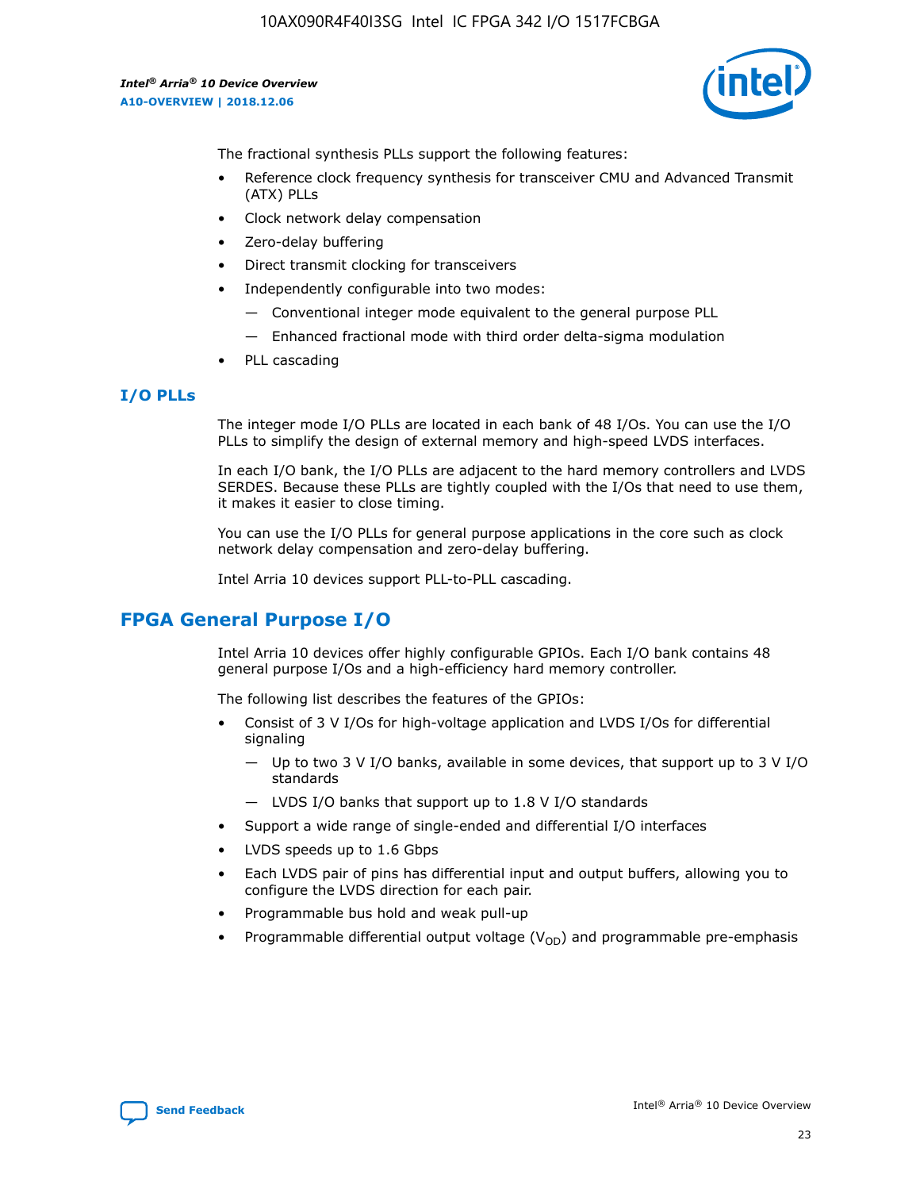The fractional synthesis PLLs support the following features:

- Reference clock frequency synthesis for transceiver CMU and Advanced Transmit (ATX) PLLs
- Clock network delay compensation
- Zero-delay buffering
- Direct transmit clocking for transceivers
- Independently configurable into two modes:
  - — Conventional integer mode equivalent to the general purpose PLL
  - — Enhanced fractional mode with third order delta-sigma modulation
- PLL cascading

### I/O PLLs

The integer mode I/O PLLs are located in each bank of 48 I/Os. You can use the I/O PLLs to simplify the design of external memory and high-speed LVDS interfaces.

In each I/O bank, the I/O PLLs are adjacent to the hard memory controllers and LVDS SERDES. Because these PLLs are tightly coupled with the I/Os that need to use them, it makes it easier to close timing.

You can use the I/O PLLs for general purpose applications in the core such as clock network delay compensation and zero-delay buffering.

Intel Arria 10 devices support PLL-to-PLL cascading.

## FPGA General Purpose I/O

Intel Arria 10 devices offer highly configurable GPIOs. Each I/O bank contains 48 general purpose I/Os and a high-efficiency hard memory controller.

The following list describes the features of the GPIOs:

- Consist of 3 V I/Os for high-voltage application and LVDS I/Os for differential signaling
  - — Up to two 3 V I/O banks, available in some devices, that support up to 3 V I/O standards
  - — LVDS I/O banks that support up to 1.8 V I/O standards
- Support a wide range of single-ended and differential I/O interfaces
- LVDS speeds up to 1.6 Gbps
- Each LVDS pair of pins has differential input and output buffers, allowing you to configure the LVDS direction for each pair.
- Programmable bus hold and weak pull-up
- Programmable differential output voltage ($V_{OD}$) and programmable pre-emphasis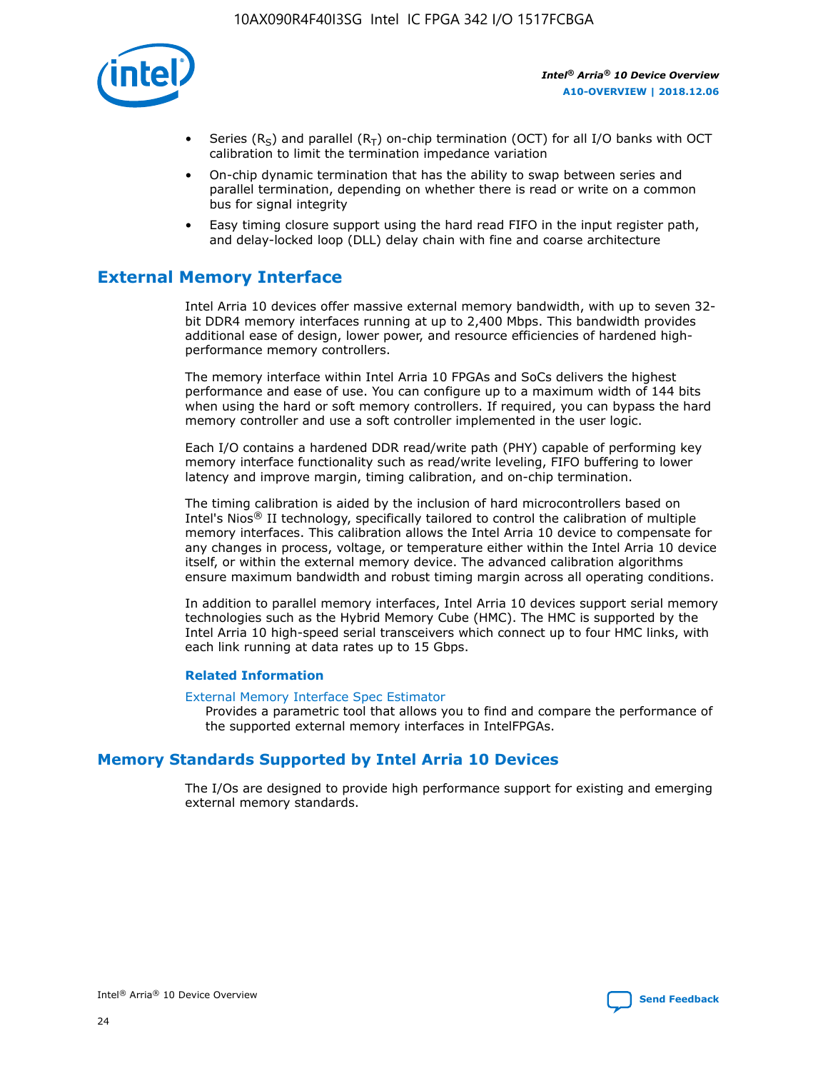- Series ($R_S$) and parallel ($R_T$) on-chip termination (OCT) for all I/O banks with OCT calibration to limit the termination impedance variation
- On-chip dynamic termination that has the ability to swap between series and parallel termination, depending on whether there is read or write on a common bus for signal integrity
- Easy timing closure support using the hard read FIFO in the input register path, and delay-locked loop (DLL) delay chain with fine and coarse architecture

## External Memory Interface

Intel Arria 10 devices offer massive external memory bandwidth, with up to seven 32-bit DDR4 memory interfaces running at up to 2,400 Mbps. This bandwidth provides additional ease of design, lower power, and resource efficiencies of hardened high-performance memory controllers.

The memory interface within Intel Arria 10 FPGAs and SoCs delivers the highest performance and ease of use. You can configure up to a maximum width of 144 bits when using the hard or soft memory controllers. If required, you can bypass the hard memory controller and use a soft controller implemented in the user logic.

Each I/O contains a hardened DDR read/write path (PHY) capable of performing key memory interface functionality such as read/write leveling, FIFO buffering to lower latency and improve margin, timing calibration, and on-chip termination.

The timing calibration is aided by the inclusion of hard microcontrollers based on Intel's Nios® II technology, specifically tailored to control the calibration of multiple memory interfaces. This calibration allows the Intel Arria 10 device to compensate for any changes in process, voltage, or temperature either within the Intel Arria 10 device itself, or within the external memory device. The advanced calibration algorithms ensure maximum bandwidth and robust timing margin across all operating conditions.

In addition to parallel memory interfaces, Intel Arria 10 devices support serial memory technologies such as the Hybrid Memory Cube (HMC). The HMC is supported by the Intel Arria 10 high-speed serial transceivers which connect up to four HMC links, with each link running at data rates up to 15 Gbps.

### Related Information

External Memory Interface Spec Estimator
Provides a parametric tool that allows you to find and compare the performance of the supported external memory interfaces in IntelFPGAs.

## Memory Standards Supported by Intel Arria 10 Devices

The I/Os are designed to provide high performance support for existing and emerging external memory standards.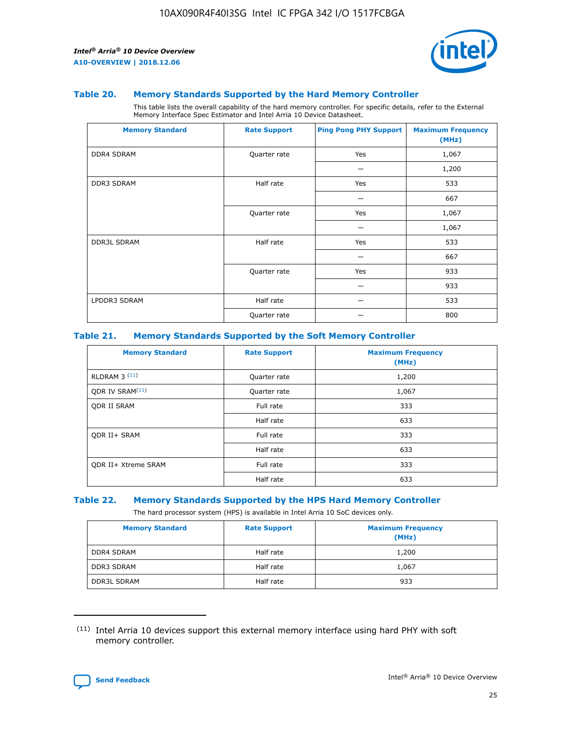### Table 20. Memory Standards Supported by the Hard Memory Controller

This table lists the overall capability of the hard memory controller. For specific details, refer to the External Memory Interface Spec Estimator and Intel Arria 10 Device Datasheet.

| Memory Standard | Rate Support | Ping Pong PHY Support | Maximum Frequency (MHz) |
|---|---|---|---|
| DDR4 SDRAM | Quarter rate | Yes | 1,067 |
| | | — | 1,200 |
| DDR3 SDRAM | Half rate | Yes | 533 |
| | | — | 667 |
| | Quarter rate | Yes | 1,067 |
| | | — | 1,067 |
| DDR3L SDRAM | Half rate | Yes | 533 |
| | | — | 667 |
| | Quarter rate | Yes | 933 |
| | | — | 933 |
| LPDDR3 SDRAM | Half rate | — | 533 |
| | Quarter rate | — | 800 |

### Table 21. Memory Standards Supported by the Soft Memory Controller

| Memory Standard | Rate Support | Maximum Frequency (MHz) |
|---|---|---|
| RLDRAM 3 [(11)] | Quarter rate | 1,200 |
| QDR IV SRAM[(11)] | Quarter rate | 1,067 |
| QDR II SRAM | Full rate | 333 |
| | Half rate | 633 |
| QDR II+ SRAM | Full rate | 333 |
| | Half rate | 633 |
| QDR II+ Xtreme SRAM | Full rate | 333 |
| | Half rate | 633 |

### Table 22. Memory Standards Supported by the HPS Hard Memory Controller

The hard processor system (HPS) is available in Intel Arria 10 SoC devices only.

| Memory Standard | Rate Support | Maximum Frequency (MHz) |
|---|---|---|
| DDR4 SDRAM | Half rate | 1,200 |
| DDR3 SDRAM | Half rate | 1,067 |
| DDR3L SDRAM | Half rate | 933 |

(11) Intel Arria 10 devices support this external memory interface using hard PHY with soft memory controller.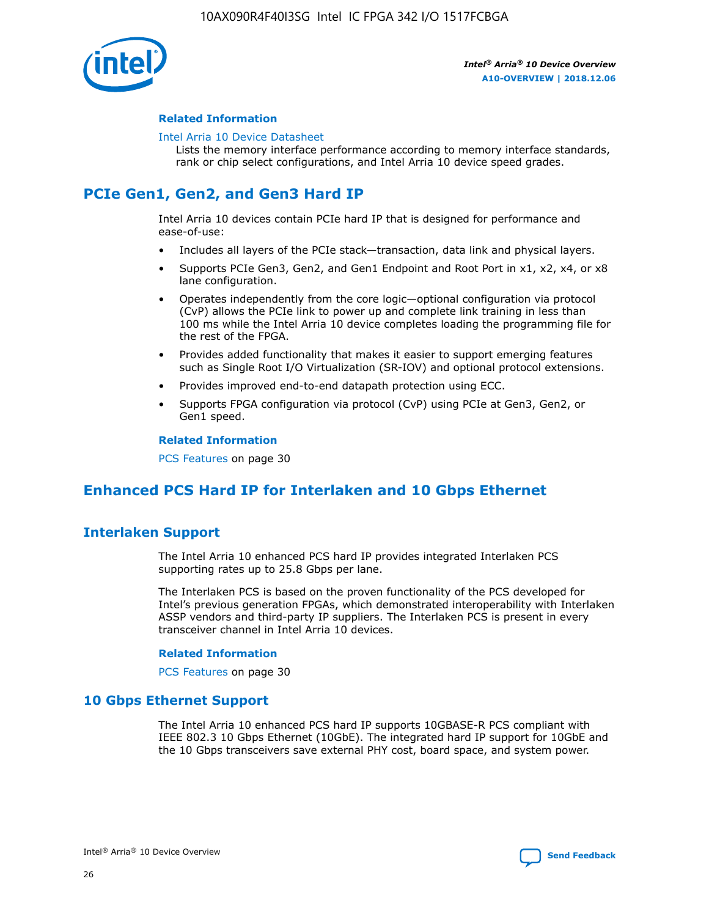#### Related Information

Intel Arria 10 Device Datasheet
Lists the memory interface performance according to memory interface standards, rank or chip select configurations, and Intel Arria 10 device speed grades.

## PCIe Gen1, Gen2, and Gen3 Hard IP

Intel Arria 10 devices contain PCIe hard IP that is designed for performance and ease-of-use:

- Includes all layers of the PCIe stack—transaction, data link and physical layers.
- Supports PCIe Gen3, Gen2, and Gen1 Endpoint and Root Port in x1, x2, x4, or x8 lane configuration.
- Operates independently from the core logic—optional configuration via protocol (CvP) allows the PCIe link to power up and complete link training in less than 100 ms while the Intel Arria 10 device completes loading the programming file for the rest of the FPGA.
- Provides added functionality that makes it easier to support emerging features such as Single Root I/O Virtualization (SR-IOV) and optional protocol extensions.
- Provides improved end-to-end datapath protection using ECC.
- Supports FPGA configuration via protocol (CvP) using PCIe at Gen3, Gen2, or Gen1 speed.

#### Related Information

PCS Features on page 30

## Enhanced PCS Hard IP for Interlaken and 10 Gbps Ethernet

### Interlaken Support

The Intel Arria 10 enhanced PCS hard IP provides integrated Interlaken PCS supporting rates up to 25.8 Gbps per lane.

The Interlaken PCS is based on the proven functionality of the PCS developed for Intel's previous generation FPGAs, which demonstrated interoperability with Interlaken ASSP vendors and third-party IP suppliers. The Interlaken PCS is present in every transceiver channel in Intel Arria 10 devices.

#### Related Information

PCS Features on page 30

### 10 Gbps Ethernet Support

The Intel Arria 10 enhanced PCS hard IP supports 10GBASE-R PCS compliant with IEEE 802.3 10 Gbps Ethernet (10GbE). The integrated hard IP support for 10GbE and the 10 Gbps transceivers save external PHY cost, board space, and system power.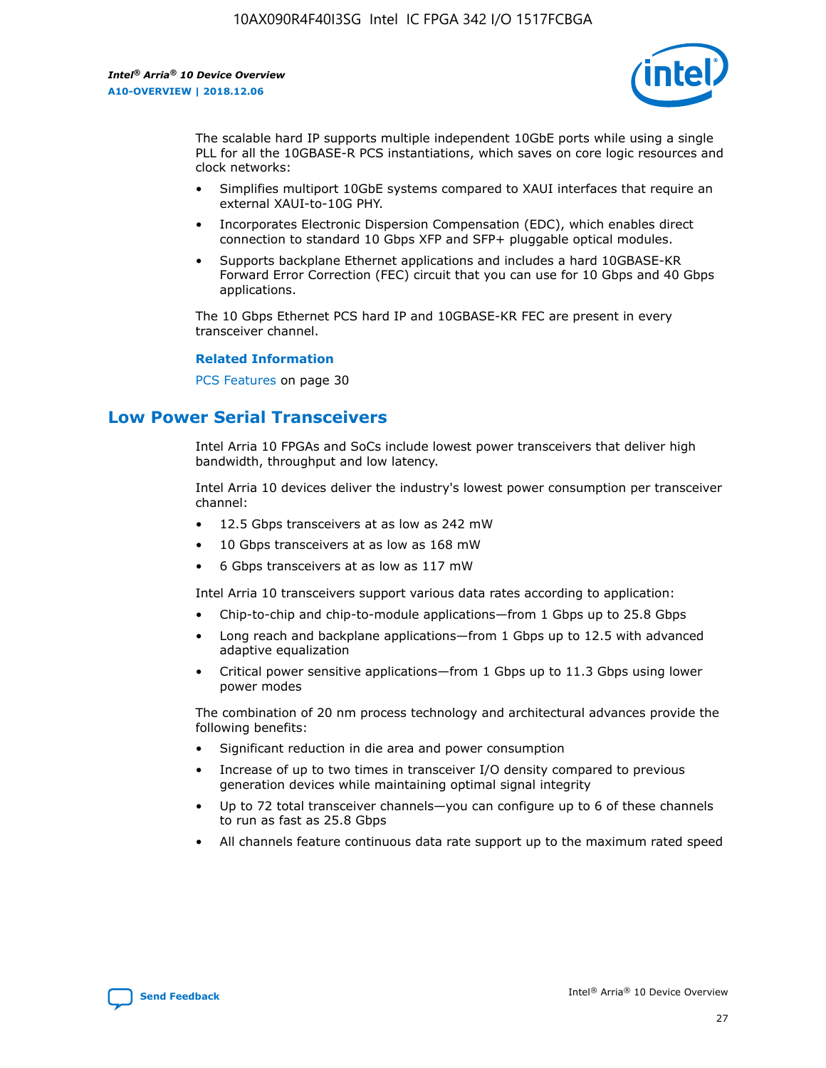The scalable hard IP supports multiple independent 10GbE ports while using a single PLL for all the 10GBASE-R PCS instantiations, which saves on core logic resources and clock networks:

- Simplifies multiport 10GbE systems compared to XAUI interfaces that require an external XAUI-to-10G PHY.
- Incorporates Electronic Dispersion Compensation (EDC), which enables direct connection to standard 10 Gbps XFP and SFP+ pluggable optical modules.
- Supports backplane Ethernet applications and includes a hard 10GBASE-KR Forward Error Correction (FEC) circuit that you can use for 10 Gbps and 40 Gbps applications.

The 10 Gbps Ethernet PCS hard IP and 10GBASE-KR FEC are present in every transceiver channel.

**Related Information**

PCS Features on page 30

## Low Power Serial Transceivers

Intel Arria 10 FPGAs and SoCs include lowest power transceivers that deliver high bandwidth, throughput and low latency.

Intel Arria 10 devices deliver the industry's lowest power consumption per transceiver channel:

- 12.5 Gbps transceivers at as low as 242 mW
- 10 Gbps transceivers at as low as 168 mW
- 6 Gbps transceivers at as low as 117 mW

Intel Arria 10 transceivers support various data rates according to application:

- Chip-to-chip and chip-to-module applications—from 1 Gbps up to 25.8 Gbps
- Long reach and backplane applications—from 1 Gbps up to 12.5 with advanced adaptive equalization
- Critical power sensitive applications—from 1 Gbps up to 11.3 Gbps using lower power modes

The combination of 20 nm process technology and architectural advances provide the following benefits:

- Significant reduction in die area and power consumption
- Increase of up to two times in transceiver I/O density compared to previous generation devices while maintaining optimal signal integrity
- Up to 72 total transceiver channels—you can configure up to 6 of these channels to run as fast as 25.8 Gbps
- All channels feature continuous data rate support up to the maximum rated speed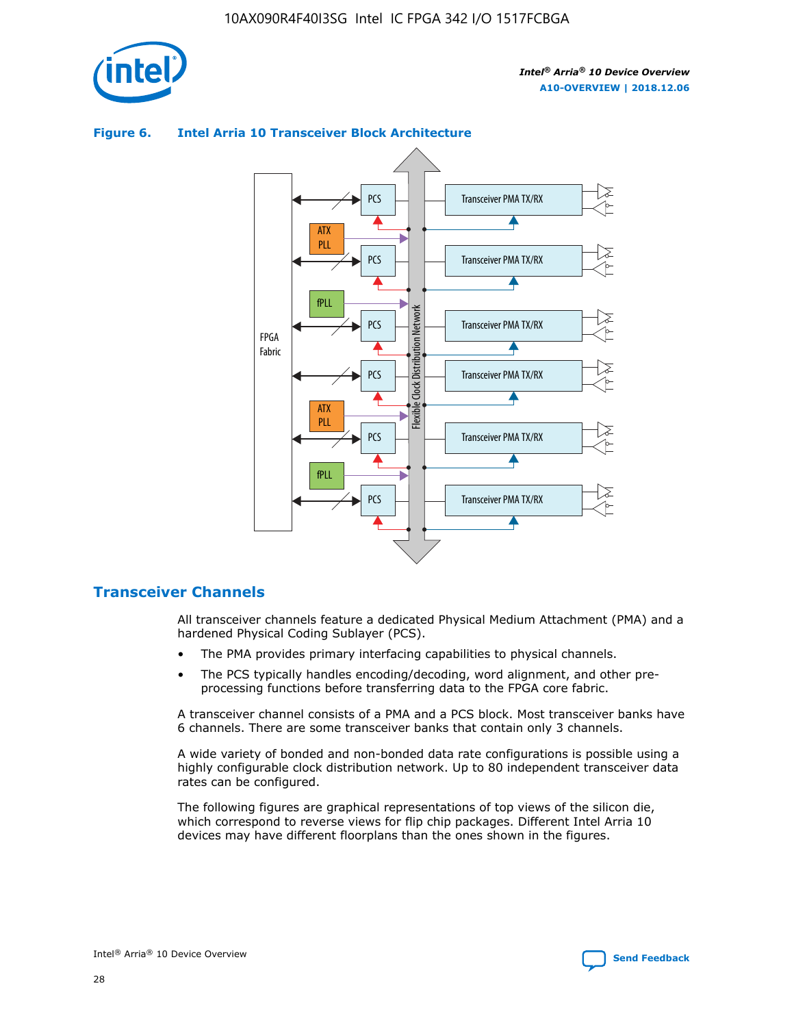**Figure 6. Intel Arria 10 Transceiver Block Architecture**

## Transceiver Channels

All transceiver channels feature a dedicated Physical Medium Attachment (PMA) and a hardened Physical Coding Sublayer (PCS).

- The PMA provides primary interfacing capabilities to physical channels.
- The PCS typically handles encoding/decoding, word alignment, and other pre-processing functions before transferring data to the FPGA core fabric.

A transceiver channel consists of a PMA and a PCS block. Most transceiver banks have 6 channels. There are some transceiver banks that contain only 3 channels.

A wide variety of bonded and non-bonded data rate configurations is possible using a highly configurable clock distribution network. Up to 80 independent transceiver data rates can be configured.

The following figures are graphical representations of top views of the silicon die, which correspond to reverse views for flip chip packages. Different Intel Arria 10 devices may have different floorplans than the ones shown in the figures.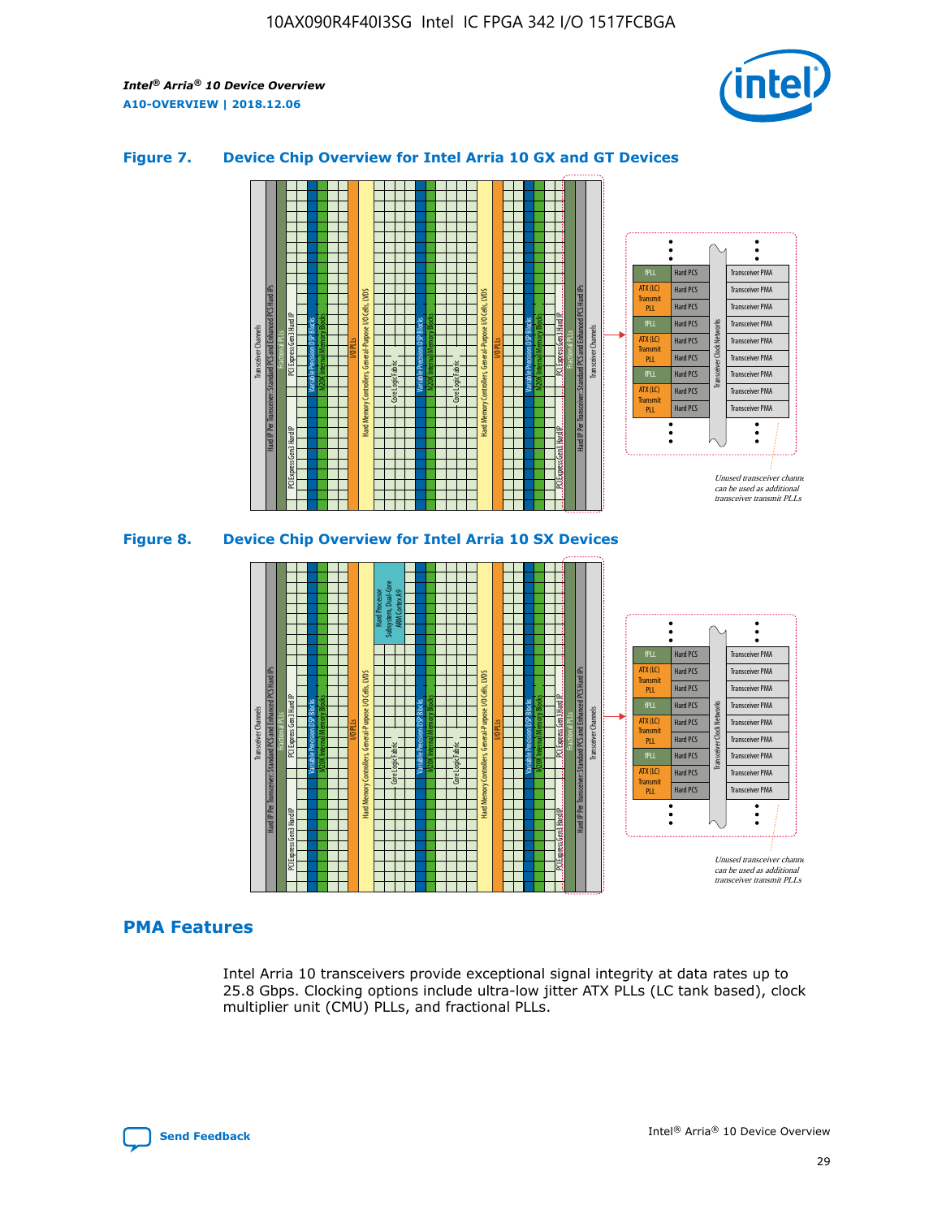### Figure 7. Device Chip Overview for Intel Arria 10 GX and GT Devices

### Figure 8. Device Chip Overview for Intel Arria 10 SX Devices

## PMA Features

Intel Arria 10 transceivers provide exceptional signal integrity at data rates up to 25.8 Gbps. Clocking options include ultra-low jitter ATX PLLs (LC tank based), clock multiplier unit (CMU) PLLs, and fractional PLLs.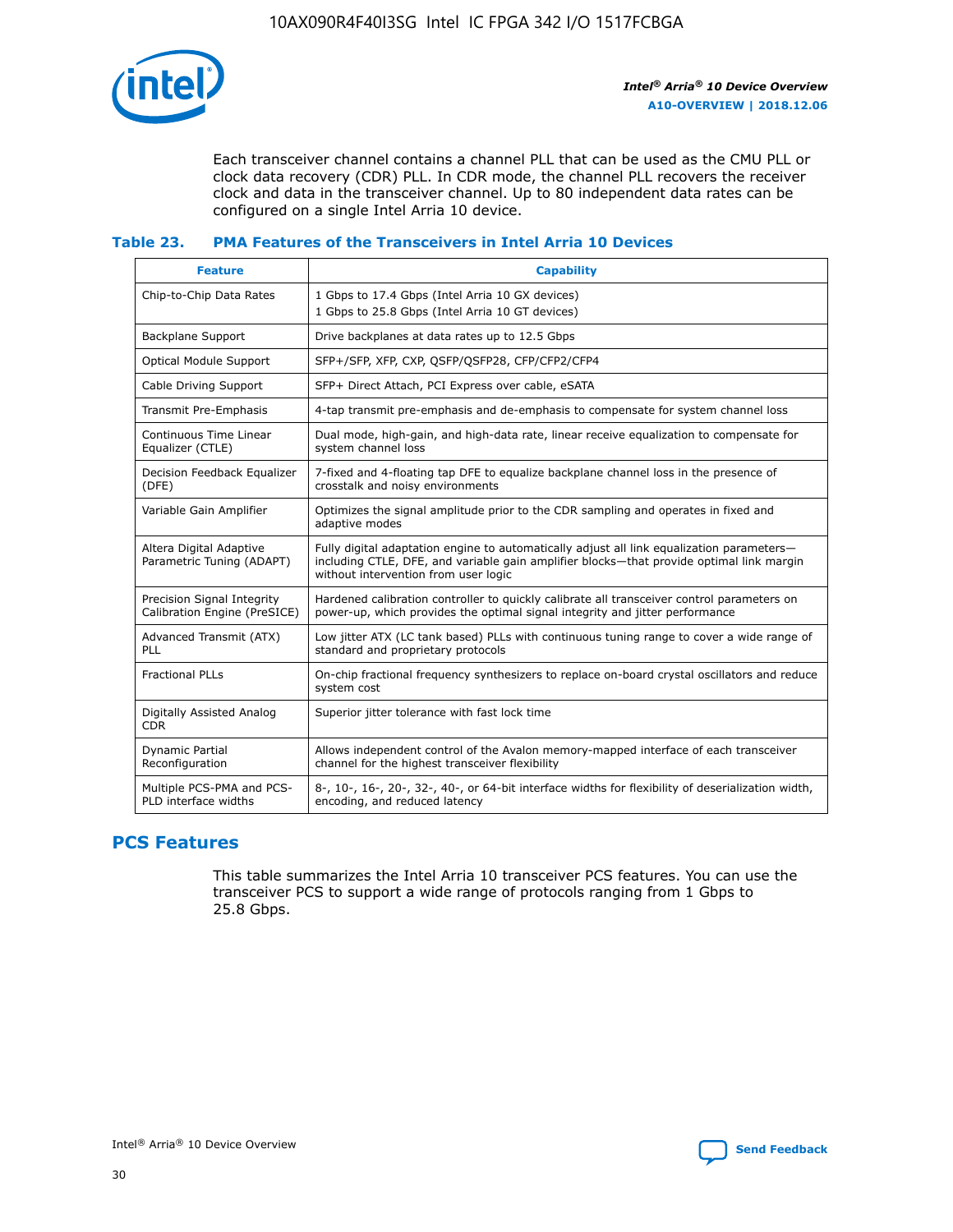Each transceiver channel contains a channel PLL that can be used as the CMU PLL or clock data recovery (CDR) PLL. In CDR mode, the channel PLL recovers the receiver clock and data in the transceiver channel. Up to 80 independent data rates can be configured on a single Intel Arria 10 device.

### Table 23. PMA Features of the Transceivers in Intel Arria 10 Devices

| Feature | Capability |
|---|---|
| Chip-to-Chip Data Rates | 1 Gbps to 17.4 Gbps (Intel Arria 10 GX devices)<br>1 Gbps to 25.8 Gbps (Intel Arria 10 GT devices) |
| Backplane Support | Drive backplanes at data rates up to 12.5 Gbps |
| Optical Module Support | SFP+/SFP, XFP, CXP, QSFP/QSFP28, CFP/CFP2/CFP4 |
| Cable Driving Support | SFP+ Direct Attach, PCI Express over cable, eSATA |
| Transmit Pre-Emphasis | 4-tap transmit pre-emphasis and de-emphasis to compensate for system channel loss |
| Continuous Time Linear Equalizer (CTLE) | Dual mode, high-gain, and high-data rate, linear receive equalization to compensate for system channel loss |
| Decision Feedback Equalizer (DFE) | 7-fixed and 4-floating tap DFE to equalize backplane channel loss in the presence of crosstalk and noisy environments |
| Variable Gain Amplifier | Optimizes the signal amplitude prior to the CDR sampling and operates in fixed and adaptive modes |
| Altera Digital Adaptive Parametric Tuning (ADAPT) | Fully digital adaptation engine to automatically adjust all link equalization parameters—including CTLE, DFE, and variable gain amplifier blocks—that provide optimal link margin without intervention from user logic |
| Precision Signal Integrity Calibration Engine (PreSICE) | Hardened calibration controller to quickly calibrate all transceiver control parameters on power-up, which provides the optimal signal integrity and jitter performance |
| Advanced Transmit (ATX) PLL | Low jitter ATX (LC tank based) PLLs with continuous tuning range to cover a wide range of standard and proprietary protocols |
| Fractional PLLs | On-chip fractional frequency synthesizers to replace on-board crystal oscillators and reduce system cost |
| Digitally Assisted Analog CDR | Superior jitter tolerance with fast lock time |
| Dynamic Partial Reconfiguration | Allows independent control of the Avalon memory-mapped interface of each transceiver channel for the highest transceiver flexibility |
| Multiple PCS-PMA and PCS-PLD interface widths | 8-, 10-, 16-, 20-, 32-, 40-, or 64-bit interface widths for flexibility of deserialization width, encoding, and reduced latency |

## PCS Features

This table summarizes the Intel Arria 10 transceiver PCS features. You can use the transceiver PCS to support a wide range of protocols ranging from 1 Gbps to 25.8 Gbps.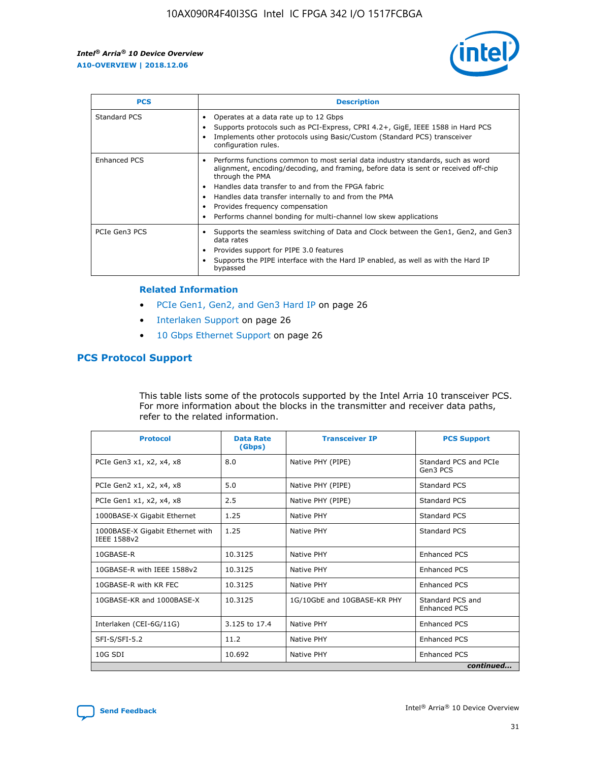| PCS | Description |
| --- | --- |
| Standard PCS | • Operates at a data rate up to 12 Gbps<br>• Supports protocols such as PCI-Express, CPRI 4.2+, GigE, IEEE 1588 in Hard PCS<br>• Implements other protocols using Basic/Custom (Standard PCS) transceiver configuration rules. |
| Enhanced PCS | • Performs functions common to most serial data industry standards, such as word alignment, encoding/decoding, and framing, before data is sent or received off-chip through the PMA<br>• Handles data transfer to and from the FPGA fabric<br>• Handles data transfer internally to and from the PMA<br>• Provides frequency compensation<br>• Performs channel bonding for multi-channel low skew applications |
| PCIe Gen3 PCS | • Supports the seamless switching of Data and Clock between the Gen1, Gen2, and Gen3 data rates<br>• Provides support for PIPE 3.0 features<br>• Supports the PIPE interface with the Hard IP enabled, as well as with the Hard IP bypassed |

### Related Information

- PCIe Gen1, Gen2, and Gen3 Hard IP on page 26
- Interlaken Support on page 26
- 10 Gbps Ethernet Support on page 26

## PCS Protocol Support

This table lists some of the protocols supported by the Intel Arria 10 transceiver PCS. For more information about the blocks in the transmitter and receiver data paths, refer to the related information.

| Protocol | Data Rate (Gbps) | Transceiver IP | PCS Support |
| --- | --- | --- | --- |
| PCIe Gen3 x1, x2, x4, x8 | 8.0 | Native PHY (PIPE) | Standard PCS and PCIe Gen3 PCS |
| PCIe Gen2 x1, x2, x4, x8 | 5.0 | Native PHY (PIPE) | Standard PCS |
| PCIe Gen1 x1, x2, x4, x8 | 2.5 | Native PHY (PIPE) | Standard PCS |
| 1000BASE-X Gigabit Ethernet | 1.25 | Native PHY | Standard PCS |
| 1000BASE-X Gigabit Ethernet with IEEE 1588v2 | 1.25 | Native PHY | Standard PCS |
| 10GBASE-R | 10.3125 | Native PHY | Enhanced PCS |
| 10GBASE-R with IEEE 1588v2 | 10.3125 | Native PHY | Enhanced PCS |
| 10GBASE-R with KR FEC | 10.3125 | Native PHY | Enhanced PCS |
| 10GBASE-KR and 1000BASE-X | 10.3125 | 1G/10GbE and 10GBASE-KR PHY | Standard PCS and Enhanced PCS |
| Interlaken (CEI-6G/11G) | 3.125 to 17.4 | Native PHY | Enhanced PCS |
| SFI-S/SFI-5.2 | 11.2 | Native PHY | Enhanced PCS |
| 10G SDI | 10.692 | Native PHY | Enhanced PCS |

*continued...*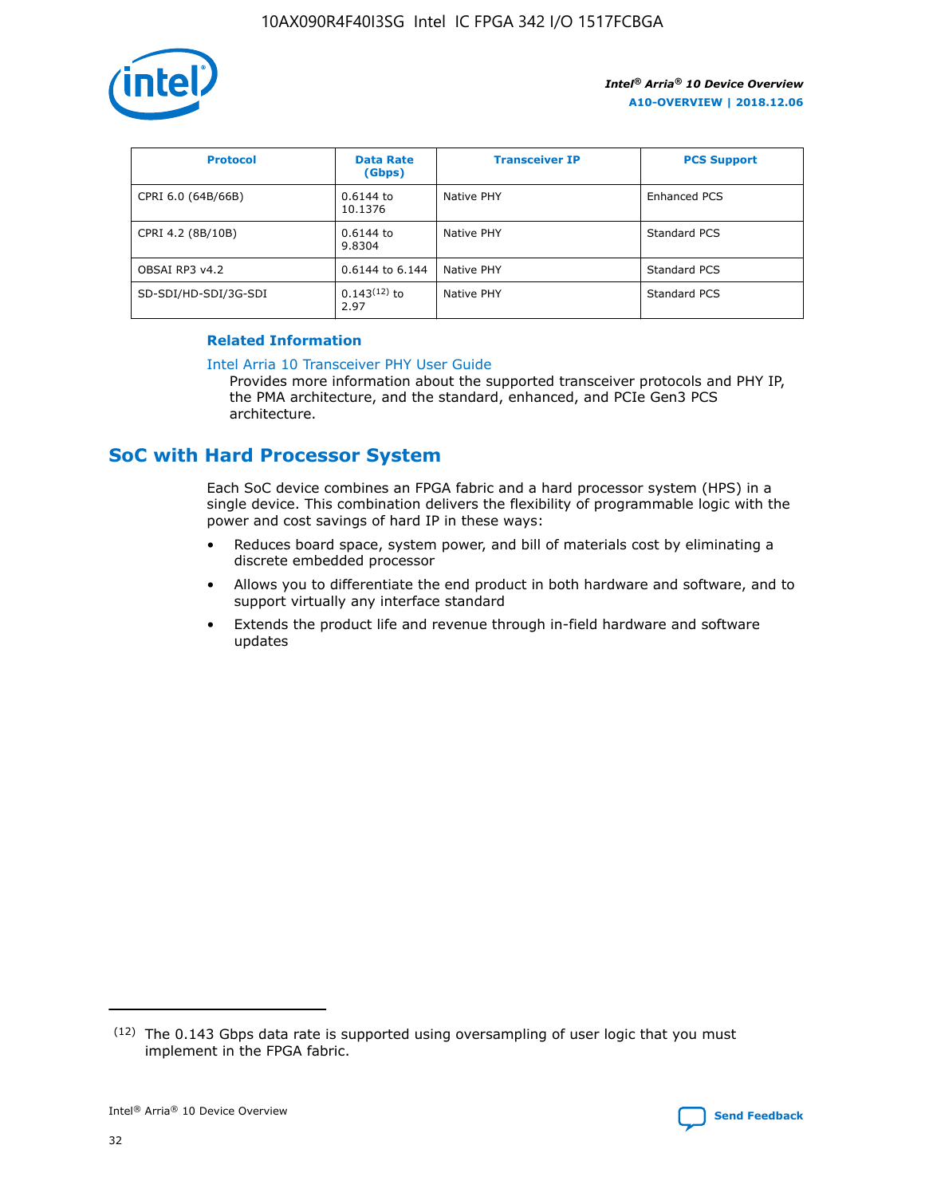| Protocol | Data Rate (Gbps) | Transceiver IP | PCS Support |
| --- | --- | --- | --- |
| CPRI 6.0 (64B/66B) | 0.6144 to 10.1376 | Native PHY | Enhanced PCS |
| CPRI 4.2 (8B/10B) | 0.6144 to 9.8304 | Native PHY | Standard PCS |
| OBSAI RP3 v4.2 | 0.6144 to 6.144 | Native PHY | Standard PCS |
| SD-SDI/HD-SDI/3G-SDI | 0.143[12] to 2.97 | Native PHY | Standard PCS |

**Related Information**

Intel Arria 10 Transceiver PHY User Guide

Provides more information about the supported transceiver protocols and PHY IP, the PMA architecture, and the standard, enhanced, and PCIe Gen3 PCS architecture.

## SoC with Hard Processor System

Each SoC device combines an FPGA fabric and a hard processor system (HPS) in a single device. This combination delivers the flexibility of programmable logic with the power and cost savings of hard IP in these ways:

- Reduces board space, system power, and bill of materials cost by eliminating a discrete embedded processor
- Allows you to differentiate the end product in both hardware and software, and to support virtually any interface standard
- Extends the product life and revenue through in-field hardware and software updates

(12) The 0.143 Gbps data rate is supported using oversampling of user logic that you must implement in the FPGA fabric.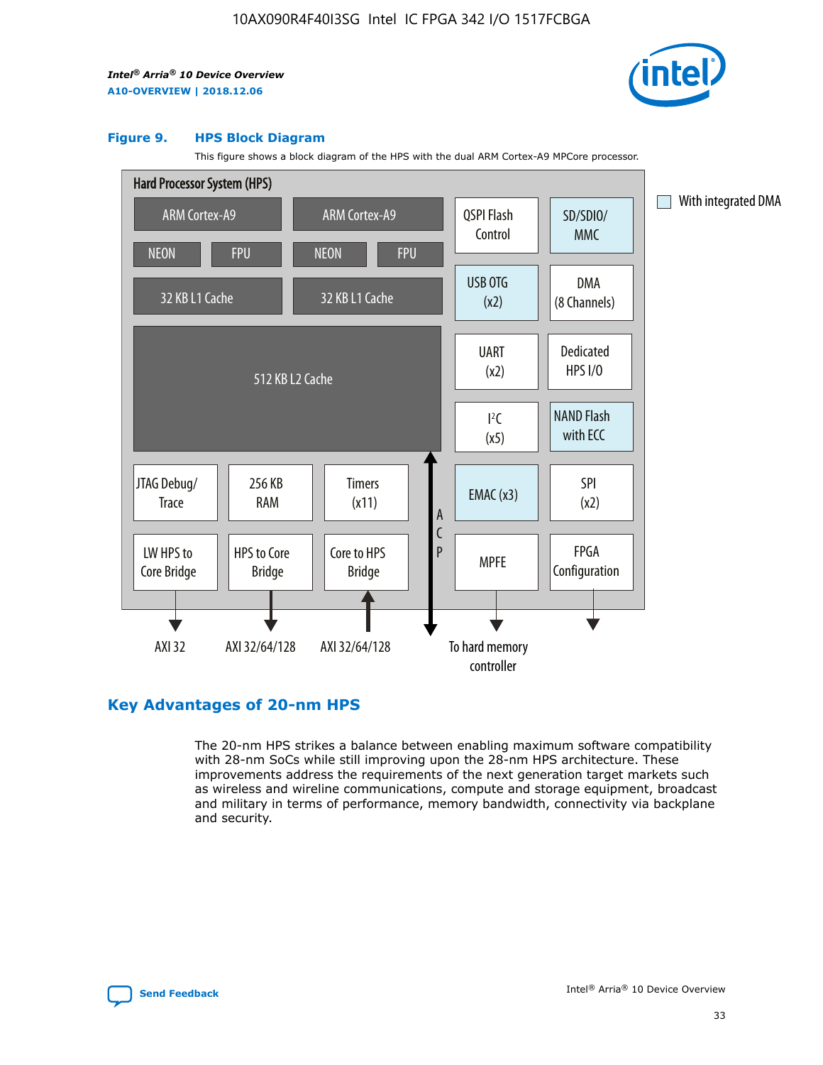**Figure 9. HPS Block Diagram**

This figure shows a block diagram of the HPS with the dual ARM Cortex-A9 MPCore processor.

Hard Processor System (HPS)

ARM Cortex-A9 | ARM Cortex-A9
NEON | FPU | NEON | FPU
32 KB L1 Cache | 32 KB L1 Cache
512 KB L2 Cache

QSPI Flash Control | SD/SDIO/MMC
USB OTG (x2) | DMA (8 Channels)
UART (x2) | Dedicated HPS I/O
I²C (x5) | NAND Flash with ECC
EMAC (x3) | SPI (x2)
MPFE | FPGA Configuration

JTAG Debug/Trace | 256 KB RAM | Timers (x11)
LW HPS to Core Bridge | HPS to Core Bridge | Core to HPS Bridge

ACP

AXI 32 | AXI 32/64/128 | AXI 32/64/128 | To hard memory controller

With integrated DMA

## Key Advantages of 20-nm HPS

The 20-nm HPS strikes a balance between enabling maximum software compatibility with 28-nm SoCs while still improving upon the 28-nm HPS architecture. These improvements address the requirements of the next generation target markets such as wireless and wireline communications, compute and storage equipment, broadcast and military in terms of performance, memory bandwidth, connectivity via backplane and security.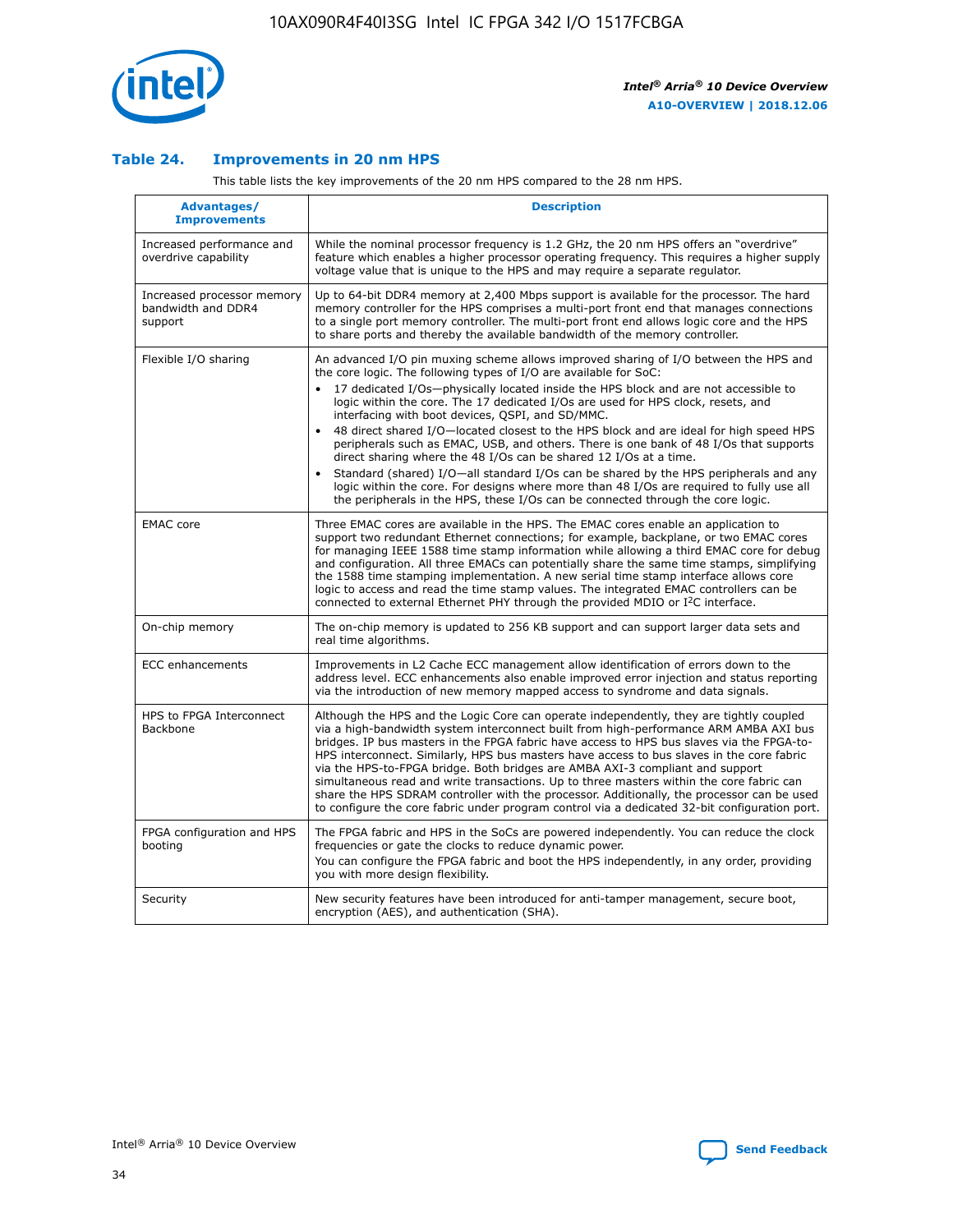### Table 24. Improvements in 20 nm HPS

This table lists the key improvements of the 20 nm HPS compared to the 28 nm HPS.

| Advantages/ Improvements | Description |
|---|---|
| Increased performance and overdrive capability | While the nominal processor frequency is 1.2 GHz, the 20 nm HPS offers an "overdrive" feature which enables a higher processor operating frequency. This requires a higher supply voltage value that is unique to the HPS and may require a separate regulator. |
| Increased processor memory bandwidth and DDR4 support | Up to 64-bit DDR4 memory at 2,400 Mbps support is available for the processor. The hard memory controller for the HPS comprises a multi-port front end that manages connections to a single port memory controller. The multi-port front end allows logic core and the HPS to share ports and thereby the available bandwidth of the memory controller. |
| Flexible I/O sharing | An advanced I/O pin muxing scheme allows improved sharing of I/O between the HPS and the core logic. The following types of I/O are available for SoC:<br>• 17 dedicated I/Os—physically located inside the HPS block and are not accessible to logic within the core. The 17 dedicated I/Os are used for HPS clock, resets, and interfacing with boot devices, QSPI, and SD/MMC.<br>• 48 direct shared I/O—located closest to the HPS block and are ideal for high speed HPS peripherals such as EMAC, USB, and others. There is one bank of 48 I/Os that supports direct sharing where the 48 I/Os can be shared 12 I/Os at a time.<br>• Standard (shared) I/O—all standard I/Os can be shared by the HPS peripherals and any logic within the core. For designs where more than 48 I/Os are required to fully use all the peripherals in the HPS, these I/Os can be connected through the core logic. |
| EMAC core | Three EMAC cores are available in the HPS. The EMAC cores enable an application to support two redundant Ethernet connections; for example, backplane, or two EMAC cores for managing IEEE 1588 time stamp information while allowing a third EMAC core for debug and configuration. All three EMACs can potentially share the same time stamps, simplifying the 1588 time stamping implementation. A new serial time stamp interface allows core logic to access and read the time stamp values. The integrated EMAC controllers can be connected to external Ethernet PHY through the provided MDIO or I²C interface. |
| On-chip memory | The on-chip memory is updated to 256 KB support and can support larger data sets and real time algorithms. |
| ECC enhancements | Improvements in L2 Cache ECC management allow identification of errors down to the address level. ECC enhancements also enable improved error injection and status reporting via the introduction of new memory mapped access to syndrome and data signals. |
| HPS to FPGA Interconnect Backbone | Although the HPS and the Logic Core can operate independently, they are tightly coupled via a high-bandwidth system interconnect built from high-performance ARM AMBA AXI bus bridges. IP bus masters in the FPGA fabric have access to HPS bus slaves via the FPGA-to-HPS interconnect. Similarly, HPS bus masters have access to bus slaves in the core fabric via the HPS-to-FPGA bridge. Both bridges are AMBA AXI-3 compliant and support simultaneous read and write transactions. Up to three masters within the core fabric can share the HPS SDRAM controller with the processor. Additionally, the processor can be used to configure the core fabric under program control via a dedicated 32-bit configuration port. |
| FPGA configuration and HPS booting | The FPGA fabric and HPS in the SoCs are powered independently. You can reduce the clock frequencies or gate the clocks to reduce dynamic power.<br>You can configure the FPGA fabric and boot the HPS independently, in any order, providing you with more design flexibility. |
| Security | New security features have been introduced for anti-tamper management, secure boot, encryption (AES), and authentication (SHA). |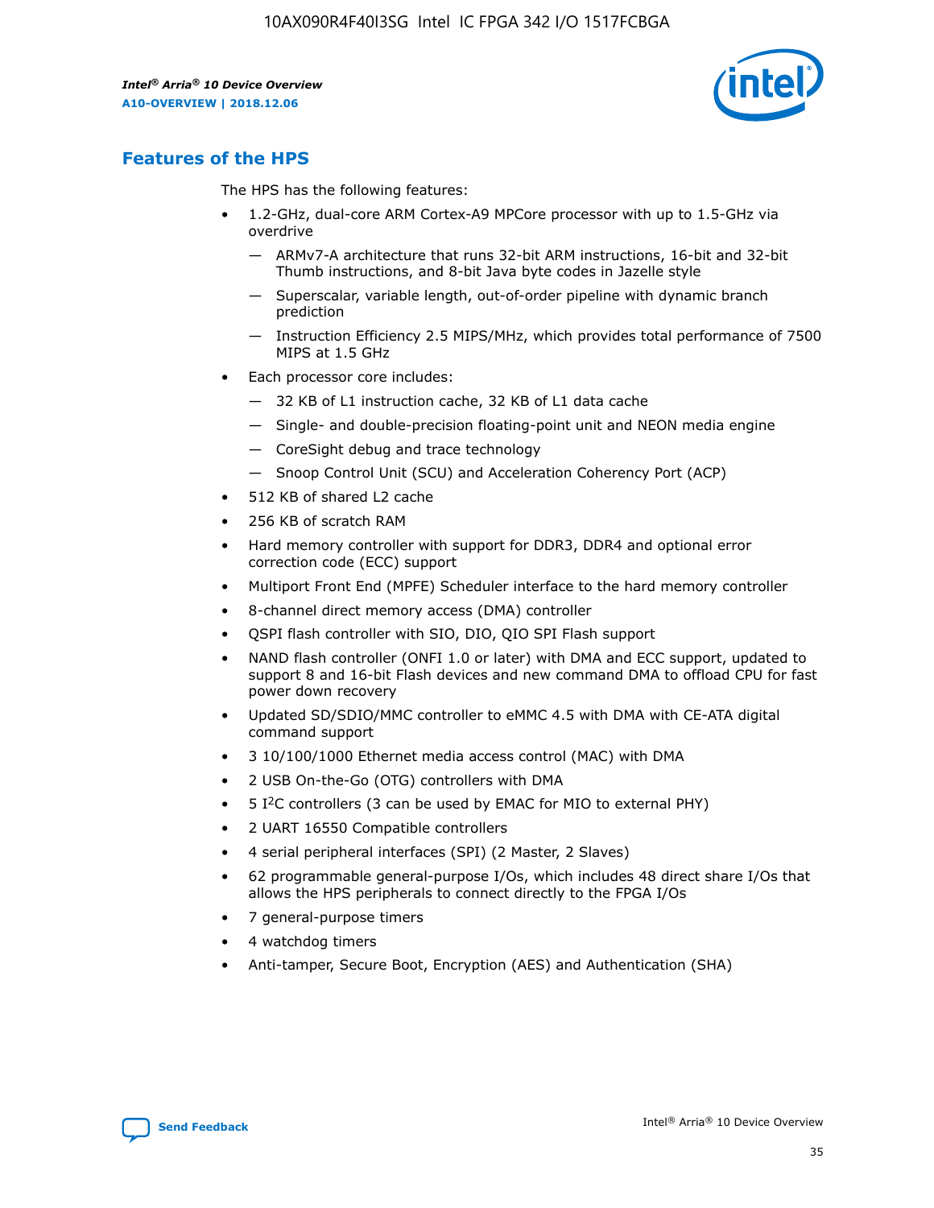## Features of the HPS

The HPS has the following features:

- 1.2-GHz, dual-core ARM Cortex-A9 MPCore processor with up to 1.5-GHz via overdrive
  - — ARMv7-A architecture that runs 32-bit ARM instructions, 16-bit and 32-bit Thumb instructions, and 8-bit Java byte codes in Jazelle style
  - — Superscalar, variable length, out-of-order pipeline with dynamic branch prediction
  - — Instruction Efficiency 2.5 MIPS/MHz, which provides total performance of 7500 MIPS at 1.5 GHz
- Each processor core includes:
  - — 32 KB of L1 instruction cache, 32 KB of L1 data cache
  - — Single- and double-precision floating-point unit and NEON media engine
  - — CoreSight debug and trace technology
  - — Snoop Control Unit (SCU) and Acceleration Coherency Port (ACP)
- 512 KB of shared L2 cache
- 256 KB of scratch RAM
- Hard memory controller with support for DDR3, DDR4 and optional error correction code (ECC) support
- Multiport Front End (MPFE) Scheduler interface to the hard memory controller
- 8-channel direct memory access (DMA) controller
- QSPI flash controller with SIO, DIO, QIO SPI Flash support
- NAND flash controller (ONFI 1.0 or later) with DMA and ECC support, updated to support 8 and 16-bit Flash devices and new command DMA to offload CPU for fast power down recovery
- Updated SD/SDIO/MMC controller to eMMC 4.5 with DMA with CE-ATA digital command support
- 3 10/100/1000 Ethernet media access control (MAC) with DMA
- 2 USB On-the-Go (OTG) controllers with DMA
- 5 I²C controllers (3 can be used by EMAC for MIO to external PHY)
- 2 UART 16550 Compatible controllers
- 4 serial peripheral interfaces (SPI) (2 Master, 2 Slaves)
- 62 programmable general-purpose I/Os, which includes 48 direct share I/Os that allows the HPS peripherals to connect directly to the FPGA I/Os
- 7 general-purpose timers
- 4 watchdog timers
- Anti-tamper, Secure Boot, Encryption (AES) and Authentication (SHA)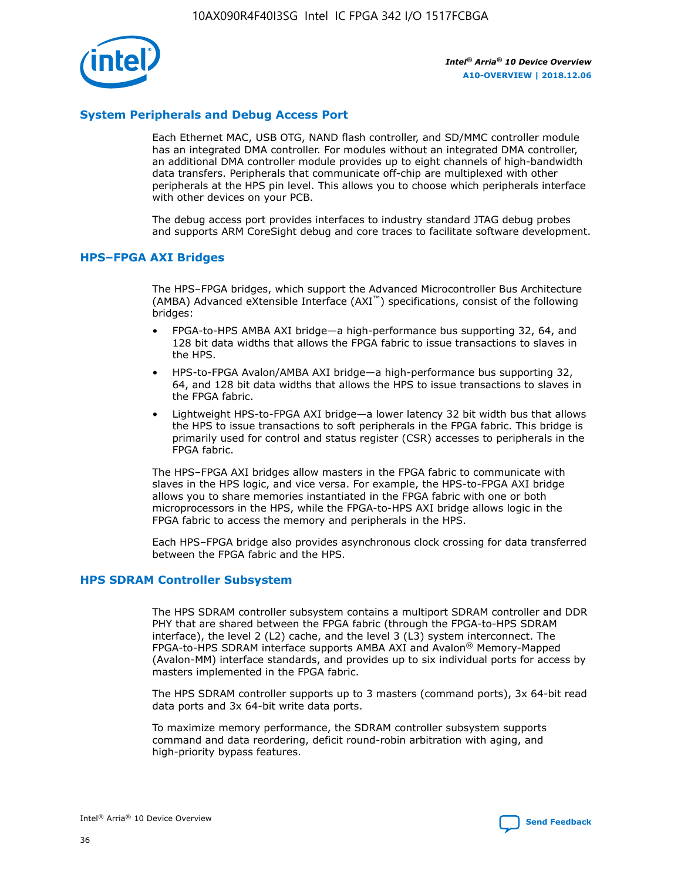## System Peripherals and Debug Access Port

Each Ethernet MAC, USB OTG, NAND flash controller, and SD/MMC controller module has an integrated DMA controller. For modules without an integrated DMA controller, an additional DMA controller module provides up to eight channels of high-bandwidth data transfers. Peripherals that communicate off-chip are multiplexed with other peripherals at the HPS pin level. This allows you to choose which peripherals interface with other devices on your PCB.

The debug access port provides interfaces to industry standard JTAG debug probes and supports ARM CoreSight debug and core traces to facilitate software development.

## HPS–FPGA AXI Bridges

The HPS–FPGA bridges, which support the Advanced Microcontroller Bus Architecture (AMBA) Advanced eXtensible Interface (AXI™) specifications, consist of the following bridges:

- FPGA-to-HPS AMBA AXI bridge—a high-performance bus supporting 32, 64, and 128 bit data widths that allows the FPGA fabric to issue transactions to slaves in the HPS.
- HPS-to-FPGA Avalon/AMBA AXI bridge—a high-performance bus supporting 32, 64, and 128 bit data widths that allows the HPS to issue transactions to slaves in the FPGA fabric.
- Lightweight HPS-to-FPGA AXI bridge—a lower latency 32 bit width bus that allows the HPS to issue transactions to soft peripherals in the FPGA fabric. This bridge is primarily used for control and status register (CSR) accesses to peripherals in the FPGA fabric.

The HPS–FPGA AXI bridges allow masters in the FPGA fabric to communicate with slaves in the HPS logic, and vice versa. For example, the HPS-to-FPGA AXI bridge allows you to share memories instantiated in the FPGA fabric with one or both microprocessors in the HPS, while the FPGA-to-HPS AXI bridge allows logic in the FPGA fabric to access the memory and peripherals in the HPS.

Each HPS–FPGA bridge also provides asynchronous clock crossing for data transferred between the FPGA fabric and the HPS.

## HPS SDRAM Controller Subsystem

The HPS SDRAM controller subsystem contains a multiport SDRAM controller and DDR PHY that are shared between the FPGA fabric (through the FPGA-to-HPS SDRAM interface), the level 2 (L2) cache, and the level 3 (L3) system interconnect. The FPGA-to-HPS SDRAM interface supports AMBA AXI and Avalon® Memory-Mapped (Avalon-MM) interface standards, and provides up to six individual ports for access by masters implemented in the FPGA fabric.

The HPS SDRAM controller supports up to 3 masters (command ports), 3x 64-bit read data ports and 3x 64-bit write data ports.

To maximize memory performance, the SDRAM controller subsystem supports command and data reordering, deficit round-robin arbitration with aging, and high-priority bypass features.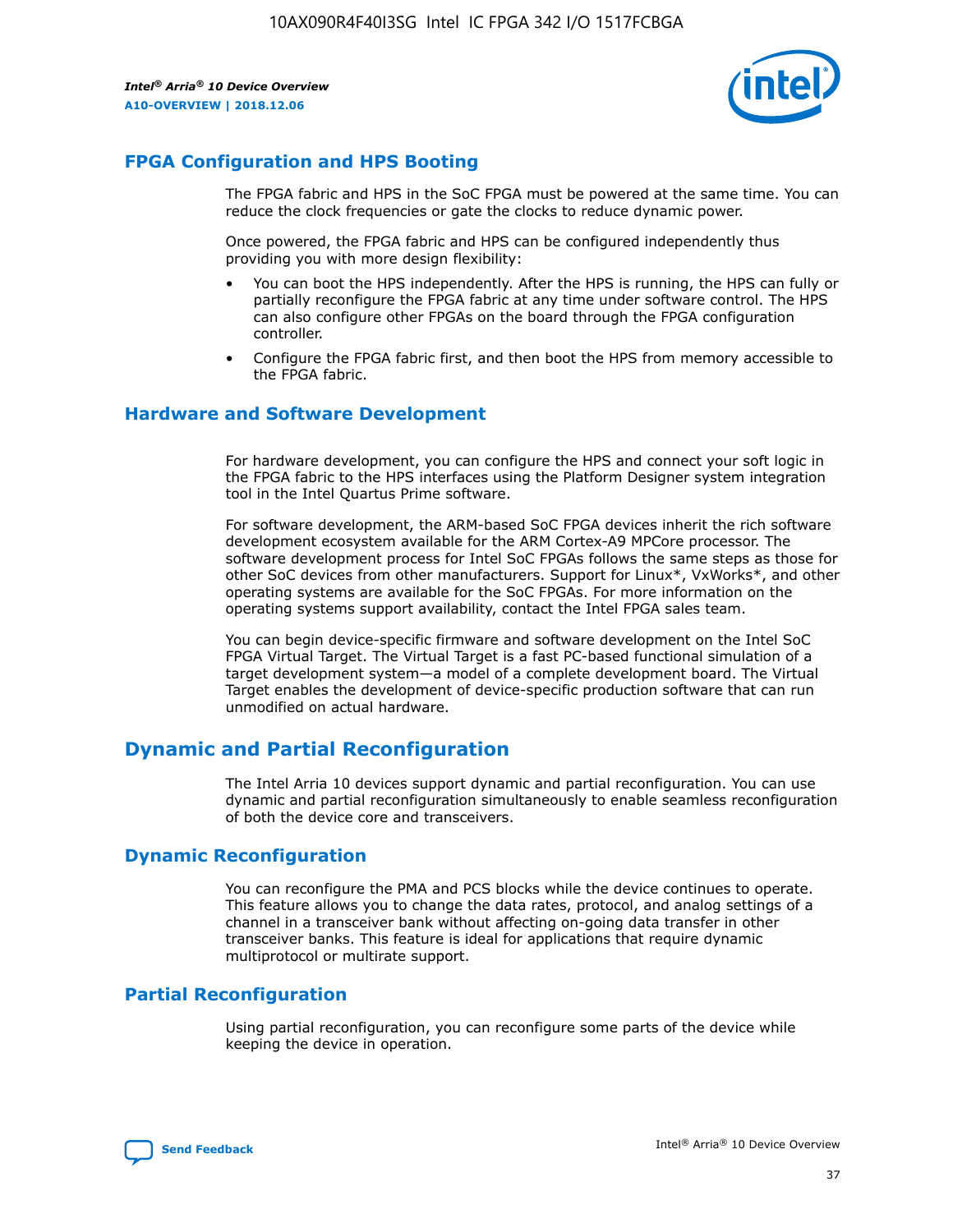## FPGA Configuration and HPS Booting

The FPGA fabric and HPS in the SoC FPGA must be powered at the same time. You can reduce the clock frequencies or gate the clocks to reduce dynamic power.

Once powered, the FPGA fabric and HPS can be configured independently thus providing you with more design flexibility:

- You can boot the HPS independently. After the HPS is running, the HPS can fully or partially reconfigure the FPGA fabric at any time under software control. The HPS can also configure other FPGAs on the board through the FPGA configuration controller.
- Configure the FPGA fabric first, and then boot the HPS from memory accessible to the FPGA fabric.

## Hardware and Software Development

For hardware development, you can configure the HPS and connect your soft logic in the FPGA fabric to the HPS interfaces using the Platform Designer system integration tool in the Intel Quartus Prime software.

For software development, the ARM-based SoC FPGA devices inherit the rich software development ecosystem available for the ARM Cortex-A9 MPCore processor. The software development process for Intel SoC FPGAs follows the same steps as those for other SoC devices from other manufacturers. Support for Linux*, VxWorks*, and other operating systems are available for the SoC FPGAs. For more information on the operating systems support availability, contact the Intel FPGA sales team.

You can begin device-specific firmware and software development on the Intel SoC FPGA Virtual Target. The Virtual Target is a fast PC-based functional simulation of a target development system—a model of a complete development board. The Virtual Target enables the development of device-specific production software that can run unmodified on actual hardware.

# Dynamic and Partial Reconfiguration

The Intel Arria 10 devices support dynamic and partial reconfiguration. You can use dynamic and partial reconfiguration simultaneously to enable seamless reconfiguration of both the device core and transceivers.

## Dynamic Reconfiguration

You can reconfigure the PMA and PCS blocks while the device continues to operate. This feature allows you to change the data rates, protocol, and analog settings of a channel in a transceiver bank without affecting on-going data transfer in other transceiver banks. This feature is ideal for applications that require dynamic multiprotocol or multirate support.

## Partial Reconfiguration

Using partial reconfiguration, you can reconfigure some parts of the device while keeping the device in operation.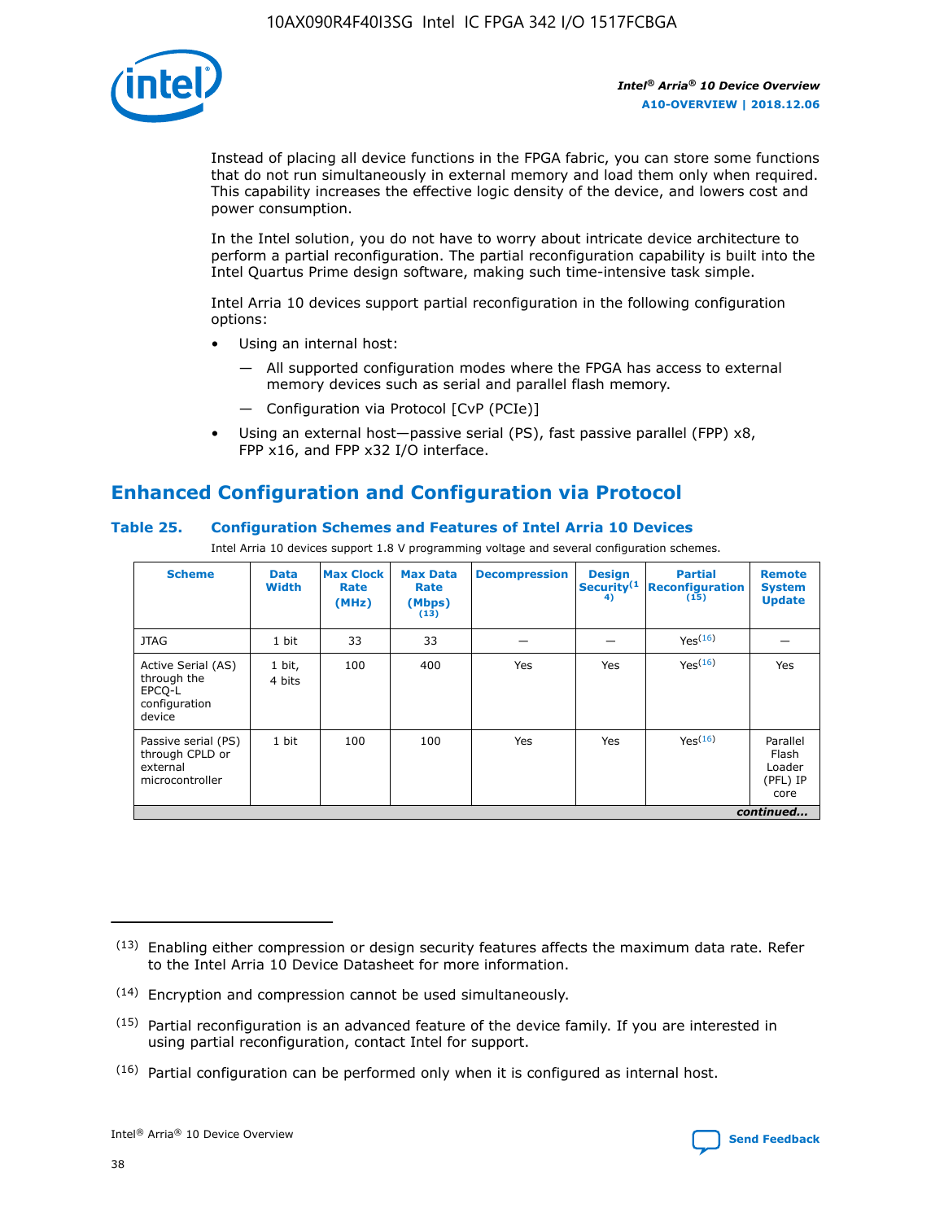Instead of placing all device functions in the FPGA fabric, you can store some functions that do not run simultaneously in external memory and load them only when required. This capability increases the effective logic density of the device, and lowers cost and power consumption.

In the Intel solution, you do not have to worry about intricate device architecture to perform a partial reconfiguration. The partial reconfiguration capability is built into the Intel Quartus Prime design software, making such time-intensive task simple.

Intel Arria 10 devices support partial reconfiguration in the following configuration options:

- Using an internal host:
  - — All supported configuration modes where the FPGA has access to external memory devices such as serial and parallel flash memory.
  - — Configuration via Protocol [CvP (PCIe)]
- Using an external host—passive serial (PS), fast passive parallel (FPP) x8, FPP x16, and FPP x32 I/O interface.

## Enhanced Configuration and Configuration via Protocol

### Table 25. Configuration Schemes and Features of Intel Arria 10 Devices

Intel Arria 10 devices support 1.8 V programming voltage and several configuration schemes.

| Scheme | Data Width | Max Clock Rate (MHz) | Max Data Rate (Mbps) (13) | Decompression | Design Security(14) | Partial Reconfiguration (15) | Remote System Update |
|---|---|---|---|---|---|---|---|
| JTAG | 1 bit | 33 | 33 | — | — | Yes(16) | — |
| Active Serial (AS) through the EPCQ-L configuration device | 1 bit, 4 bits | 100 | 400 | Yes | Yes | Yes(16) | Yes |
| Passive serial (PS) through CPLD or external microcontroller | 1 bit | 100 | 100 | Yes | Yes | Yes(16) | Parallel Flash Loader (PFL) IP core |

*continued...*

(13) Enabling either compression or design security features affects the maximum data rate. Refer to the Intel Arria 10 Device Datasheet for more information.

(14) Encryption and compression cannot be used simultaneously.

(15) Partial reconfiguration is an advanced feature of the device family. If you are interested in using partial reconfiguration, contact Intel for support.

(16) Partial configuration can be performed only when it is configured as internal host.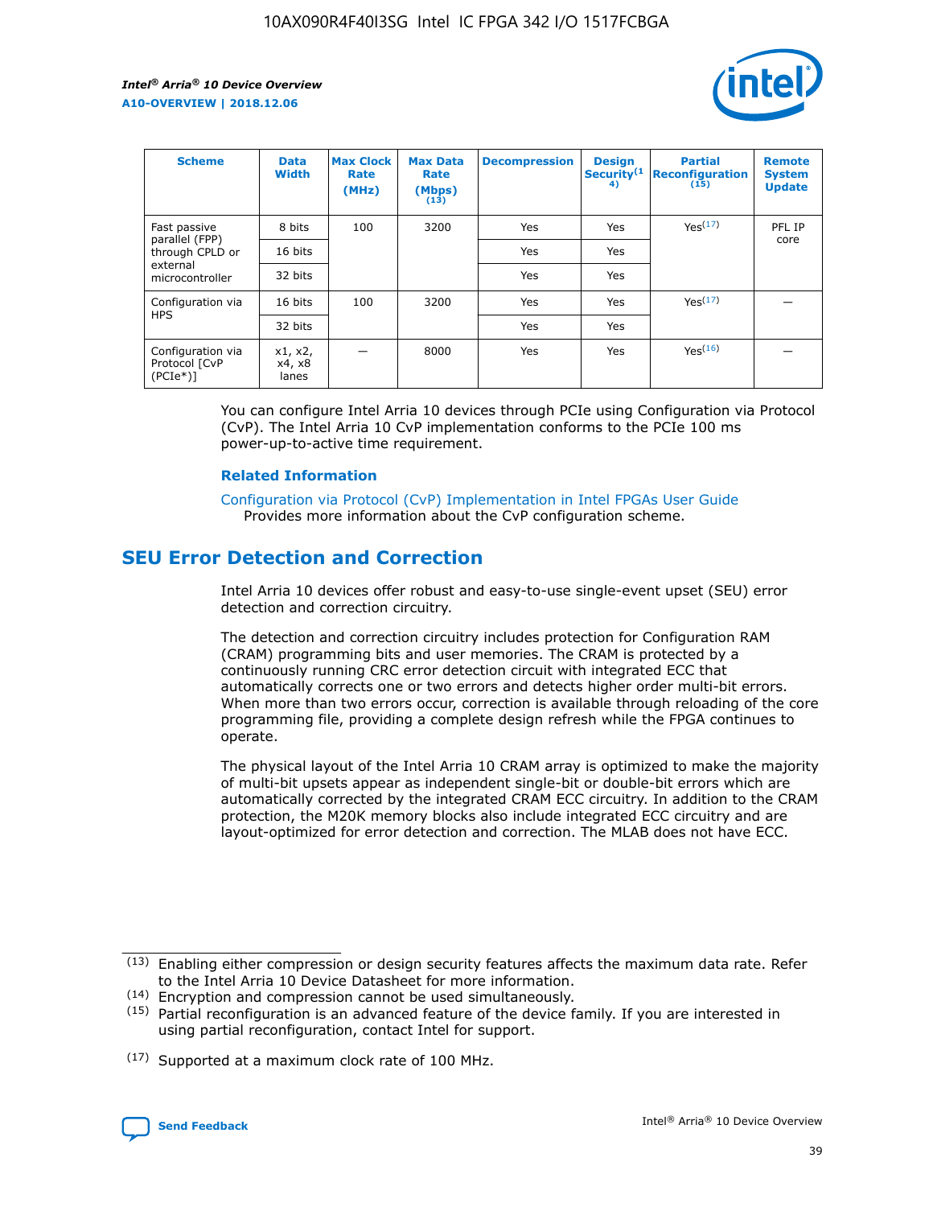| Scheme | Data Width | Max Clock Rate (MHz) | Max Data Rate (Mbps) (13) | Decompression | Design Security(14) | Partial Reconfiguration (15) | Remote System Update |
| --- | --- | --- | --- | --- | --- | --- | --- |
| Fast passive parallel (FPP) through CPLD or external microcontroller | 8 bits | 100 | 3200 | Yes | Yes | Yes(17) | PFL IP core |
| | 16 bits | | | Yes | Yes | | |
| | 32 bits | | | Yes | Yes | | |
| Configuration via HPS | 16 bits | 100 | 3200 | Yes | Yes | Yes(17) | — |
| | 32 bits | | | Yes | Yes | | |
| Configuration via Protocol [CvP (PCIe*)] | x1, x2, x4, x8 lanes | — | 8000 | Yes | Yes | Yes(16) | — |

You can configure Intel Arria 10 devices through PCIe using Configuration via Protocol (CvP). The Intel Arria 10 CvP implementation conforms to the PCIe 100 ms power-up-to-active time requirement.

### Related Information

Configuration via Protocol (CvP) Implementation in Intel FPGAs User Guide
Provides more information about the CvP configuration scheme.

## SEU Error Detection and Correction

Intel Arria 10 devices offer robust and easy-to-use single-event upset (SEU) error detection and correction circuitry.

The detection and correction circuitry includes protection for Configuration RAM (CRAM) programming bits and user memories. The CRAM is protected by a continuously running CRC error detection circuit with integrated ECC that automatically corrects one or two errors and detects higher order multi-bit errors. When more than two errors occur, correction is available through reloading of the core programming file, providing a complete design refresh while the FPGA continues to operate.

The physical layout of the Intel Arria 10 CRAM array is optimized to make the majority of multi-bit upsets appear as independent single-bit or double-bit errors which are automatically corrected by the integrated CRAM ECC circuitry. In addition to the CRAM protection, the M20K memory blocks also include integrated ECC circuitry and are layout-optimized for error detection and correction. The MLAB does not have ECC.

(13) Enabling either compression or design security features affects the maximum data rate. Refer to the Intel Arria 10 Device Datasheet for more information.

(14) Encryption and compression cannot be used simultaneously.

(15) Partial reconfiguration is an advanced feature of the device family. If you are interested in using partial reconfiguration, contact Intel for support.

(17) Supported at a maximum clock rate of 100 MHz.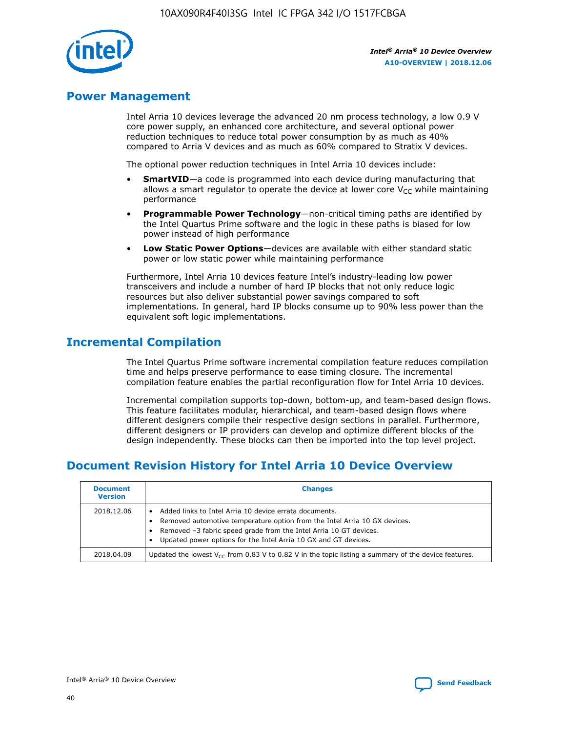## Power Management

Intel Arria 10 devices leverage the advanced 20 nm process technology, a low 0.9 V core power supply, an enhanced core architecture, and several optional power reduction techniques to reduce total power consumption by as much as 40% compared to Arria V devices and as much as 60% compared to Stratix V devices.

The optional power reduction techniques in Intel Arria 10 devices include:

- **SmartVID**—a code is programmed into each device during manufacturing that allows a smart regulator to operate the device at lower core $V_{CC}$ while maintaining performance
- **Programmable Power Technology**—non-critical timing paths are identified by the Intel Quartus Prime software and the logic in these paths is biased for low power instead of high performance
- **Low Static Power Options**—devices are available with either standard static power or low static power while maintaining performance

Furthermore, Intel Arria 10 devices feature Intel's industry-leading low power transceivers and include a number of hard IP blocks that not only reduce logic resources but also deliver substantial power savings compared to soft implementations. In general, hard IP blocks consume up to 90% less power than the equivalent soft logic implementations.

## Incremental Compilation

The Intel Quartus Prime software incremental compilation feature reduces compilation time and helps preserve performance to ease timing closure. The incremental compilation feature enables the partial reconfiguration flow for Intel Arria 10 devices.

Incremental compilation supports top-down, bottom-up, and team-based design flows. This feature facilitates modular, hierarchical, and team-based design flows where different designers compile their respective design sections in parallel. Furthermore, different designers or IP providers can develop and optimize different blocks of the design independently. These blocks can then be imported into the top level project.

## Document Revision History for Intel Arria 10 Device Overview

| Document Version | Changes |
|---|---|
| 2018.12.06 | • Added links to Intel Arria 10 device errata documents.<br>• Removed automotive temperature option from the Intel Arria 10 GX devices.<br>• Removed –3 fabric speed grade from the Intel Arria 10 GT devices.<br>• Updated power options for the Intel Arria 10 GX and GT devices. |
| 2018.04.09 | Updated the lowest $V_{CC}$ from 0.83 V to 0.82 V in the topic listing a summary of the device features. |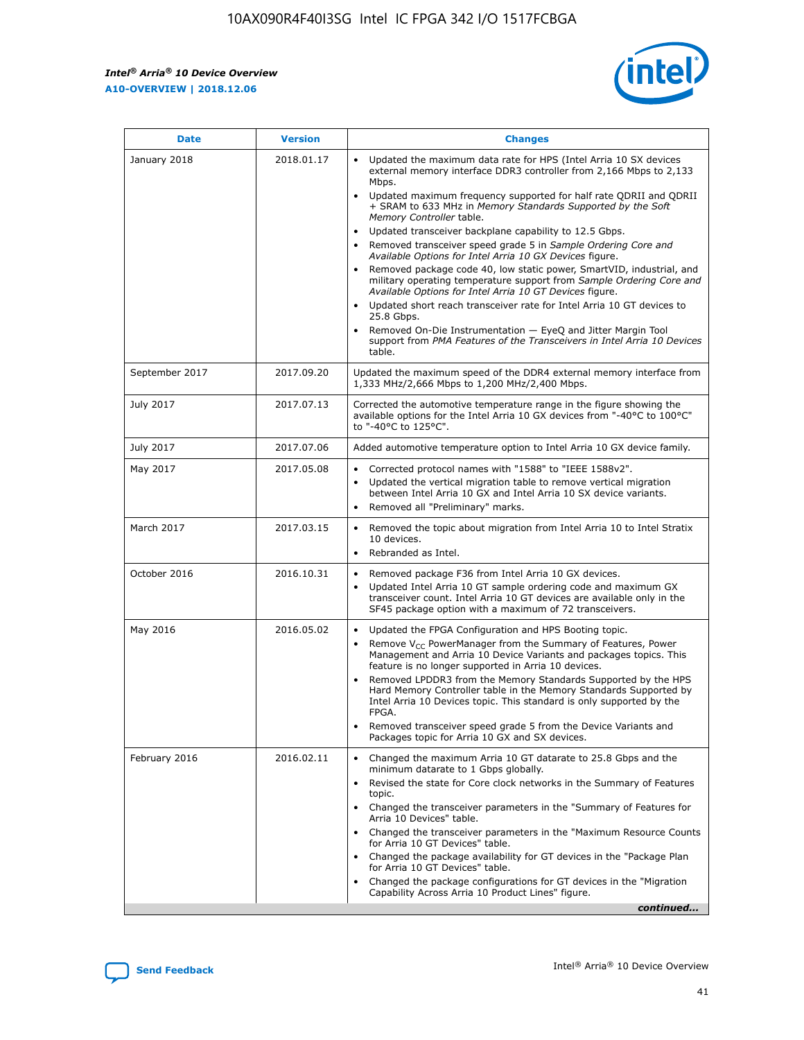| Date | Version | Changes |
| --- | --- | --- |
| January 2018 | 2018.01.17 | • Updated the maximum data rate for HPS (Intel Arria 10 SX devices external memory interface DDR3 controller from 2,166 Mbps to 2,133 Mbps.<br>• Updated maximum frequency supported for half rate QDRII and QDRII + SRAM to 633 MHz in *Memory Standards Supported by the Soft Memory Controller* table.<br>• Updated transceiver backplane capability to 12.5 Gbps.<br>• Removed transceiver speed grade 5 in *Sample Ordering Core and Available Options for Intel Arria 10 GX Devices* figure.<br>• Removed package code 40, low static power, SmartVID, industrial, and military operating temperature support from *Sample Ordering Core and Available Options for Intel Arria 10 GT Devices* figure.<br>• Updated short reach transceiver rate for Intel Arria 10 GT devices to 25.8 Gbps.<br>• Removed On-Die Instrumentation — EyeQ and Jitter Margin Tool support from *PMA Features of the Transceivers in Intel Arria 10 Devices* table. |
| September 2017 | 2017.09.20 | Updated the maximum speed of the DDR4 external memory interface from 1,333 MHz/2,666 Mbps to 1,200 MHz/2,400 Mbps. |
| July 2017 | 2017.07.13 | Corrected the automotive temperature range in the figure showing the available options for the Intel Arria 10 GX devices from "-40°C to 100°C" to "-40°C to 125°C". |
| July 2017 | 2017.07.06 | Added automotive temperature option to Intel Arria 10 GX device family. |
| May 2017 | 2017.05.08 | • Corrected protocol names with "1588" to "IEEE 1588v2".<br>• Updated the vertical migration table to remove vertical migration between Intel Arria 10 GX and Intel Arria 10 SX device variants.<br>• Removed all "Preliminary" marks. |
| March 2017 | 2017.03.15 | • Removed the topic about migration from Intel Arria 10 to Intel Stratix 10 devices.<br>• Rebranded as Intel. |
| October 2016 | 2016.10.31 | • Removed package F36 from Intel Arria 10 GX devices.<br>• Updated Intel Arria 10 GT sample ordering code and maximum GX transceiver count. Intel Arria 10 GT devices are available only in the SF45 package option with a maximum of 72 transceivers. |
| May 2016 | 2016.05.02 | • Updated the FPGA Configuration and HPS Booting topic.<br>• Remove $V_{CC}$ PowerManager from the Summary of Features, Power Management and Arria 10 Device Variants and packages topics. This feature is no longer supported in Arria 10 devices.<br>• Removed LPDDR3 from the Memory Standards Supported by the HPS Hard Memory Controller table in the Memory Standards Supported by Intel Arria 10 Devices topic. This standard is only supported by the FPGA.<br>• Removed transceiver speed grade 5 from the Device Variants and Packages topic for Arria 10 GX and SX devices. |
| February 2016 | 2016.02.11 | • Changed the maximum Arria 10 GT datarate to 25.8 Gbps and the minimum datarate to 1 Gbps globally.<br>• Revised the state for Core clock networks in the Summary of Features topic.<br>• Changed the transceiver parameters in the "Summary of Features for Arria 10 Devices" table.<br>• Changed the transceiver parameters in the "Maximum Resource Counts for Arria 10 GT Devices" table.<br>• Changed the package availability for GT devices in the "Package Plan for Arria 10 GT Devices" table.<br>• Changed the package configurations for GT devices in the "Migration Capability Across Arria 10 Product Lines" figure. |

*continued...*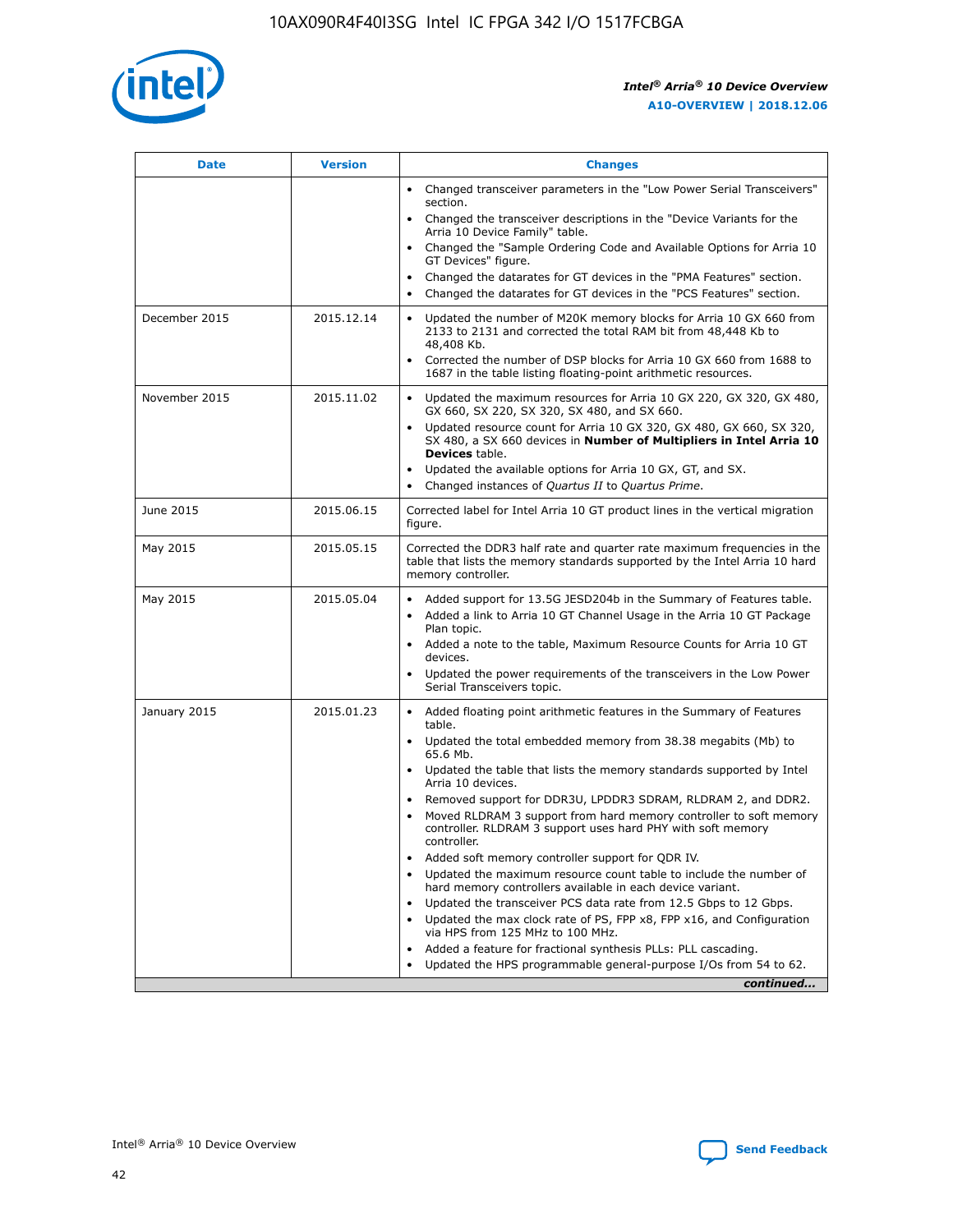| Date | Version | Changes |
| --- | --- | --- |
| | | • Changed transceiver parameters in the "Low Power Serial Transceivers" section.<br>• Changed the transceiver descriptions in the "Device Variants for the Arria 10 Device Family" table.<br>• Changed the "Sample Ordering Code and Available Options for Arria 10 GT Devices" figure.<br>• Changed the datarates for GT devices in the "PMA Features" section.<br>• Changed the datarates for GT devices in the "PCS Features" section. |
| December 2015 | 2015.12.14 | • Updated the number of M20K memory blocks for Arria 10 GX 660 from 2133 to 2131 and corrected the total RAM bit from 48,448 Kb to 48,408 Kb.<br>• Corrected the number of DSP blocks for Arria 10 GX 660 from 1688 to 1687 in the table listing floating-point arithmetic resources. |
| November 2015 | 2015.11.02 | • Updated the maximum resources for Arria 10 GX 220, GX 320, GX 480, GX 660, SX 220, SX 320, SX 480, and SX 660.<br>• Updated resource count for Arria 10 GX 320, GX 480, GX 660, SX 320, SX 480, a SX 660 devices in **Number of Multipliers in Intel Arria 10 Devices** table.<br>• Updated the available options for Arria 10 GX, GT, and SX.<br>• Changed instances of *Quartus II* to *Quartus Prime*. |
| June 2015 | 2015.06.15 | Corrected label for Intel Arria 10 GT product lines in the vertical migration figure. |
| May 2015 | 2015.05.15 | Corrected the DDR3 half rate and quarter rate maximum frequencies in the table that lists the memory standards supported by the Intel Arria 10 hard memory controller. |
| May 2015 | 2015.05.04 | • Added support for 13.5G JESD204b in the Summary of Features table.<br>• Added a link to Arria 10 GT Channel Usage in the Arria 10 GT Package Plan topic.<br>• Added a note to the table, Maximum Resource Counts for Arria 10 GT devices.<br>• Updated the power requirements of the transceivers in the Low Power Serial Transceivers topic. |
| January 2015 | 2015.01.23 | • Added floating point arithmetic features in the Summary of Features table.<br>• Updated the total embedded memory from 38.38 megabits (Mb) to 65.6 Mb.<br>• Updated the table that lists the memory standards supported by Intel Arria 10 devices.<br>• Removed support for DDR3U, LPDDR3 SDRAM, RLDRAM 2, and DDR2.<br>• Moved RLDRAM 3 support from hard memory controller to soft memory controller. RLDRAM 3 support uses hard PHY with soft memory controller.<br>• Added soft memory controller support for QDR IV.<br>• Updated the maximum resource count table to include the number of hard memory controllers available in each device variant.<br>• Updated the transceiver PCS data rate from 12.5 Gbps to 12 Gbps.<br>• Updated the max clock rate of PS, FPP x8, FPP x16, and Configuration via HPS from 125 MHz to 100 MHz.<br>• Added a feature for fractional synthesis PLLs: PLL cascading.<br>• Updated the HPS programmable general-purpose I/Os from 54 to 62. |

*continued...*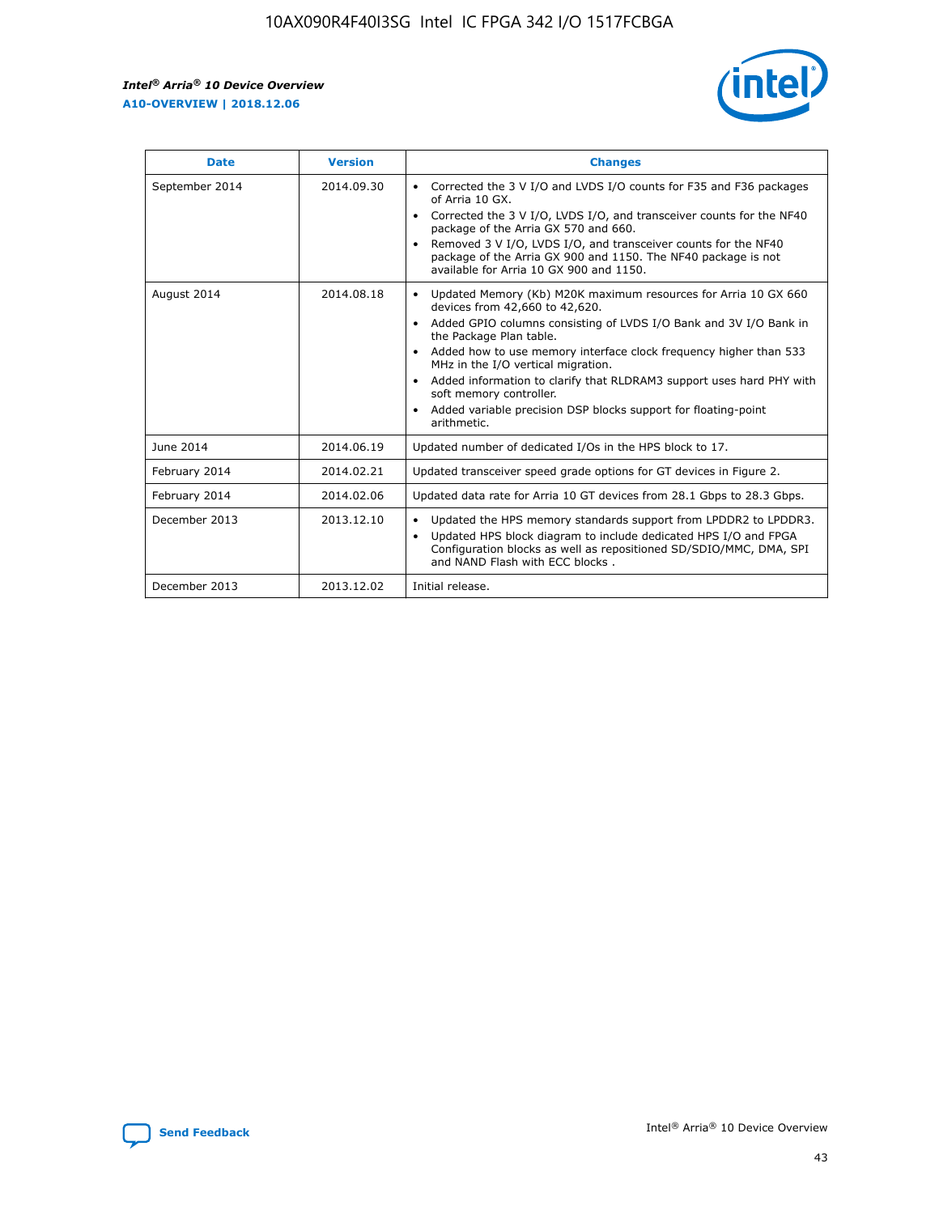| Date | Version | Changes |
| --- | --- | --- |
| September 2014 | 2014.09.30 | • Corrected the 3 V I/O and LVDS I/O counts for F35 and F36 packages of Arria 10 GX.<br>• Corrected the 3 V I/O, LVDS I/O, and transceiver counts for the NF40 package of the Arria GX 570 and 660.<br>• Removed 3 V I/O, LVDS I/O, and transceiver counts for the NF40 package of the Arria GX 900 and 1150. The NF40 package is not available for Arria 10 GX 900 and 1150. |
| August 2014 | 2014.08.18 | • Updated Memory (Kb) M20K maximum resources for Arria 10 GX 660 devices from 42,660 to 42,620.<br>• Added GPIO columns consisting of LVDS I/O Bank and 3V I/O Bank in the Package Plan table.<br>• Added how to use memory interface clock frequency higher than 533 MHz in the I/O vertical migration.<br>• Added information to clarify that RLDRAM3 support uses hard PHY with soft memory controller.<br>• Added variable precision DSP blocks support for floating-point arithmetic. |
| June 2014 | 2014.06.19 | Updated number of dedicated I/Os in the HPS block to 17. |
| February 2014 | 2014.02.21 | Updated transceiver speed grade options for GT devices in Figure 2. |
| February 2014 | 2014.02.06 | Updated data rate for Arria 10 GT devices from 28.1 Gbps to 28.3 Gbps. |
| December 2013 | 2013.12.10 | • Updated the HPS memory standards support from LPDDR2 to LPDDR3.<br>• Updated HPS block diagram to include dedicated HPS I/O and FPGA Configuration blocks as well as repositioned SD/SDIO/MMC, DMA, SPI and NAND Flash with ECC blocks . |
| December 2013 | 2013.12.02 | Initial release. |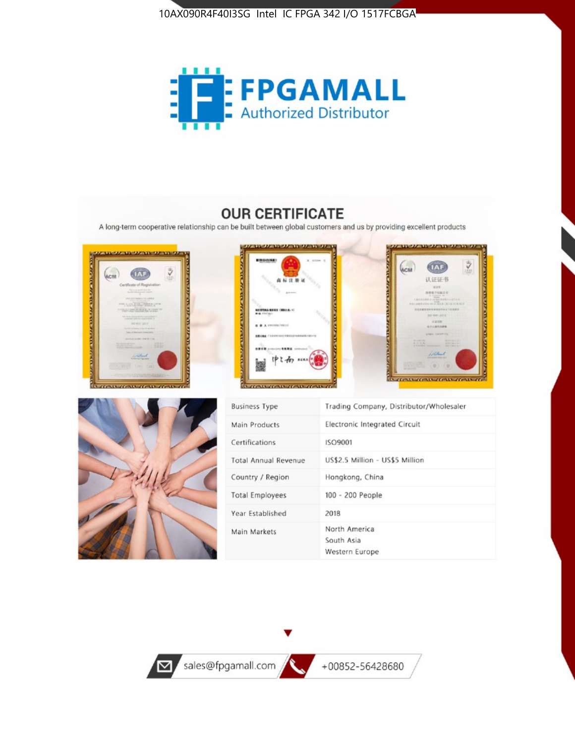10AX090R4F40I3SG Intel IC FPGA 342 I/O 1517FCBGA

FPGAMALL
Authorized Distributor

## OUR CERTIFICATE

A long-term cooperative relationship can be built between global customers and us by providing excellent products

| | |
|---|---|
| Business Type | Trading Company, Distributor/Wholesaler |
| Main Products | Electronic Integrated Circuit |
| Certifications | ISO9001 |
| Total Annual Revenue | US$2.5 Million - US$5 Million |
| Country / Region | Hongkong, China |
| Total Employees | 100 - 200 People |
| Year Established | 2018 |
| Main Markets | North America<br>South Asia<br>Western Europe |

sales@fpgamall.com

+00852-56428680